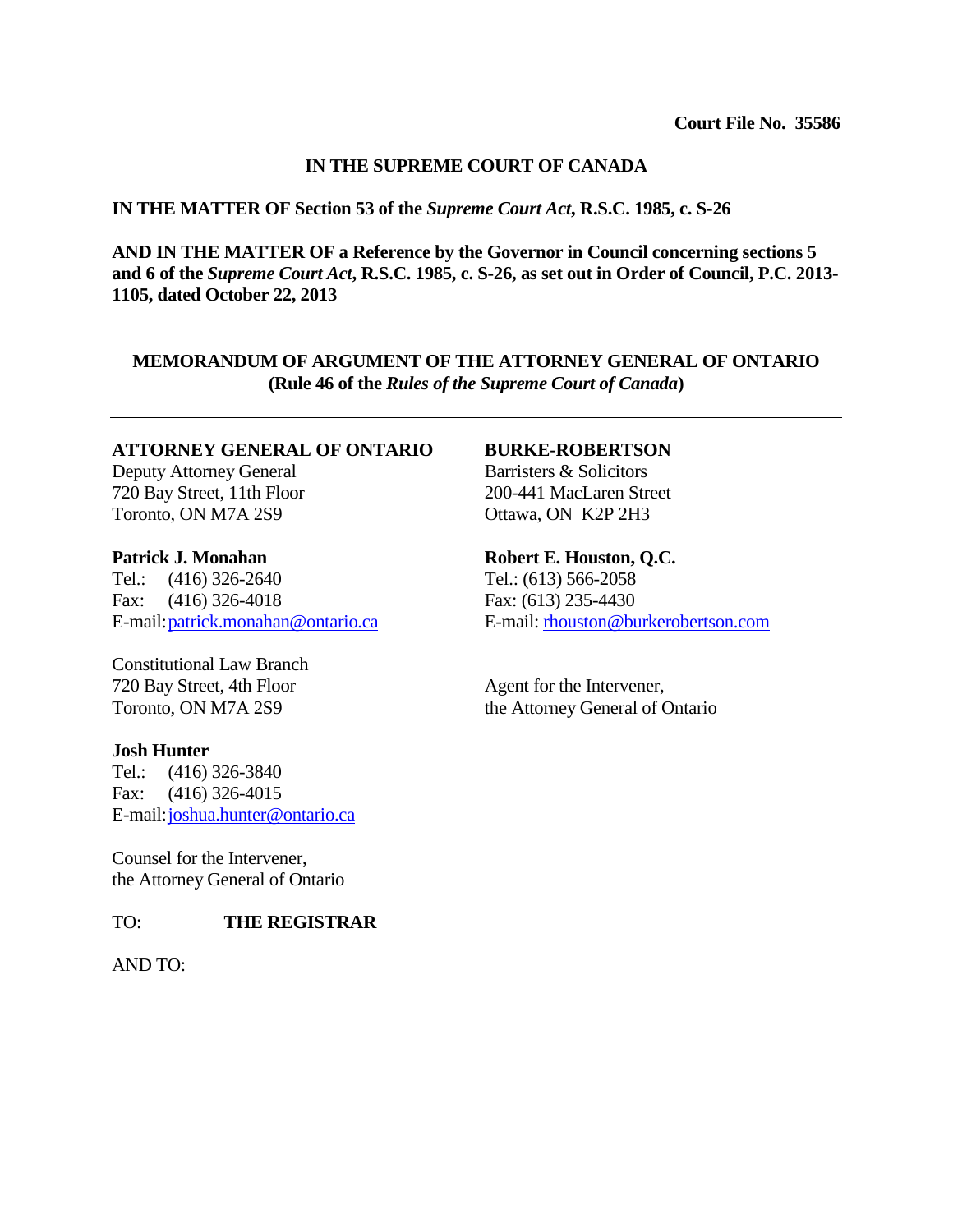**Court File No. 35586**

**IN THE SUPREME COURT OF CANADA**

**IN THE MATTER OF Section 53 of the *Supreme Court Act*, R.S.C. 1985, c. S-26**

**AND IN THE MATTER OF a Reference by the Governor in Council concerning sections 5 and 6 of the *Supreme Court Act*, R.S.C. 1985, c. S-26, as set out in Order of Council, P.C. 2013-1105, dated October 22, 2013**

---

**MEMORANDUM OF ARGUMENT OF THE ATTORNEY GENERAL OF ONTARIO**
**(Rule 46 of the *Rules of the Supreme Court of Canada*)**

---

**ATTORNEY GENERAL OF ONTARIO**
Deputy Attorney General
720 Bay Street, 11th Floor
Toronto, ON M7A 2S9

**Patrick J. Monahan**
Tel.: (416) 326-2640
Fax: (416) 326-4018
E-mail: patrick.monahan@ontario.ca

Constitutional Law Branch
720 Bay Street, 4th Floor
Toronto, ON M7A 2S9

**Josh Hunter**
Tel.: (416) 326-3840
Fax: (416) 326-4015
E-mail: joshua.hunter@ontario.ca

Counsel for the Intervener,
the Attorney General of Ontario

**BURKE-ROBERTSON**
Barristers & Solicitors
200-441 MacLaren Street
Ottawa, ON K2P 2H3

**Robert E. Houston, Q.C.**
Tel.: (613) 566-2058
Fax: (613) 235-4430
E-mail: rhouston@burkerobertson.com

Agent for the Intervener,
the Attorney General of Ontario

TO: **THE REGISTRAR**

AND TO: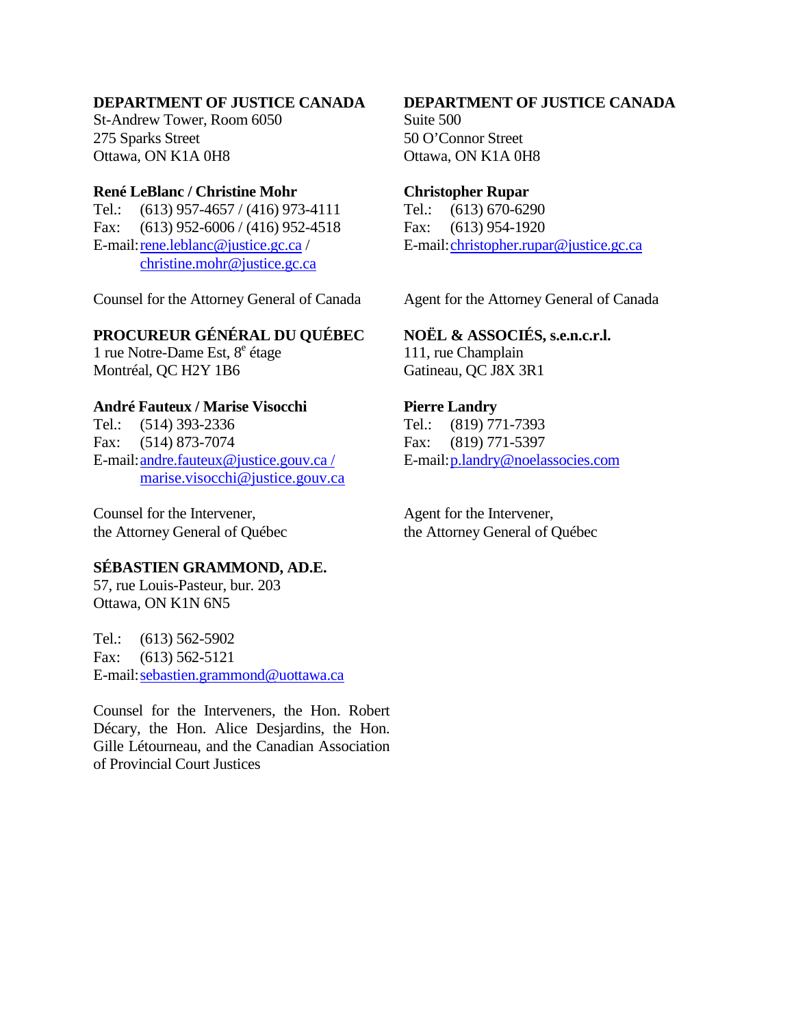**DEPARTMENT OF JUSTICE CANADA**
St-Andrew Tower, Room 6050
275 Sparks Street
Ottawa, ON K1A 0H8

**René LeBlanc / Christine Mohr**
Tel.: (613) 957-4657 / (416) 973-4111
Fax: (613) 952-6006 / (416) 952-4518
E-mail: rene.leblanc@justice.gc.ca / christine.mohr@justice.gc.ca

Counsel for the Attorney General of Canada

**DEPARTMENT OF JUSTICE CANADA**
Suite 500
50 O'Connor Street
Ottawa, ON K1A 0H8

**Christopher Rupar**
Tel.: (613) 670-6290
Fax: (613) 954-1920
E-mail: christopher.rupar@justice.gc.ca

Agent for the Attorney General of Canada

**PROCUREUR GÉNÉRAL DU QUÉBEC**
1 rue Notre-Dame Est, 8e étage
Montréal, QC H2Y 1B6

**André Fauteux / Marise Visocchi**
Tel.: (514) 393-2336
Fax: (514) 873-7074
E-mail: andre.fauteux@justice.gouv.ca / marise.visocchi@justice.gouv.ca

Counsel for the Intervener, the Attorney General of Québec

**NOËL & ASSOCIÉS, s.e.n.c.r.l.**
111, rue Champlain
Gatineau, QC J8X 3R1

**Pierre Landry**
Tel.: (819) 771-7393
Fax: (819) 771-5397
E-mail: p.landry@noelassocies.com

Agent for the Intervener, the Attorney General of Québec

**SÉBASTIEN GRAMMOND, AD.E.**
57, rue Louis-Pasteur, bur. 203
Ottawa, ON K1N 6N5

Tel.: (613) 562-5902
Fax: (613) 562-5121
E-mail: sebastien.grammond@uottawa.ca

Counsel for the Interveners, the Hon. Robert Décary, the Hon. Alice Desjardins, the Hon. Gille Létourneau, and the Canadian Association of Provincial Court Justices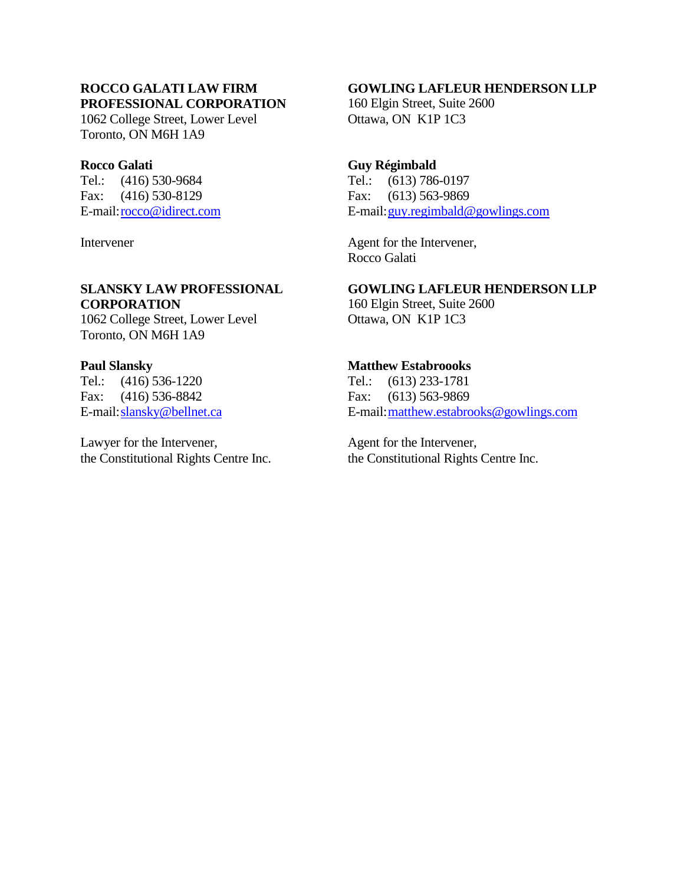**ROCCO GALATI LAW FIRM PROFESSIONAL CORPORATION**
1062 College Street, Lower Level
Toronto, ON M6H 1A9

**Rocco Galati**
Tel.: (416) 530-9684
Fax: (416) 530-8129
E-mail: rocco@idirect.com

Intervener

**GOWLING LAFLEUR HENDERSON LLP**
160 Elgin Street, Suite 2600
Ottawa, ON K1P 1C3

**Guy Régimbald**
Tel.: (613) 786-0197
Fax: (613) 563-9869
E-mail: guy.regimbald@gowlings.com

Agent for the Intervener,
Rocco Galati

**SLANSKY LAW PROFESSIONAL CORPORATION**
1062 College Street, Lower Level
Toronto, ON M6H 1A9

**Paul Slansky**
Tel.: (416) 536-1220
Fax: (416) 536-8842
E-mail: slansky@bellnet.ca

Lawyer for the Intervener,
the Constitutional Rights Centre Inc.

**GOWLING LAFLEUR HENDERSON LLP**
160 Elgin Street, Suite 2600
Ottawa, ON K1P 1C3

**Matthew Estabroooks**
Tel.: (613) 233-1781
Fax: (613) 563-9869
E-mail: matthew.estabrooks@gowlings.com

Agent for the Intervener,
the Constitutional Rights Centre Inc.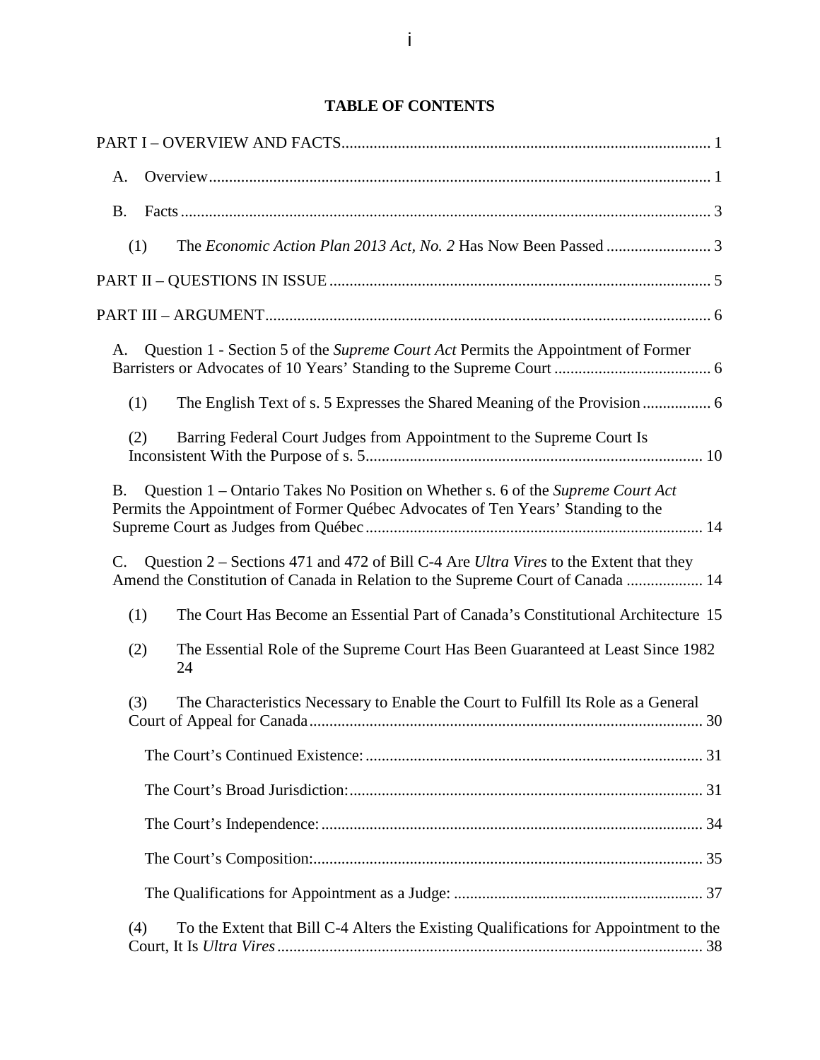**TABLE OF CONTENTS**

PART I – OVERVIEW AND FACTS ........................................................................................... 1

A. Overview ........................................................................................................................... 1

B. Facts ................................................................................................................................... 3

(1) The *Economic Action Plan 2013 Act, No. 2* Has Now Been Passed .......................... 3

PART II – QUESTIONS IN ISSUE .............................................................................................. 5

PART III – ARGUMENT .............................................................................................................. 6

A. Question 1 - Section 5 of the *Supreme Court Act* Permits the Appointment of Former Barristers or Advocates of 10 Years' Standing to the Supreme Court ....................................... 6

(1) The English Text of s. 5 Expresses the Shared Meaning of the Provision ................ 6

(2) Barring Federal Court Judges from Appointment to the Supreme Court Is Inconsistent With the Purpose of s. 5 .................................................................................. 10

B. Question 1 – Ontario Takes No Position on Whether s. 6 of the *Supreme Court Act* Permits the Appointment of Former Québec Advocates of Ten Years' Standing to the Supreme Court as Judges from Québec ................................................................................... 14

C. Question 2 – Sections 471 and 472 of Bill C-4 Are *Ultra Vires* to the Extent that they Amend the Constitution of Canada in Relation to the Supreme Court of Canada ................... 14

(1) The Court Has Become an Essential Part of Canada's Constitutional Architecture 15

(2) The Essential Role of the Supreme Court Has Been Guaranteed at Least Since 1982 24

(3) The Characteristics Necessary to Enable the Court to Fulfill Its Role as a General Court of Appeal for Canada ................................................................................................ 30

The Court's Continued Existence: ................................................................................... 31

The Court's Broad Jurisdiction: ....................................................................................... 31

The Court's Independence: .............................................................................................. 34

The Court's Composition: ................................................................................................ 35

The Qualifications for Appointment as a Judge: ............................................................. 37

(4) To the Extent that Bill C-4 Alters the Existing Qualifications for Appointment to the Court, It Is *Ultra Vires* ......................................................................................................... 38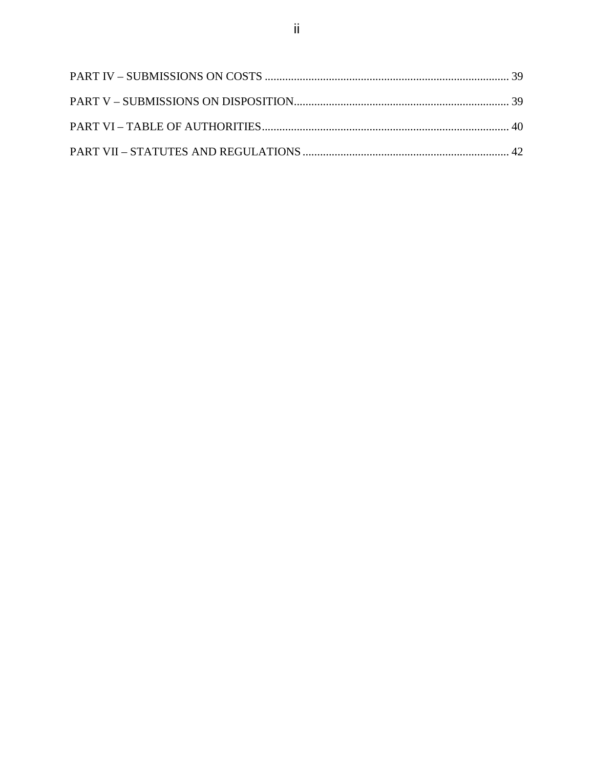PART IV – SUBMISSIONS ON COSTS .................................................................................... 39

PART V – SUBMISSIONS ON DISPOSITION.......................................................................... 39

PART VI – TABLE OF AUTHORITIES..................................................................................... 40

PART VII – STATUTES AND REGULATIONS ....................................................................... 42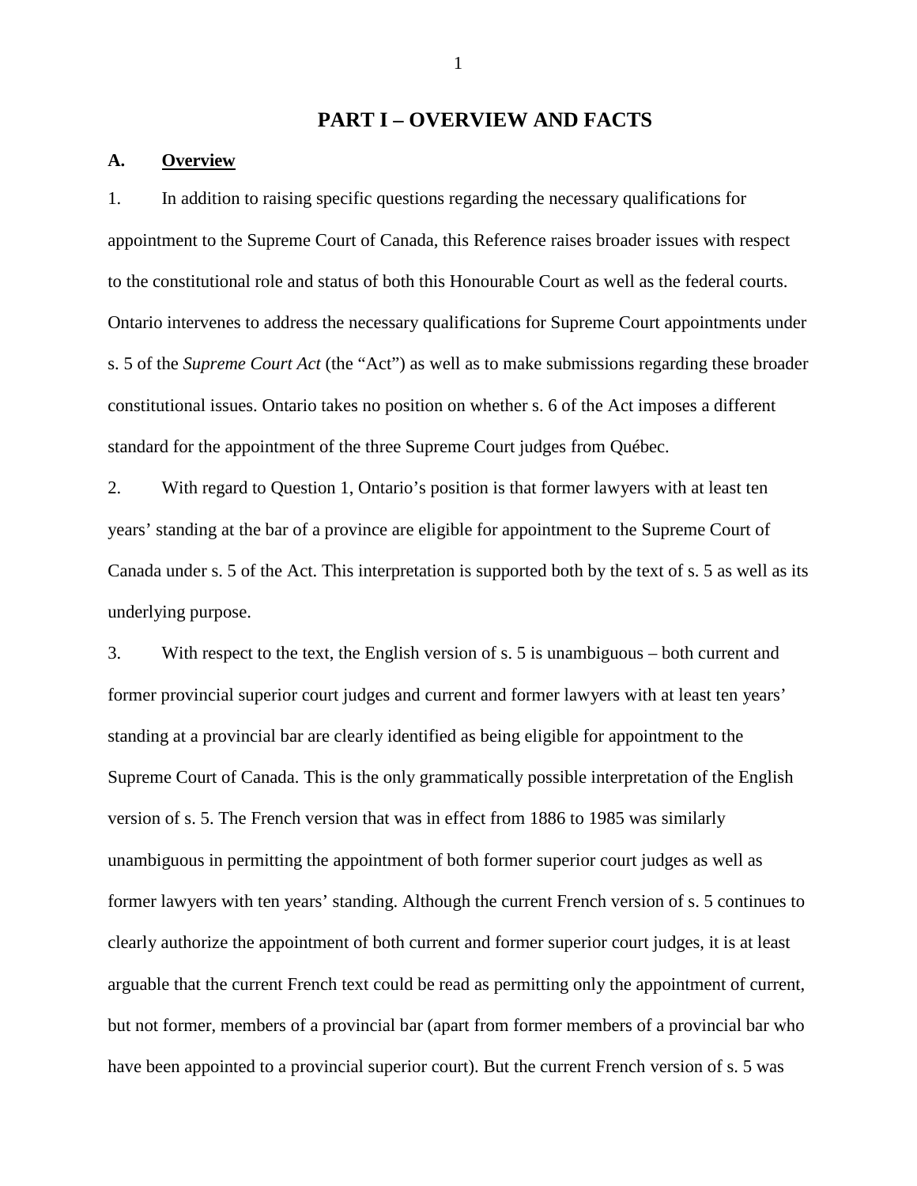# PART I – OVERVIEW AND FACTS

## A. Overview

1. In addition to raising specific questions regarding the necessary qualifications for appointment to the Supreme Court of Canada, this Reference raises broader issues with respect to the constitutional role and status of both this Honourable Court as well as the federal courts. Ontario intervenes to address the necessary qualifications for Supreme Court appointments under s. 5 of the *Supreme Court Act* (the "Act") as well as to make submissions regarding these broader constitutional issues. Ontario takes no position on whether s. 6 of the Act imposes a different standard for the appointment of the three Supreme Court judges from Québec.

2. With regard to Question 1, Ontario's position is that former lawyers with at least ten years' standing at the bar of a province are eligible for appointment to the Supreme Court of Canada under s. 5 of the Act. This interpretation is supported both by the text of s. 5 as well as its underlying purpose.

3. With respect to the text, the English version of s. 5 is unambiguous – both current and former provincial superior court judges and current and former lawyers with at least ten years' standing at a provincial bar are clearly identified as being eligible for appointment to the Supreme Court of Canada. This is the only grammatically possible interpretation of the English version of s. 5. The French version that was in effect from 1886 to 1985 was similarly unambiguous in permitting the appointment of both former superior court judges as well as former lawyers with ten years' standing. Although the current French version of s. 5 continues to clearly authorize the appointment of both current and former superior court judges, it is at least arguable that the current French text could be read as permitting only the appointment of current, but not former, members of a provincial bar (apart from former members of a provincial bar who have been appointed to a provincial superior court). But the current French version of s. 5 was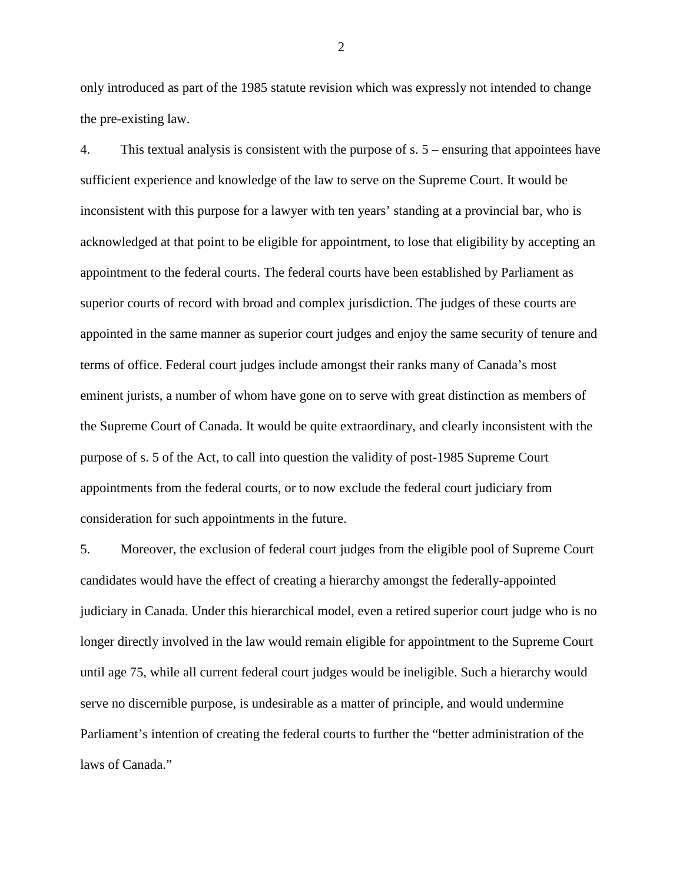only introduced as part of the 1985 statute revision which was expressly not intended to change the pre-existing law.

4. This textual analysis is consistent with the purpose of s. 5 – ensuring that appointees have sufficient experience and knowledge of the law to serve on the Supreme Court. It would be inconsistent with this purpose for a lawyer with ten years' standing at a provincial bar, who is acknowledged at that point to be eligible for appointment, to lose that eligibility by accepting an appointment to the federal courts. The federal courts have been established by Parliament as superior courts of record with broad and complex jurisdiction. The judges of these courts are appointed in the same manner as superior court judges and enjoy the same security of tenure and terms of office. Federal court judges include amongst their ranks many of Canada's most eminent jurists, a number of whom have gone on to serve with great distinction as members of the Supreme Court of Canada. It would be quite extraordinary, and clearly inconsistent with the purpose of s. 5 of the Act, to call into question the validity of post-1985 Supreme Court appointments from the federal courts, or to now exclude the federal court judiciary from consideration for such appointments in the future.

5. Moreover, the exclusion of federal court judges from the eligible pool of Supreme Court candidates would have the effect of creating a hierarchy amongst the federally-appointed judiciary in Canada. Under this hierarchical model, even a retired superior court judge who is no longer directly involved in the law would remain eligible for appointment to the Supreme Court until age 75, while all current federal court judges would be ineligible. Such a hierarchy would serve no discernible purpose, is undesirable as a matter of principle, and would undermine Parliament's intention of creating the federal courts to further the "better administration of the laws of Canada."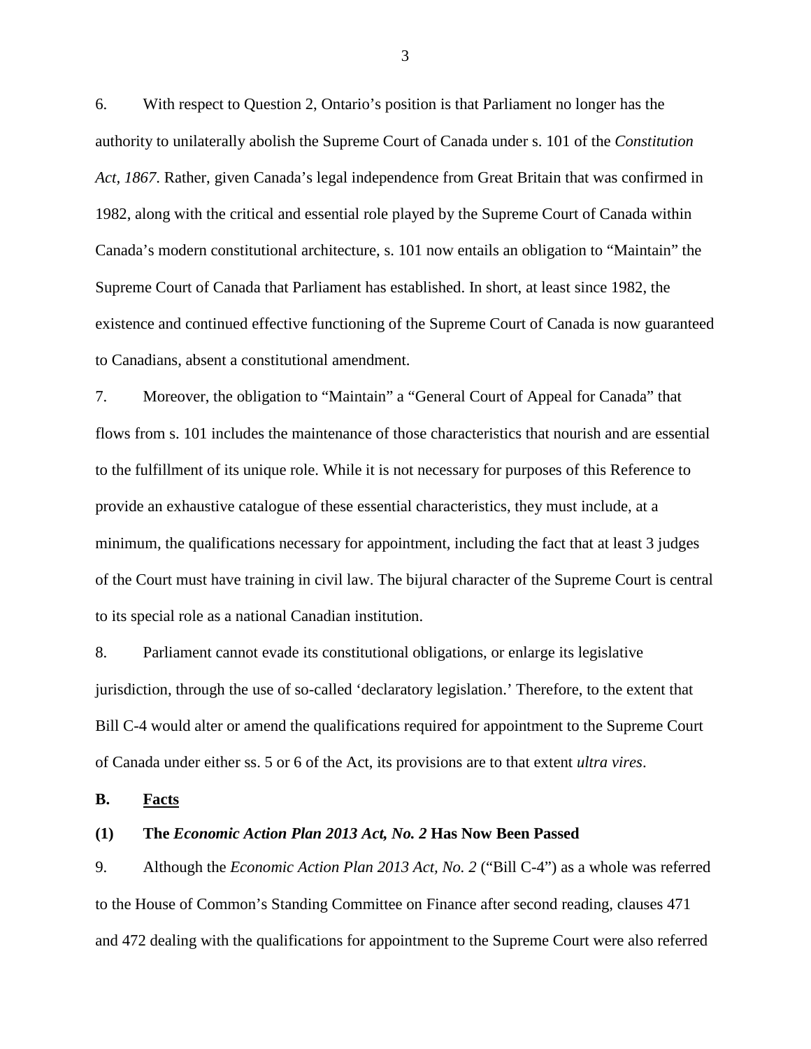6. With respect to Question 2, Ontario's position is that Parliament no longer has the authority to unilaterally abolish the Supreme Court of Canada under s. 101 of the *Constitution Act, 1867*. Rather, given Canada's legal independence from Great Britain that was confirmed in 1982, along with the critical and essential role played by the Supreme Court of Canada within Canada's modern constitutional architecture, s. 101 now entails an obligation to "Maintain" the Supreme Court of Canada that Parliament has established. In short, at least since 1982, the existence and continued effective functioning of the Supreme Court of Canada is now guaranteed to Canadians, absent a constitutional amendment.

7. Moreover, the obligation to "Maintain" a "General Court of Appeal for Canada" that flows from s. 101 includes the maintenance of those characteristics that nourish and are essential to the fulfillment of its unique role. While it is not necessary for purposes of this Reference to provide an exhaustive catalogue of these essential characteristics, they must include, at a minimum, the qualifications necessary for appointment, including the fact that at least 3 judges of the Court must have training in civil law. The bijural character of the Supreme Court is central to its special role as a national Canadian institution.

8. Parliament cannot evade its constitutional obligations, or enlarge its legislative jurisdiction, through the use of so-called 'declaratory legislation.' Therefore, to the extent that Bill C-4 would alter or amend the qualifications required for appointment to the Supreme Court of Canada under either ss. 5 or 6 of the Act, its provisions are to that extent *ultra vires*.

## B. Facts

### (1) The *Economic Action Plan 2013 Act, No. 2* Has Now Been Passed

9. Although the *Economic Action Plan 2013 Act, No. 2* ("Bill C-4") as a whole was referred to the House of Common's Standing Committee on Finance after second reading, clauses 471 and 472 dealing with the qualifications for appointment to the Supreme Court were also referred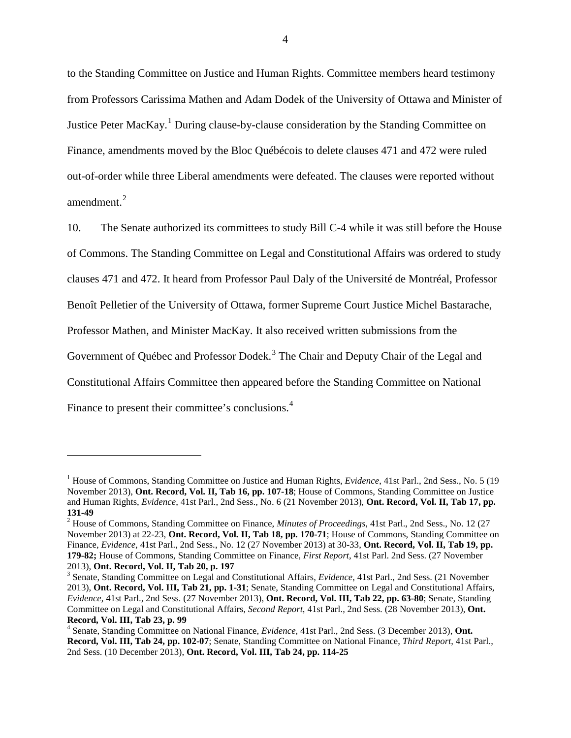to the Standing Committee on Justice and Human Rights. Committee members heard testimony from Professors Carissima Mathen and Adam Dodek of the University of Ottawa and Minister of Justice Peter MacKay.[1] During clause-by-clause consideration by the Standing Committee on Finance, amendments moved by the Bloc Québécois to delete clauses 471 and 472 were ruled out-of-order while three Liberal amendments were defeated. The clauses were reported without amendment.[2]

10. The Senate authorized its committees to study Bill C-4 while it was still before the House of Commons. The Standing Committee on Legal and Constitutional Affairs was ordered to study clauses 471 and 472. It heard from Professor Paul Daly of the Université de Montréal, Professor Benoît Pelletier of the University of Ottawa, former Supreme Court Justice Michel Bastarache, Professor Mathen, and Minister MacKay. It also received written submissions from the Government of Québec and Professor Dodek.[3] The Chair and Deputy Chair of the Legal and Constitutional Affairs Committee then appeared before the Standing Committee on National Finance to present their committee's conclusions.[4]

---

[1] House of Commons, Standing Committee on Justice and Human Rights, *Evidence*, 41st Parl., 2nd Sess., No. 5 (19 November 2013), **Ont. Record, Vol. II, Tab 16, pp. 107-18**; House of Commons, Standing Committee on Justice and Human Rights, *Evidence*, 41st Parl., 2nd Sess., No. 6 (21 November 2013), **Ont. Record, Vol. II, Tab 17, pp. 131-49**

[2] House of Commons, Standing Committee on Finance, *Minutes of Proceedings*, 41st Parl., 2nd Sess., No. 12 (27 November 2013) at 22-23, **Ont. Record, Vol. II, Tab 18, pp. 170-71**; House of Commons, Standing Committee on Finance, *Evidence*, 41st Parl., 2nd Sess., No. 12 (27 November 2013) at 30-33, **Ont. Record, Vol. II, Tab 19, pp. 179-82;** House of Commons, Standing Committee on Finance, *First Report*, 41st Parl. 2nd Sess. (27 November 2013), **Ont. Record, Vol. II, Tab 20, p. 197**

[3] Senate, Standing Committee on Legal and Constitutional Affairs, *Evidence*, 41st Parl., 2nd Sess. (21 November 2013), **Ont. Record, Vol. III, Tab 21, pp. 1-31**; Senate, Standing Committee on Legal and Constitutional Affairs, *Evidence*, 41st Parl., 2nd Sess. (27 November 2013), **Ont. Record, Vol. III, Tab 22, pp. 63-80**; Senate, Standing Committee on Legal and Constitutional Affairs, *Second Report*, 41st Parl., 2nd Sess. (28 November 2013), **Ont. Record, Vol. III, Tab 23, p. 99**

[4] Senate, Standing Committee on National Finance, *Evidence*, 41st Parl., 2nd Sess. (3 December 2013), **Ont. Record, Vol. III, Tab 24, pp. 102-07**; Senate, Standing Committee on National Finance, *Third Report*, 41st Parl., 2nd Sess. (10 December 2013), **Ont. Record, Vol. III, Tab 24, pp. 114-25**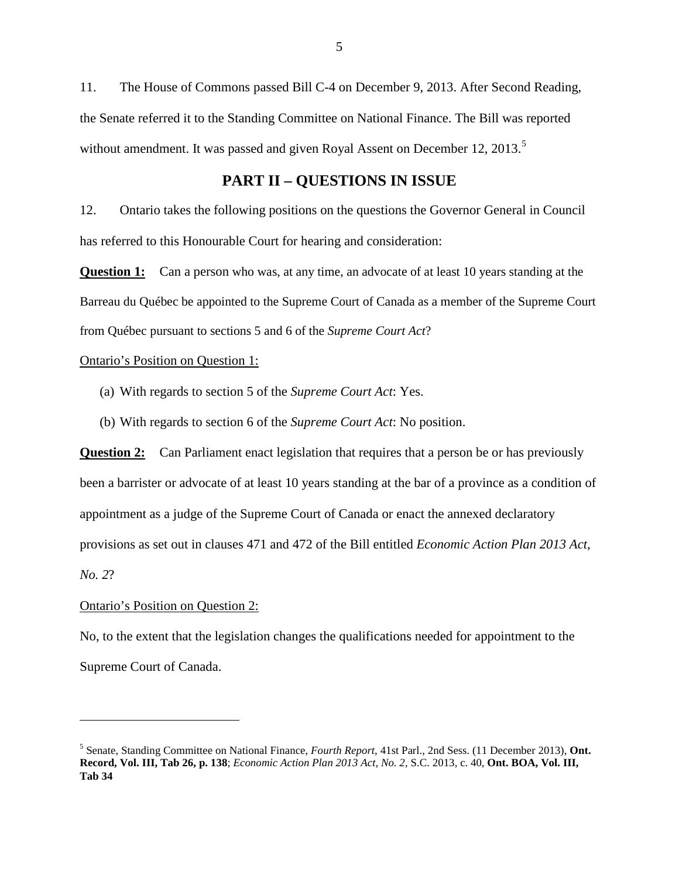11. The House of Commons passed Bill C-4 on December 9, 2013. After Second Reading, the Senate referred it to the Standing Committee on National Finance. The Bill was reported without amendment. It was passed and given Royal Assent on December 12, 2013.[5]

## PART II – QUESTIONS IN ISSUE

12. Ontario takes the following positions on the questions the Governor General in Council has referred to this Honourable Court for hearing and consideration:

**Question 1:** Can a person who was, at any time, an advocate of at least 10 years standing at the Barreau du Québec be appointed to the Supreme Court of Canada as a member of the Supreme Court from Québec pursuant to sections 5 and 6 of the *Supreme Court Act*?

Ontario's Position on Question 1:

(a) With regards to section 5 of the *Supreme Court Act*: Yes.

(b) With regards to section 6 of the *Supreme Court Act*: No position.

**Question 2:** Can Parliament enact legislation that requires that a person be or has previously been a barrister or advocate of at least 10 years standing at the bar of a province as a condition of appointment as a judge of the Supreme Court of Canada or enact the annexed declaratory provisions as set out in clauses 471 and 472 of the Bill entitled *Economic Action Plan 2013 Act, No. 2*?

Ontario's Position on Question 2:

No, to the extent that the legislation changes the qualifications needed for appointment to the Supreme Court of Canada.

---

[5] Senate, Standing Committee on National Finance, *Fourth Report*, 41st Parl., 2nd Sess. (11 December 2013), **Ont. Record, Vol. III, Tab 26, p. 138**; *Economic Action Plan 2013 Act, No. 2*, S.C. 2013, c. 40, **Ont. BOA, Vol. III, Tab 34**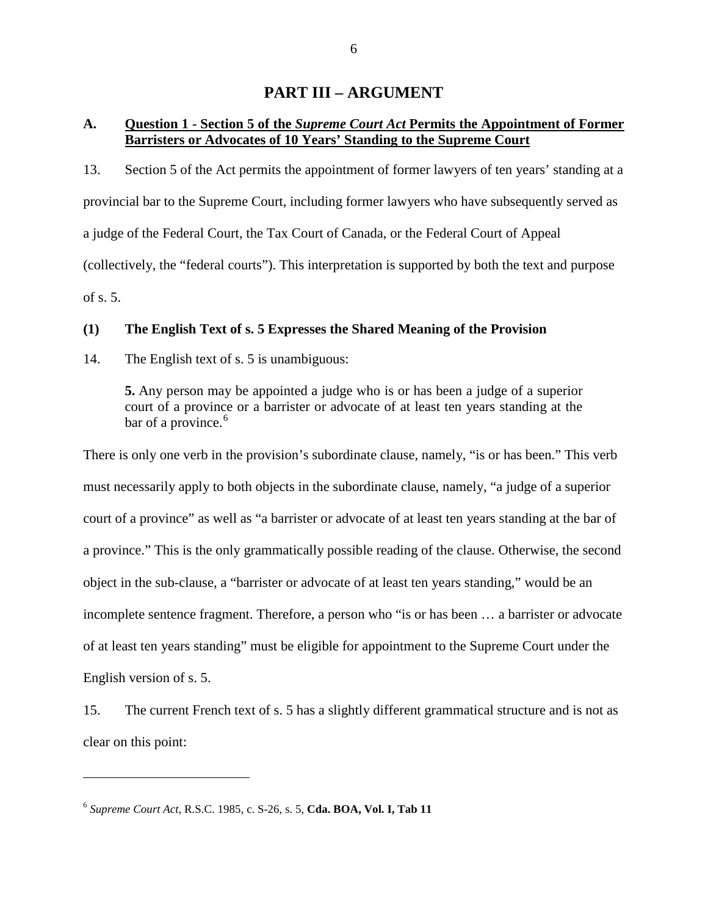# PART III – ARGUMENT

## A. Question 1 - Section 5 of the *Supreme Court Act* Permits the Appointment of Former Barristers or Advocates of 10 Years' Standing to the Supreme Court

13. Section 5 of the Act permits the appointment of former lawyers of ten years' standing at a provincial bar to the Supreme Court, including former lawyers who have subsequently served as a judge of the Federal Court, the Tax Court of Canada, or the Federal Court of Appeal (collectively, the "federal courts"). This interpretation is supported by both the text and purpose of s. 5.

### (1) The English Text of s. 5 Expresses the Shared Meaning of the Provision

14. The English text of s. 5 is unambiguous:

> **5.** Any person may be appointed a judge who is or has been a judge of a superior court of a province or a barrister or advocate of at least ten years standing at the bar of a province.[6]

There is only one verb in the provision's subordinate clause, namely, "is or has been." This verb must necessarily apply to both objects in the subordinate clause, namely, "a judge of a superior court of a province" as well as "a barrister or advocate of at least ten years standing at the bar of a province." This is the only grammatically possible reading of the clause. Otherwise, the second object in the sub-clause, a "barrister or advocate of at least ten years standing," would be an incomplete sentence fragment. Therefore, a person who "is or has been … a barrister or advocate of at least ten years standing" must be eligible for appointment to the Supreme Court under the English version of s. 5.

15. The current French text of s. 5 has a slightly different grammatical structure and is not as clear on this point:

---

[6] *Supreme Court Act*, R.S.C. 1985, c. S-26, s. 5, **Cda. BOA, Vol. I, Tab 11**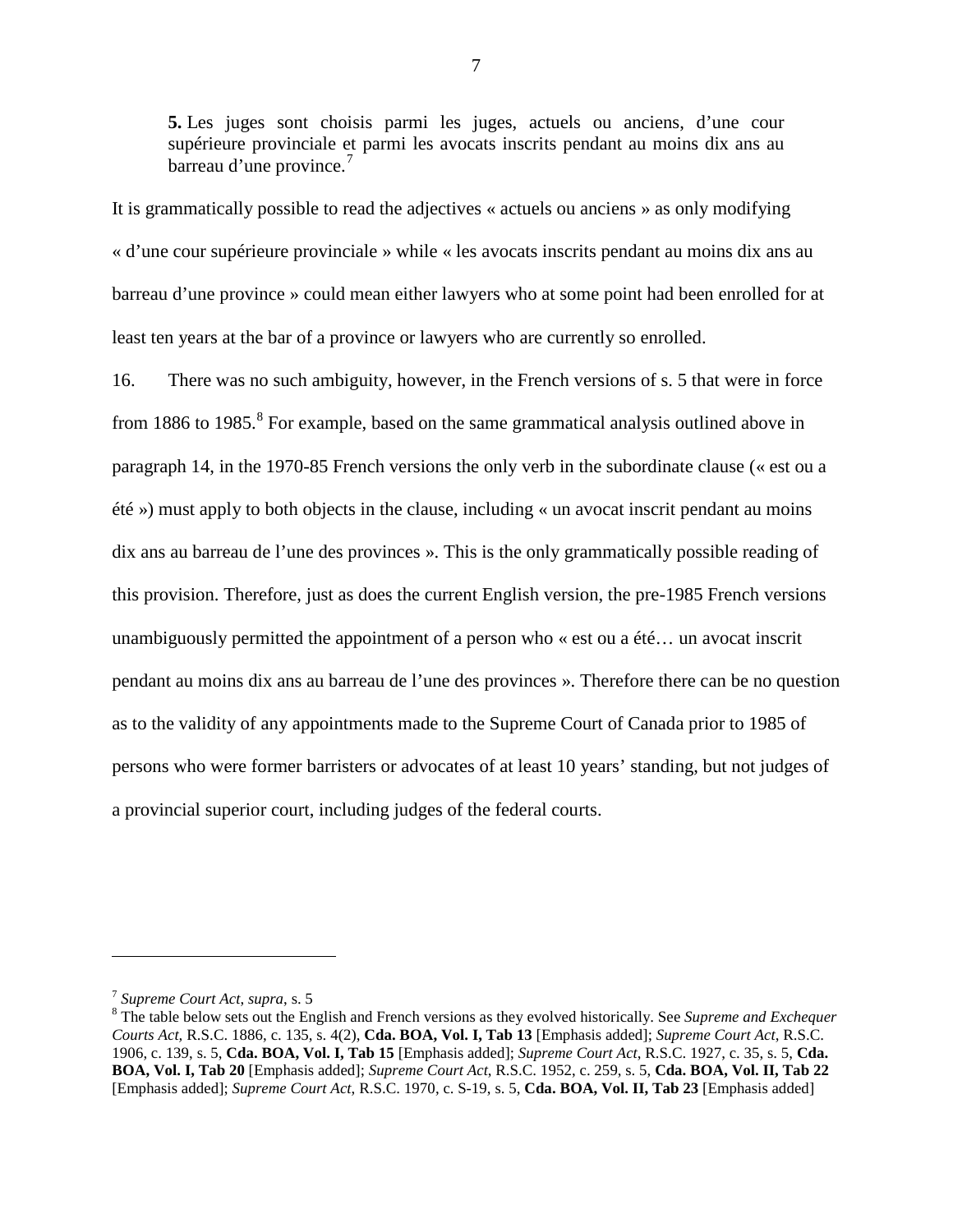> **5.** Les juges sont choisis parmi les juges, actuels ou anciens, d'une cour supérieure provinciale et parmi les avocats inscrits pendant au moins dix ans au barreau d'une province.[7]

It is grammatically possible to read the adjectives « actuels ou anciens » as only modifying « d'une cour supérieure provinciale » while « les avocats inscrits pendant au moins dix ans au barreau d'une province » could mean either lawyers who at some point had been enrolled for at least ten years at the bar of a province or lawyers who are currently so enrolled.

16. There was no such ambiguity, however, in the French versions of s. 5 that were in force from 1886 to 1985.[8] For example, based on the same grammatical analysis outlined above in paragraph 14, in the 1970-85 French versions the only verb in the subordinate clause (« est ou a été ») must apply to both objects in the clause, including « un avocat inscrit pendant au moins dix ans au barreau de l'une des provinces ». This is the only grammatically possible reading of this provision. Therefore, just as does the current English version, the pre-1985 French versions unambiguously permitted the appointment of a person who « est ou a été… un avocat inscrit pendant au moins dix ans au barreau de l'une des provinces ». Therefore there can be no question as to the validity of any appointments made to the Supreme Court of Canada prior to 1985 of persons who were former barristers or advocates of at least 10 years' standing, but not judges of a provincial superior court, including judges of the federal courts.

---

[7] *Supreme Court Act*, *supra*, s. 5

[8] The table below sets out the English and French versions as they evolved historically. See *Supreme and Exchequer Courts Act*, R.S.C. 1886, c. 135, s. 4(2), **Cda. BOA, Vol. I, Tab 13** [Emphasis added]; *Supreme Court Act*, R.S.C. 1906, c. 139, s. 5, **Cda. BOA, Vol. I, Tab 15** [Emphasis added]; *Supreme Court Act*, R.S.C. 1927, c. 35, s. 5, **Cda. BOA, Vol. I, Tab 20** [Emphasis added]; *Supreme Court Act*, R.S.C. 1952, c. 259, s. 5, **Cda. BOA, Vol. II, Tab 22** [Emphasis added]; *Supreme Court Act*, R.S.C. 1970, c. S-19, s. 5, **Cda. BOA, Vol. II, Tab 23** [Emphasis added]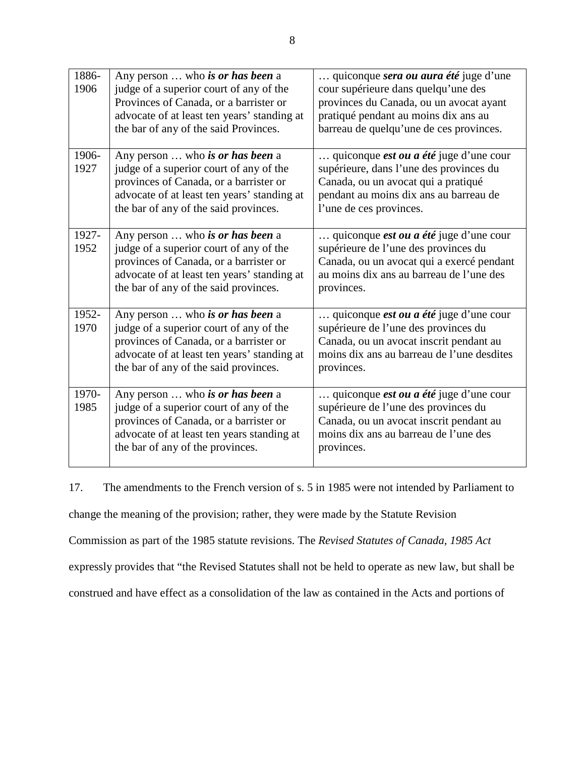| | | |
|---|---|---|
| 1886-1906 | Any person … who ***is or has been*** a judge of a superior court of any of the Provinces of Canada, or a barrister or advocate of at least ten years' standing at the bar of any of the said Provinces. | … quiconque ***sera ou aura été*** juge d'une cour supérieure dans quelqu'une des provinces du Canada, ou un avocat ayant pratiqué pendant au moins dix ans au barreau de quelqu'une de ces provinces. |
| 1906-1927 | Any person … who ***is or has been*** a judge of a superior court of any of the provinces of Canada, or a barrister or advocate of at least ten years' standing at the bar of any of the said provinces. | … quiconque ***est ou a été*** juge d'une cour supérieure, dans l'une des provinces du Canada, ou un avocat qui a pratiqué pendant au moins dix ans au barreau de l'une de ces provinces. |
| 1927-1952 | Any person … who ***is or has been*** a judge of a superior court of any of the provinces of Canada, or a barrister or advocate of at least ten years' standing at the bar of any of the said provinces. | … quiconque ***est ou a été*** juge d'une cour supérieure de l'une des provinces du Canada, ou un avocat qui a exercé pendant au moins dix ans au barreau de l'une des provinces. |
| 1952-1970 | Any person … who ***is or has been*** a judge of a superior court of any of the provinces of Canada, or a barrister or advocate of at least ten years' standing at the bar of any of the said provinces. | … quiconque ***est ou a été*** juge d'une cour supérieure de l'une des provinces du Canada, ou un avocat inscrit pendant au moins dix ans au barreau de l'une desdites provinces. |
| 1970-1985 | Any person … who ***is or has been*** a judge of a superior court of any of the provinces of Canada, or a barrister or advocate of at least ten years standing at the bar of any of the provinces. | … quiconque ***est ou a été*** juge d'une cour supérieure de l'une des provinces du Canada, ou un avocat inscrit pendant au moins dix ans au barreau de l'une des provinces. |

17. The amendments to the French version of s. 5 in 1985 were not intended by Parliament to change the meaning of the provision; rather, they were made by the Statute Revision Commission as part of the 1985 statute revisions. The *Revised Statutes of Canada, 1985 Act* expressly provides that "the Revised Statutes shall not be held to operate as new law, but shall be construed and have effect as a consolidation of the law as contained in the Acts and portions of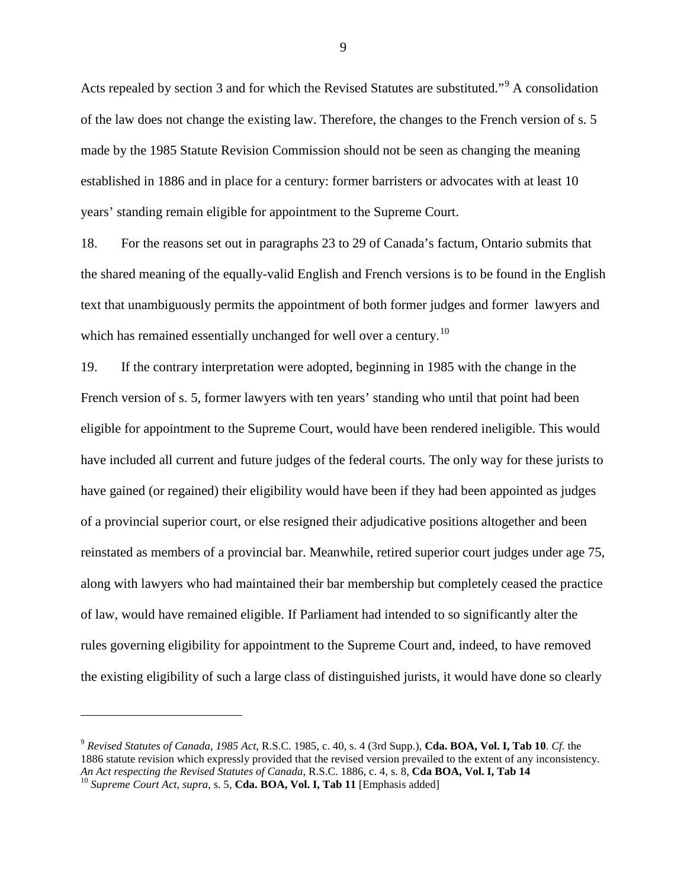Acts repealed by section 3 and for which the Revised Statutes are substituted."[9] A consolidation of the law does not change the existing law. Therefore, the changes to the French version of s. 5 made by the 1985 Statute Revision Commission should not be seen as changing the meaning established in 1886 and in place for a century: former barristers or advocates with at least 10 years' standing remain eligible for appointment to the Supreme Court.

18. For the reasons set out in paragraphs 23 to 29 of Canada's factum, Ontario submits that the shared meaning of the equally-valid English and French versions is to be found in the English text that unambiguously permits the appointment of both former judges and former lawyers and which has remained essentially unchanged for well over a century.[10]

19. If the contrary interpretation were adopted, beginning in 1985 with the change in the French version of s. 5, former lawyers with ten years' standing who until that point had been eligible for appointment to the Supreme Court, would have been rendered ineligible. This would have included all current and future judges of the federal courts. The only way for these jurists to have gained (or regained) their eligibility would have been if they had been appointed as judges of a provincial superior court, or else resigned their adjudicative positions altogether and been reinstated as members of a provincial bar. Meanwhile, retired superior court judges under age 75, along with lawyers who had maintained their bar membership but completely ceased the practice of law, would have remained eligible. If Parliament had intended to so significantly alter the rules governing eligibility for appointment to the Supreme Court and, indeed, to have removed the existing eligibility of such a large class of distinguished jurists, it would have done so clearly

---

[9] *Revised Statutes of Canada, 1985 Act*, R.S.C. 1985, c. 40, s. 4 (3rd Supp.), **Cda. BOA, Vol. I, Tab 10**. *Cf.* the 1886 statute revision which expressly provided that the revised version prevailed to the extent of any inconsistency. *An Act respecting the Revised Statutes of Canada*, R.S.C. 1886, c. 4, s. 8, **Cda BOA, Vol. I, Tab 14**

[10] *Supreme Court Act, supra*, s. 5, **Cda. BOA, Vol. I, Tab 11** [Emphasis added]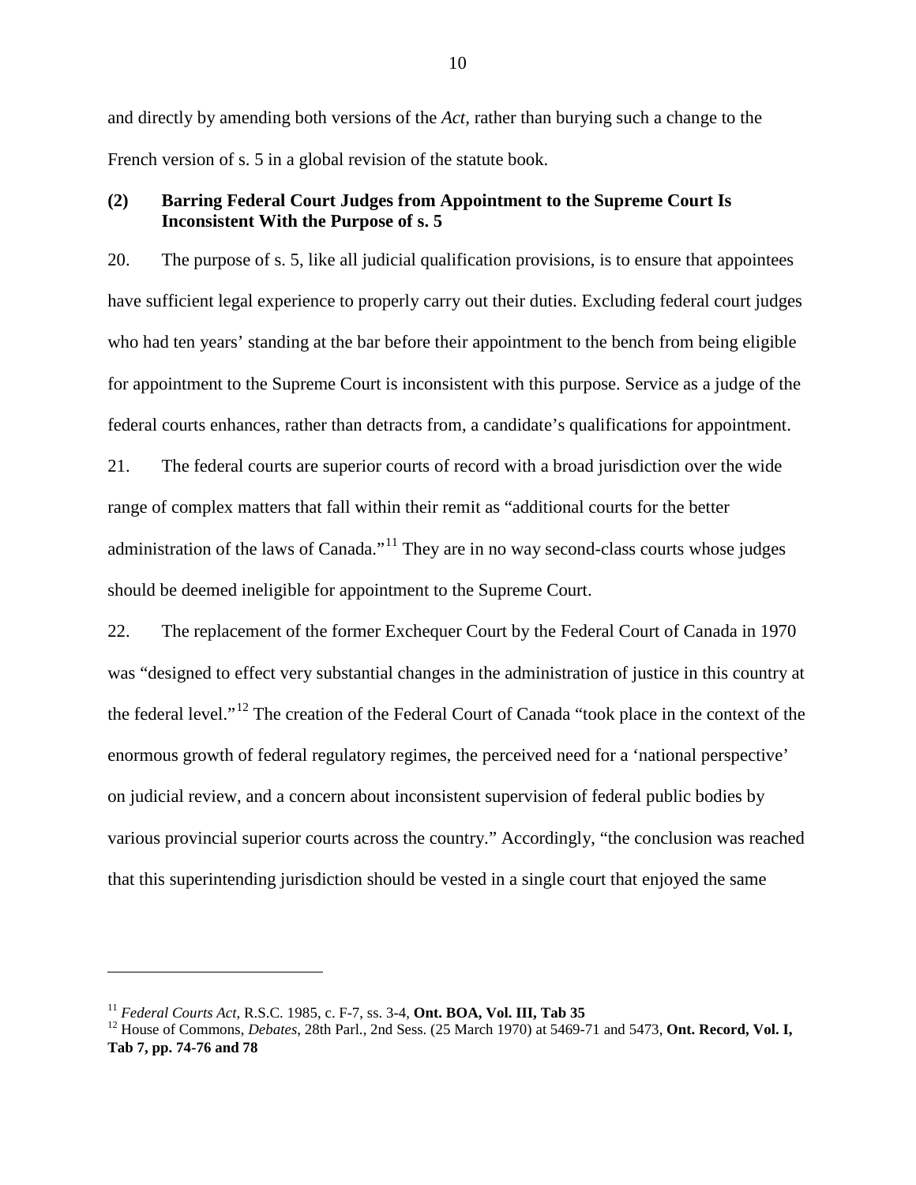and directly by amending both versions of the *Act*, rather than burying such a change to the French version of s. 5 in a global revision of the statute book.

### (2) Barring Federal Court Judges from Appointment to the Supreme Court Is Inconsistent With the Purpose of s. 5

20. The purpose of s. 5, like all judicial qualification provisions, is to ensure that appointees have sufficient legal experience to properly carry out their duties. Excluding federal court judges who had ten years' standing at the bar before their appointment to the bench from being eligible for appointment to the Supreme Court is inconsistent with this purpose. Service as a judge of the federal courts enhances, rather than detracts from, a candidate's qualifications for appointment.

21. The federal courts are superior courts of record with a broad jurisdiction over the wide range of complex matters that fall within their remit as "additional courts for the better administration of the laws of Canada."[11] They are in no way second-class courts whose judges should be deemed ineligible for appointment to the Supreme Court.

22. The replacement of the former Exchequer Court by the Federal Court of Canada in 1970 was "designed to effect very substantial changes in the administration of justice in this country at the federal level."[12] The creation of the Federal Court of Canada "took place in the context of the enormous growth of federal regulatory regimes, the perceived need for a 'national perspective' on judicial review, and a concern about inconsistent supervision of federal public bodies by various provincial superior courts across the country." Accordingly, "the conclusion was reached that this superintending jurisdiction should be vested in a single court that enjoyed the same

---

[11] *Federal Courts Act*, R.S.C. 1985, c. F-7, ss. 3-4, **Ont. BOA, Vol. III, Tab 35**

[12] House of Commons, *Debates*, 28th Parl., 2nd Sess. (25 March 1970) at 5469-71 and 5473, **Ont. Record, Vol. I, Tab 7, pp. 74-76 and 78**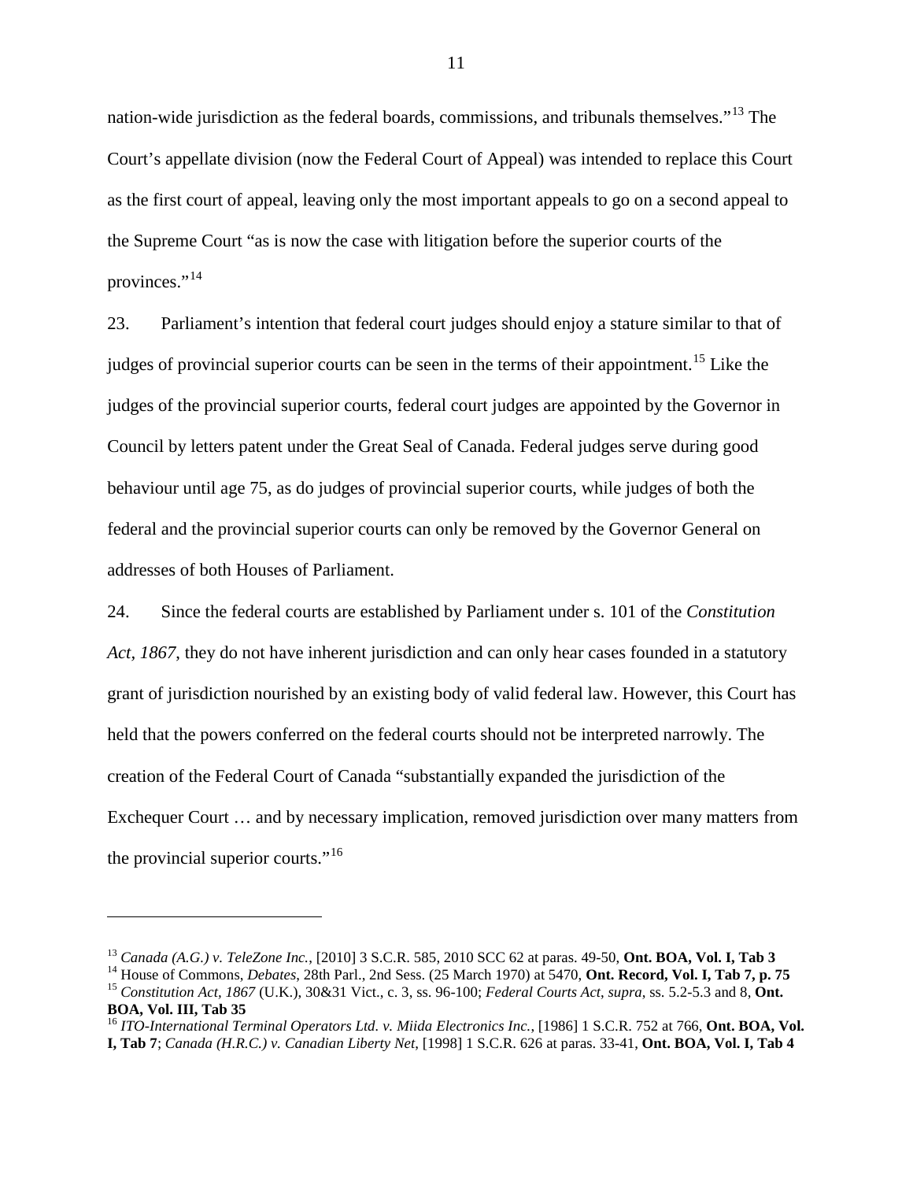nation-wide jurisdiction as the federal boards, commissions, and tribunals themselves."[13] The Court's appellate division (now the Federal Court of Appeal) was intended to replace this Court as the first court of appeal, leaving only the most important appeals to go on a second appeal to the Supreme Court "as is now the case with litigation before the superior courts of the provinces."[14]

23. Parliament's intention that federal court judges should enjoy a stature similar to that of judges of provincial superior courts can be seen in the terms of their appointment.[15] Like the judges of the provincial superior courts, federal court judges are appointed by the Governor in Council by letters patent under the Great Seal of Canada. Federal judges serve during good behaviour until age 75, as do judges of provincial superior courts, while judges of both the federal and the provincial superior courts can only be removed by the Governor General on addresses of both Houses of Parliament.

24. Since the federal courts are established by Parliament under s. 101 of the *Constitution Act, 1867*, they do not have inherent jurisdiction and can only hear cases founded in a statutory grant of jurisdiction nourished by an existing body of valid federal law. However, this Court has held that the powers conferred on the federal courts should not be interpreted narrowly. The creation of the Federal Court of Canada "substantially expanded the jurisdiction of the Exchequer Court … and by necessary implication, removed jurisdiction over many matters from the provincial superior courts."[16]

---

[13] *Canada (A.G.) v. TeleZone Inc.*, [2010] 3 S.C.R. 585, 2010 SCC 62 at paras. 49-50, **Ont. BOA, Vol. I, Tab 3**

[14] House of Commons, *Debates*, 28th Parl., 2nd Sess. (25 March 1970) at 5470, **Ont. Record, Vol. I, Tab 7, p. 75**

[15] *Constitution Act, 1867* (U.K.), 30&31 Vict., c. 3, ss. 96-100; *Federal Courts Act*, *supra*, ss. 5.2-5.3 and 8, **Ont. BOA, Vol. III, Tab 35**

[16] *ITO-International Terminal Operators Ltd. v. Miida Electronics Inc.*, [1986] 1 S.C.R. 752 at 766, **Ont. BOA, Vol. I, Tab 7**; *Canada (H.R.C.) v. Canadian Liberty Net*, [1998] 1 S.C.R. 626 at paras. 33-41, **Ont. BOA, Vol. I, Tab 4**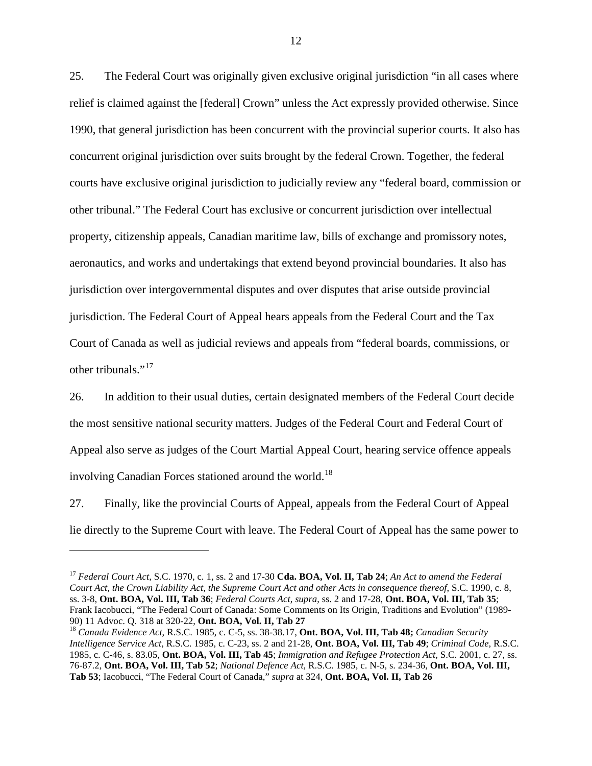25. The Federal Court was originally given exclusive original jurisdiction "in all cases where relief is claimed against the [federal] Crown" unless the Act expressly provided otherwise. Since 1990, that general jurisdiction has been concurrent with the provincial superior courts. It also has concurrent original jurisdiction over suits brought by the federal Crown. Together, the federal courts have exclusive original jurisdiction to judicially review any "federal board, commission or other tribunal." The Federal Court has exclusive or concurrent jurisdiction over intellectual property, citizenship appeals, Canadian maritime law, bills of exchange and promissory notes, aeronautics, and works and undertakings that extend beyond provincial boundaries. It also has jurisdiction over intergovernmental disputes and over disputes that arise outside provincial jurisdiction. The Federal Court of Appeal hears appeals from the Federal Court and the Tax Court of Canada as well as judicial reviews and appeals from "federal boards, commissions, or other tribunals."[17]

26. In addition to their usual duties, certain designated members of the Federal Court decide the most sensitive national security matters. Judges of the Federal Court and Federal Court of Appeal also serve as judges of the Court Martial Appeal Court, hearing service offence appeals involving Canadian Forces stationed around the world.[18]

27. Finally, like the provincial Courts of Appeal, appeals from the Federal Court of Appeal lie directly to the Supreme Court with leave. The Federal Court of Appeal has the same power to

---

[17] *Federal Court Act*, S.C. 1970, c. 1, ss. 2 and 17-30 **Cda. BOA, Vol. II, Tab 24**; *An Act to amend the Federal Court Act, the Crown Liability Act, the Supreme Court Act and other Acts in consequence thereof*, S.C. 1990, c. 8, ss. 3-8, **Ont. BOA, Vol. III, Tab 36**; *Federal Courts Act*, *supra*, ss. 2 and 17-28, **Ont. BOA, Vol. III, Tab 35**; Frank Iacobucci, "The Federal Court of Canada: Some Comments on Its Origin, Traditions and Evolution" (1989-90) 11 Advoc. Q. 318 at 320-22, **Ont. BOA, Vol. II, Tab 27**

[18] *Canada Evidence Act*, R.S.C. 1985, c. C-5, ss. 38-38.17, **Ont. BOA, Vol. III, Tab 48;** *Canadian Security Intelligence Service Act*, R.S.C. 1985, c. C-23, ss. 2 and 21-28, **Ont. BOA, Vol. III, Tab 49**; *Criminal Code*, R.S.C. 1985, c. C-46, s. 83.05, **Ont. BOA, Vol. III, Tab 45**; *Immigration and Refugee Protection Act*, S.C. 2001, c. 27, ss. 76-87.2, **Ont. BOA, Vol. III, Tab 52**; *National Defence Act*, R.S.C. 1985, c. N-5, s. 234-36, **Ont. BOA, Vol. III, Tab 53**; Iacobucci, "The Federal Court of Canada," *supra* at 324, **Ont. BOA, Vol. II, Tab 26**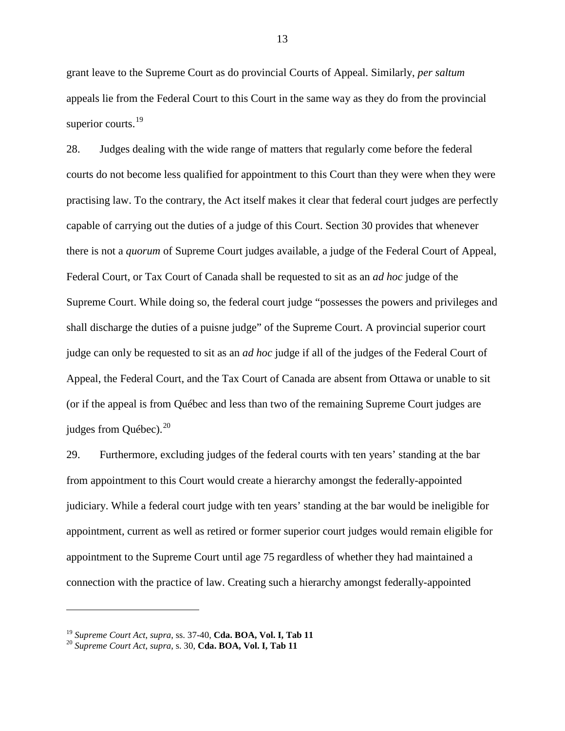grant leave to the Supreme Court as do provincial Courts of Appeal. Similarly, *per saltum* appeals lie from the Federal Court to this Court in the same way as they do from the provincial superior courts.[19]

28. Judges dealing with the wide range of matters that regularly come before the federal courts do not become less qualified for appointment to this Court than they were when they were practising law. To the contrary, the Act itself makes it clear that federal court judges are perfectly capable of carrying out the duties of a judge of this Court. Section 30 provides that whenever there is not a *quorum* of Supreme Court judges available, a judge of the Federal Court of Appeal, Federal Court, or Tax Court of Canada shall be requested to sit as an *ad hoc* judge of the Supreme Court. While doing so, the federal court judge "possesses the powers and privileges and shall discharge the duties of a puisne judge" of the Supreme Court. A provincial superior court judge can only be requested to sit as an *ad hoc* judge if all of the judges of the Federal Court of Appeal, the Federal Court, and the Tax Court of Canada are absent from Ottawa or unable to sit (or if the appeal is from Québec and less than two of the remaining Supreme Court judges are judges from Québec).[20]

29. Furthermore, excluding judges of the federal courts with ten years' standing at the bar from appointment to this Court would create a hierarchy amongst the federally-appointed judiciary. While a federal court judge with ten years' standing at the bar would be ineligible for appointment, current as well as retired or former superior court judges would remain eligible for appointment to the Supreme Court until age 75 regardless of whether they had maintained a connection with the practice of law. Creating such a hierarchy amongst federally-appointed

---

[19] *Supreme Court Act*, *supra*, ss. 37-40, **Cda. BOA, Vol. I, Tab 11**

[20] *Supreme Court Act*, *supra*, s. 30, **Cda. BOA, Vol. I, Tab 11**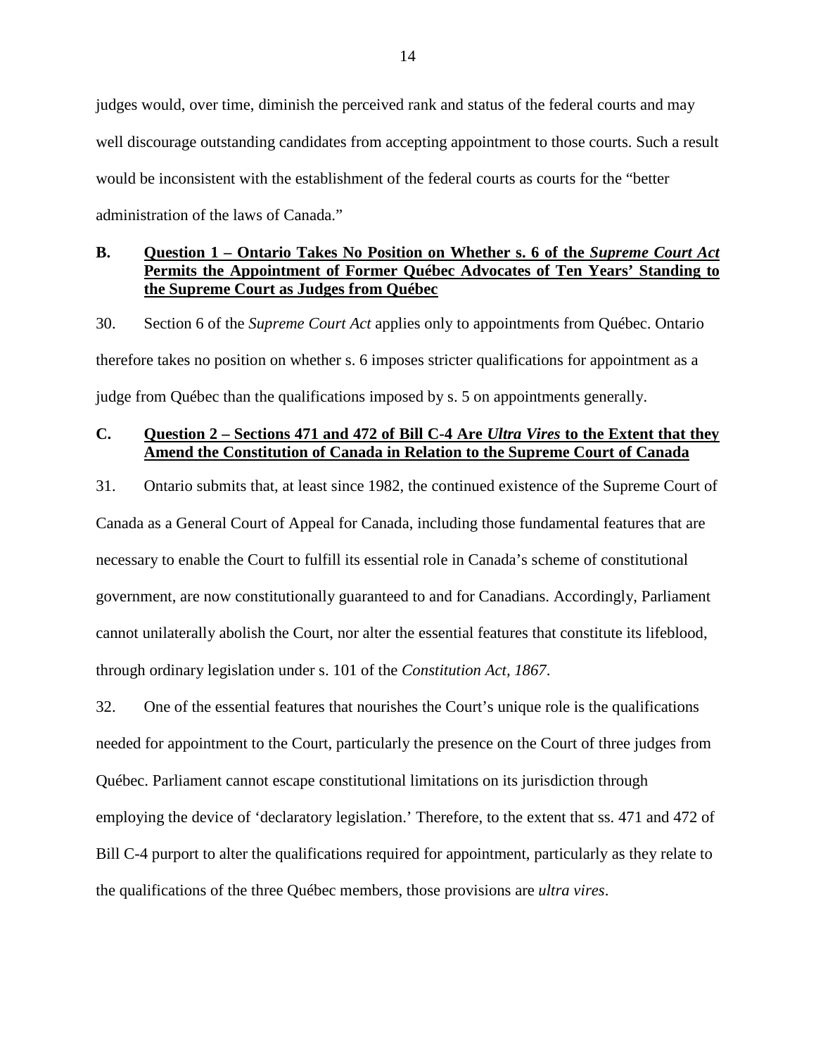judges would, over time, diminish the perceived rank and status of the federal courts and may well discourage outstanding candidates from accepting appointment to those courts. Such a result would be inconsistent with the establishment of the federal courts as courts for the "better administration of the laws of Canada."

## B. Question 1 – Ontario Takes No Position on Whether s. 6 of the *Supreme Court Act* Permits the Appointment of Former Québec Advocates of Ten Years' Standing to the Supreme Court as Judges from Québec

30. Section 6 of the *Supreme Court Act* applies only to appointments from Québec. Ontario therefore takes no position on whether s. 6 imposes stricter qualifications for appointment as a judge from Québec than the qualifications imposed by s. 5 on appointments generally.

## C. Question 2 – Sections 471 and 472 of Bill C-4 Are *Ultra Vires* to the Extent that they Amend the Constitution of Canada in Relation to the Supreme Court of Canada

31. Ontario submits that, at least since 1982, the continued existence of the Supreme Court of Canada as a General Court of Appeal for Canada, including those fundamental features that are necessary to enable the Court to fulfill its essential role in Canada's scheme of constitutional government, are now constitutionally guaranteed to and for Canadians. Accordingly, Parliament cannot unilaterally abolish the Court, nor alter the essential features that constitute its lifeblood, through ordinary legislation under s. 101 of the *Constitution Act, 1867*.

32. One of the essential features that nourishes the Court's unique role is the qualifications needed for appointment to the Court, particularly the presence on the Court of three judges from Québec. Parliament cannot escape constitutional limitations on its jurisdiction through employing the device of 'declaratory legislation.' Therefore, to the extent that ss. 471 and 472 of Bill C-4 purport to alter the qualifications required for appointment, particularly as they relate to the qualifications of the three Québec members, those provisions are *ultra vires*.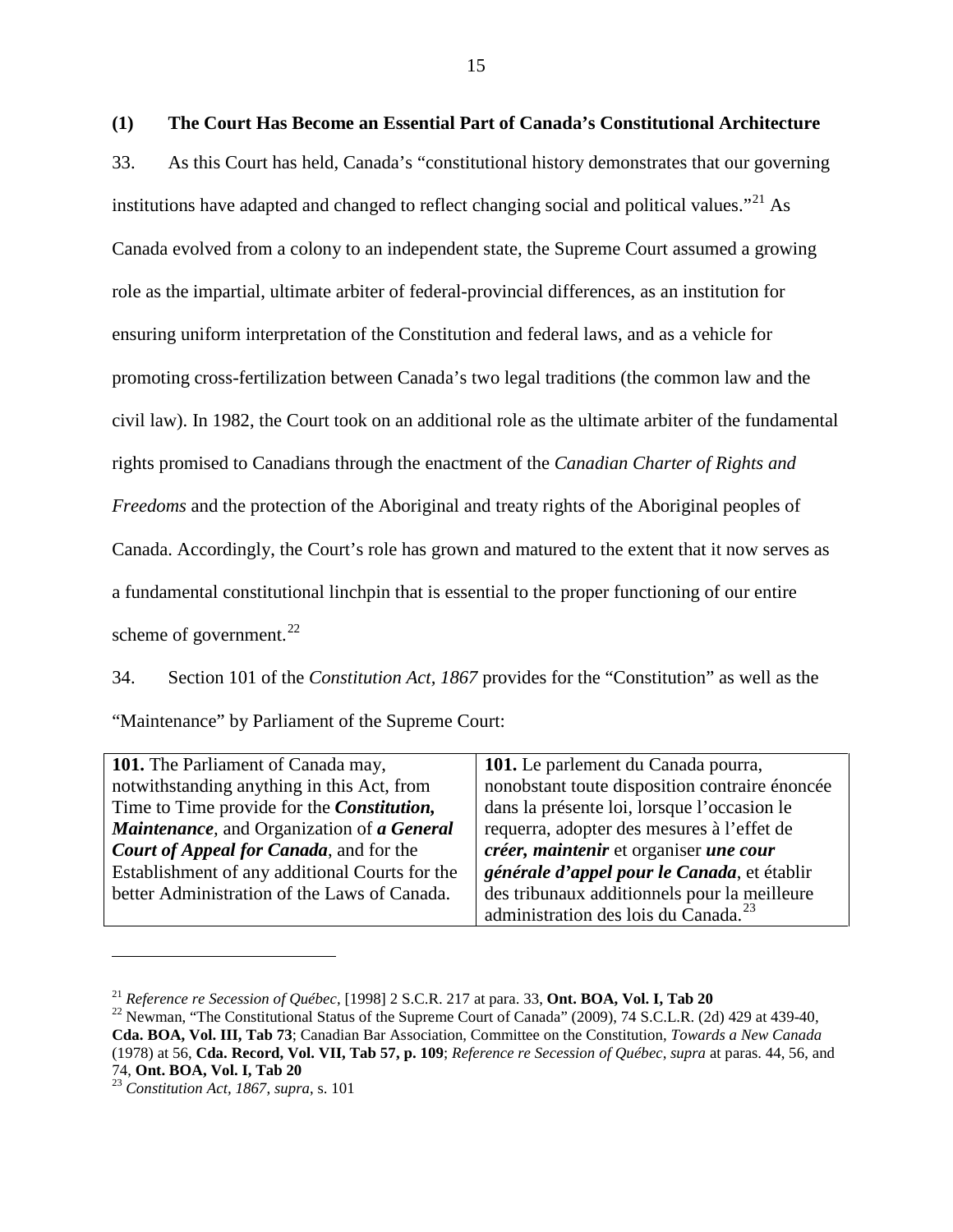### (1) The Court Has Become an Essential Part of Canada's Constitutional Architecture

33. As this Court has held, Canada's "constitutional history demonstrates that our governing institutions have adapted and changed to reflect changing social and political values."[21] As Canada evolved from a colony to an independent state, the Supreme Court assumed a growing role as the impartial, ultimate arbiter of federal-provincial differences, as an institution for ensuring uniform interpretation of the Constitution and federal laws, and as a vehicle for promoting cross-fertilization between Canada's two legal traditions (the common law and the civil law). In 1982, the Court took on an additional role as the ultimate arbiter of the fundamental rights promised to Canadians through the enactment of the *Canadian Charter of Rights and Freedoms* and the protection of the Aboriginal and treaty rights of the Aboriginal peoples of Canada. Accordingly, the Court's role has grown and matured to the extent that it now serves as a fundamental constitutional linchpin that is essential to the proper functioning of our entire scheme of government.[22]

34. Section 101 of the *Constitution Act, 1867* provides for the "Constitution" as well as the "Maintenance" by Parliament of the Supreme Court:

| | |
|---|---|
| **101.** The Parliament of Canada may, notwithstanding anything in this Act, from Time to Time provide for the ***Constitution, Maintenance***, and Organization of ***a General Court of Appeal for Canada***, and for the Establishment of any additional Courts for the better Administration of the Laws of Canada. | **101.** Le parlement du Canada pourra, nonobstant toute disposition contraire énoncée dans la présente loi, lorsque l'occasion le requerra, adopter des mesures à l'effet de ***créer, maintenir*** et organiser ***une cour générale d'appel pour le Canada***, et établir des tribunaux additionnels pour la meilleure administration des lois du Canada.[23] |

---

[21] *Reference re Secession of Québec*, [1998] 2 S.C.R. 217 at para. 33, **Ont. BOA, Vol. I, Tab 20**

[22] Newman, "The Constitutional Status of the Supreme Court of Canada" (2009), 74 S.C.L.R. (2d) 429 at 439-40, **Cda. BOA, Vol. III, Tab 73**; Canadian Bar Association, Committee on the Constitution, *Towards a New Canada* (1978) at 56, **Cda. Record, Vol. VII, Tab 57, p. 109**; *Reference re Secession of Québec*, *supra* at paras. 44, 56, and 74, **Ont. BOA, Vol. I, Tab 20**

[23] *Constitution Act, 1867*, *supra*, s. 101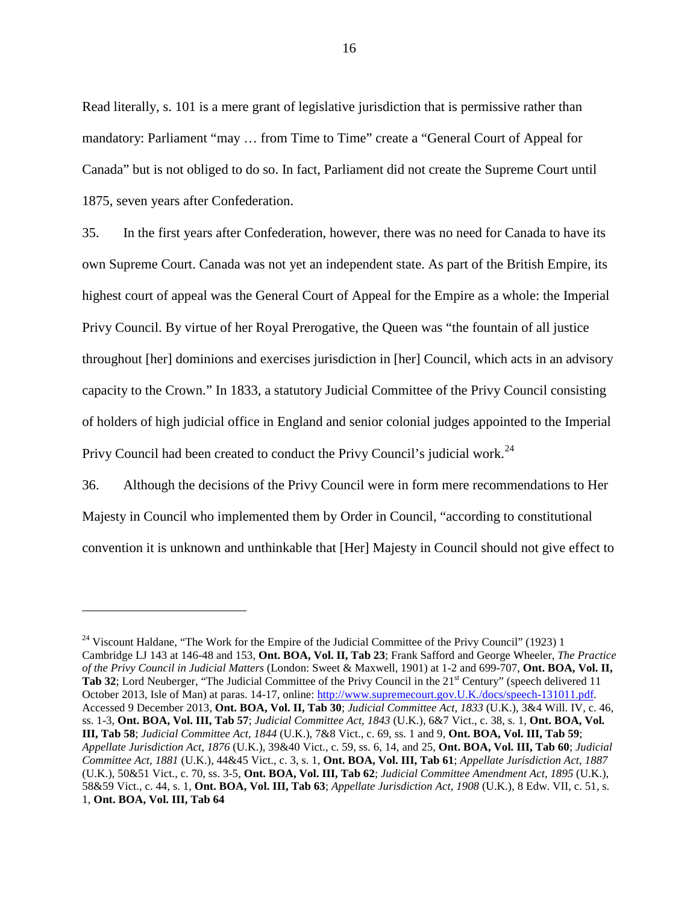Read literally, s. 101 is a mere grant of legislative jurisdiction that is permissive rather than mandatory: Parliament "may … from Time to Time" create a "General Court of Appeal for Canada" but is not obliged to do so. In fact, Parliament did not create the Supreme Court until 1875, seven years after Confederation.

35. In the first years after Confederation, however, there was no need for Canada to have its own Supreme Court. Canada was not yet an independent state. As part of the British Empire, its highest court of appeal was the General Court of Appeal for the Empire as a whole: the Imperial Privy Council. By virtue of her Royal Prerogative, the Queen was "the fountain of all justice throughout [her] dominions and exercises jurisdiction in [her] Council, which acts in an advisory capacity to the Crown." In 1833, a statutory Judicial Committee of the Privy Council consisting of holders of high judicial office in England and senior colonial judges appointed to the Imperial Privy Council had been created to conduct the Privy Council's judicial work.[24]

36. Although the decisions of the Privy Council were in form mere recommendations to Her Majesty in Council who implemented them by Order in Council, "according to constitutional convention it is unknown and unthinkable that [Her] Majesty in Council should not give effect to

---

[24] Viscount Haldane, "The Work for the Empire of the Judicial Committee of the Privy Council" (1923) 1 Cambridge LJ 143 at 146-48 and 153, **Ont. BOA, Vol. II, Tab 23**; Frank Safford and George Wheeler, *The Practice of the Privy Council in Judicial Matters* (London: Sweet & Maxwell, 1901) at 1-2 and 699-707, **Ont. BOA, Vol. II, Tab 32**; Lord Neuberger, "The Judicial Committee of the Privy Council in the 21st Century" (speech delivered 11 October 2013, Isle of Man) at paras. 14-17, online: http://www.supremecourt.gov.U.K./docs/speech-131011.pdf. Accessed 9 December 2013, **Ont. BOA, Vol. II, Tab 30**; *Judicial Committee Act, 1833* (U.K.), 3&4 Will. IV, c. 46, ss. 1-3, **Ont. BOA, Vol. III, Tab 57**; *Judicial Committee Act, 1843* (U.K.), 6&7 Vict., c. 38, s. 1, **Ont. BOA, Vol. III, Tab 58**; *Judicial Committee Act, 1844* (U.K.), 7&8 Vict., c. 69, ss. 1 and 9, **Ont. BOA, Vol. III, Tab 59**; *Appellate Jurisdiction Act, 1876* (U.K.), 39&40 Vict., c. 59, ss. 6, 14, and 25, **Ont. BOA, Vol. III, Tab 60**; *Judicial Committee Act, 1881* (U.K.), 44&45 Vict., c. 3, s. 1, **Ont. BOA, Vol. III, Tab 61**; *Appellate Jurisdiction Act, 1887* (U.K.), 50&51 Vict., c. 70, ss. 3-5, **Ont. BOA, Vol. III, Tab 62**; *Judicial Committee Amendment Act, 1895* (U.K.), 58&59 Vict., c. 44, s. 1, **Ont. BOA, Vol. III, Tab 63**; *Appellate Jurisdiction Act, 1908* (U.K.), 8 Edw. VII, c. 51, s. 1, **Ont. BOA, Vol. III, Tab 64**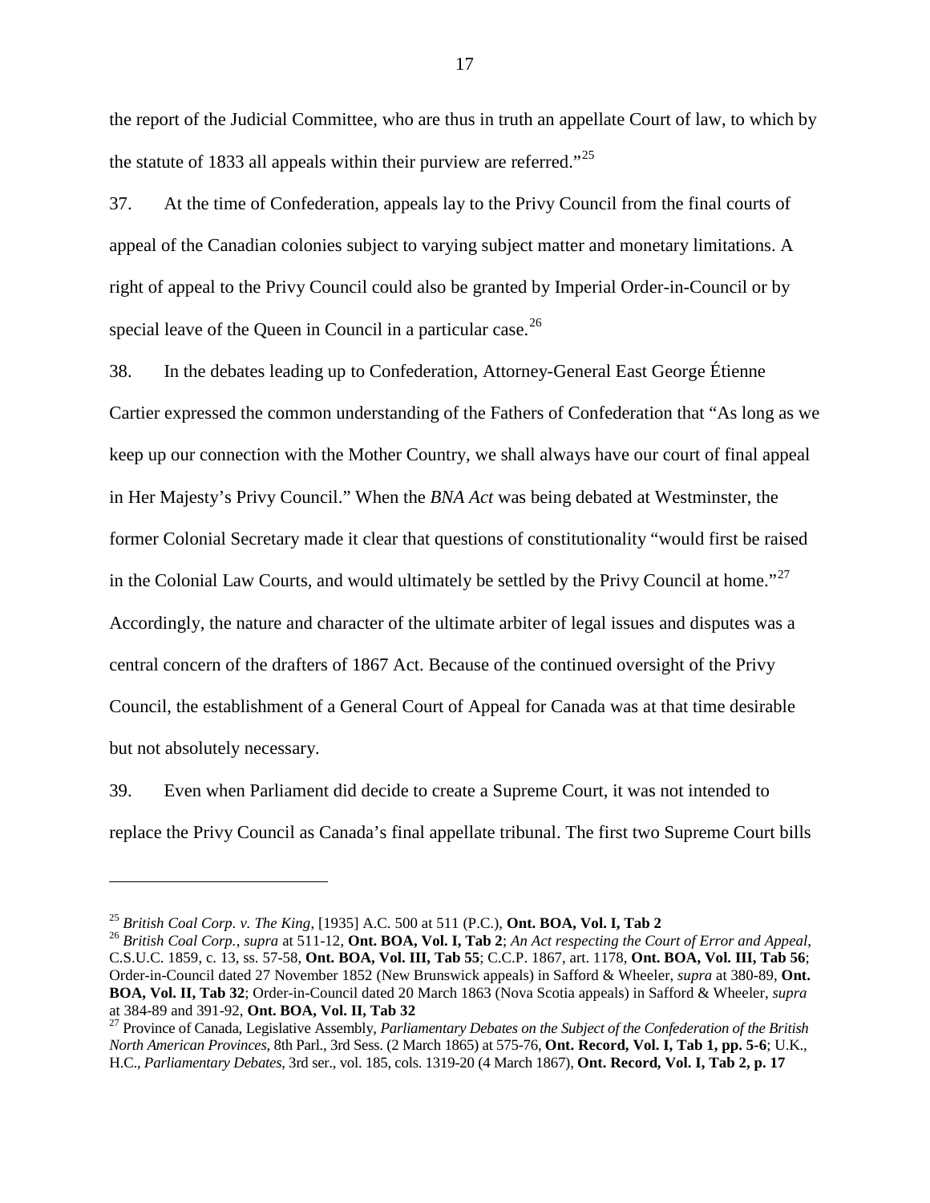the report of the Judicial Committee, who are thus in truth an appellate Court of law, to which by the statute of 1833 all appeals within their purview are referred."[25]

37. At the time of Confederation, appeals lay to the Privy Council from the final courts of appeal of the Canadian colonies subject to varying subject matter and monetary limitations. A right of appeal to the Privy Council could also be granted by Imperial Order-in-Council or by special leave of the Queen in Council in a particular case.[26]

38. In the debates leading up to Confederation, Attorney-General East George Étienne Cartier expressed the common understanding of the Fathers of Confederation that "As long as we keep up our connection with the Mother Country, we shall always have our court of final appeal in Her Majesty's Privy Council." When the *BNA Act* was being debated at Westminster, the former Colonial Secretary made it clear that questions of constitutionality "would first be raised in the Colonial Law Courts, and would ultimately be settled by the Privy Council at home."[27] Accordingly, the nature and character of the ultimate arbiter of legal issues and disputes was a central concern of the drafters of 1867 Act. Because of the continued oversight of the Privy Council, the establishment of a General Court of Appeal for Canada was at that time desirable but not absolutely necessary.

39. Even when Parliament did decide to create a Supreme Court, it was not intended to replace the Privy Council as Canada's final appellate tribunal. The first two Supreme Court bills

---

[25] *British Coal Corp. v. The King*, [1935] A.C. 500 at 511 (P.C.), **Ont. BOA, Vol. I, Tab 2**

[26] *British Coal Corp.*, *supra* at 511-12, **Ont. BOA, Vol. I, Tab 2**; *An Act respecting the Court of Error and Appeal*, C.S.U.C. 1859, c. 13, ss. 57-58, **Ont. BOA, Vol. III, Tab 55**; C.C.P. 1867, art. 1178, **Ont. BOA, Vol. III, Tab 56**; Order-in-Council dated 27 November 1852 (New Brunswick appeals) in Safford & Wheeler, *supra* at 380-89, **Ont. BOA, Vol. II, Tab 32**; Order-in-Council dated 20 March 1863 (Nova Scotia appeals) in Safford & Wheeler, *supra* at 384-89 and 391-92, **Ont. BOA, Vol. II, Tab 32**

[27] Province of Canada, Legislative Assembly, *Parliamentary Debates on the Subject of the Confederation of the British North American Provinces*, 8th Parl., 3rd Sess. (2 March 1865) at 575-76, **Ont. Record, Vol. I, Tab 1, pp. 5-6**; U.K., H.C., *Parliamentary Debates*, 3rd ser., vol. 185, cols. 1319-20 (4 March 1867), **Ont. Record, Vol. I, Tab 2, p. 17**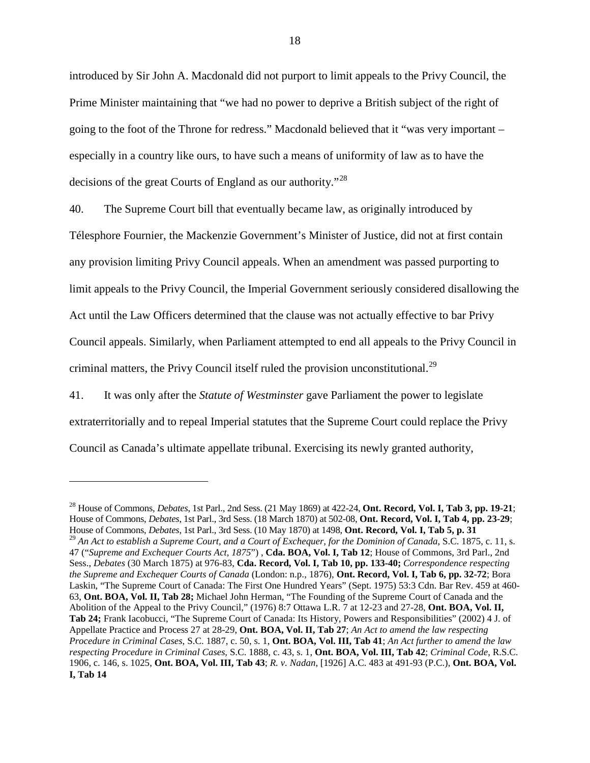introduced by Sir John A. Macdonald did not purport to limit appeals to the Privy Council, the Prime Minister maintaining that "we had no power to deprive a British subject of the right of going to the foot of the Throne for redress." Macdonald believed that it "was very important – especially in a country like ours, to have such a means of uniformity of law as to have the decisions of the great Courts of England as our authority."[28]

40. The Supreme Court bill that eventually became law, as originally introduced by Télesphore Fournier, the Mackenzie Government's Minister of Justice, did not at first contain any provision limiting Privy Council appeals. When an amendment was passed purporting to limit appeals to the Privy Council, the Imperial Government seriously considered disallowing the Act until the Law Officers determined that the clause was not actually effective to bar Privy Council appeals. Similarly, when Parliament attempted to end all appeals to the Privy Council in criminal matters, the Privy Council itself ruled the provision unconstitutional.[29]

41. It was only after the *Statute of Westminster* gave Parliament the power to legislate extraterritorially and to repeal Imperial statutes that the Supreme Court could replace the Privy Council as Canada's ultimate appellate tribunal. Exercising its newly granted authority,

---

[28] House of Commons, *Debates*, 1st Parl., 2nd Sess. (21 May 1869) at 422-24, **Ont. Record, Vol. I, Tab 3, pp. 19-21**; House of Commons, *Debates*, 1st Parl., 3rd Sess. (18 March 1870) at 502-08, **Ont. Record, Vol. I, Tab 4, pp. 23-29**; House of Commons, *Debates*, 1st Parl., 3rd Sess. (10 May 1870) at 1498, **Ont. Record, Vol. I, Tab 5, p. 31**

[29] *An Act to establish a Supreme Court, and a Court of Exchequer, for the Dominion of Canada*, S.C. 1875, c. 11, s. 47 ("*Supreme and Exchequer Courts Act, 1875*") , **Cda. BOA, Vol. I, Tab 12**; House of Commons, 3rd Parl., 2nd Sess., *Debates* (30 March 1875) at 976-83, **Cda. Record, Vol. I, Tab 10, pp. 133-40;** *Correspondence respecting the Supreme and Exchequer Courts of Canada* (London: n.p., 1876), **Ont. Record, Vol. I, Tab 6, pp. 32-72**; Bora Laskin, "The Supreme Court of Canada: The First One Hundred Years" (Sept. 1975) 53:3 Cdn. Bar Rev. 459 at 460-63, **Ont. BOA, Vol. II, Tab 28;** Michael John Herman, "The Founding of the Supreme Court of Canada and the Abolition of the Appeal to the Privy Council," (1976) 8:7 Ottawa L.R. 7 at 12-23 and 27-28, **Ont. BOA, Vol. II, Tab 24;** Frank Iacobucci, "The Supreme Court of Canada: Its History, Powers and Responsibilities" (2002) 4 J. of Appellate Practice and Process 27 at 28-29, **Ont. BOA, Vol. II, Tab 27**; *An Act to amend the law respecting Procedure in Criminal Cases*, S.C. 1887, c. 50, s. 1, **Ont. BOA, Vol. III, Tab 41**; *An Act further to amend the law respecting Procedure in Criminal Cases*, S.C. 1888, c. 43, s. 1, **Ont. BOA, Vol. III, Tab 42**; *Criminal Code*, R.S.C. 1906, c. 146, s. 1025, **Ont. BOA, Vol. III, Tab 43**; *R. v. Nadan*, [1926] A.C. 483 at 491-93 (P.C.), **Ont. BOA, Vol. I, Tab 14**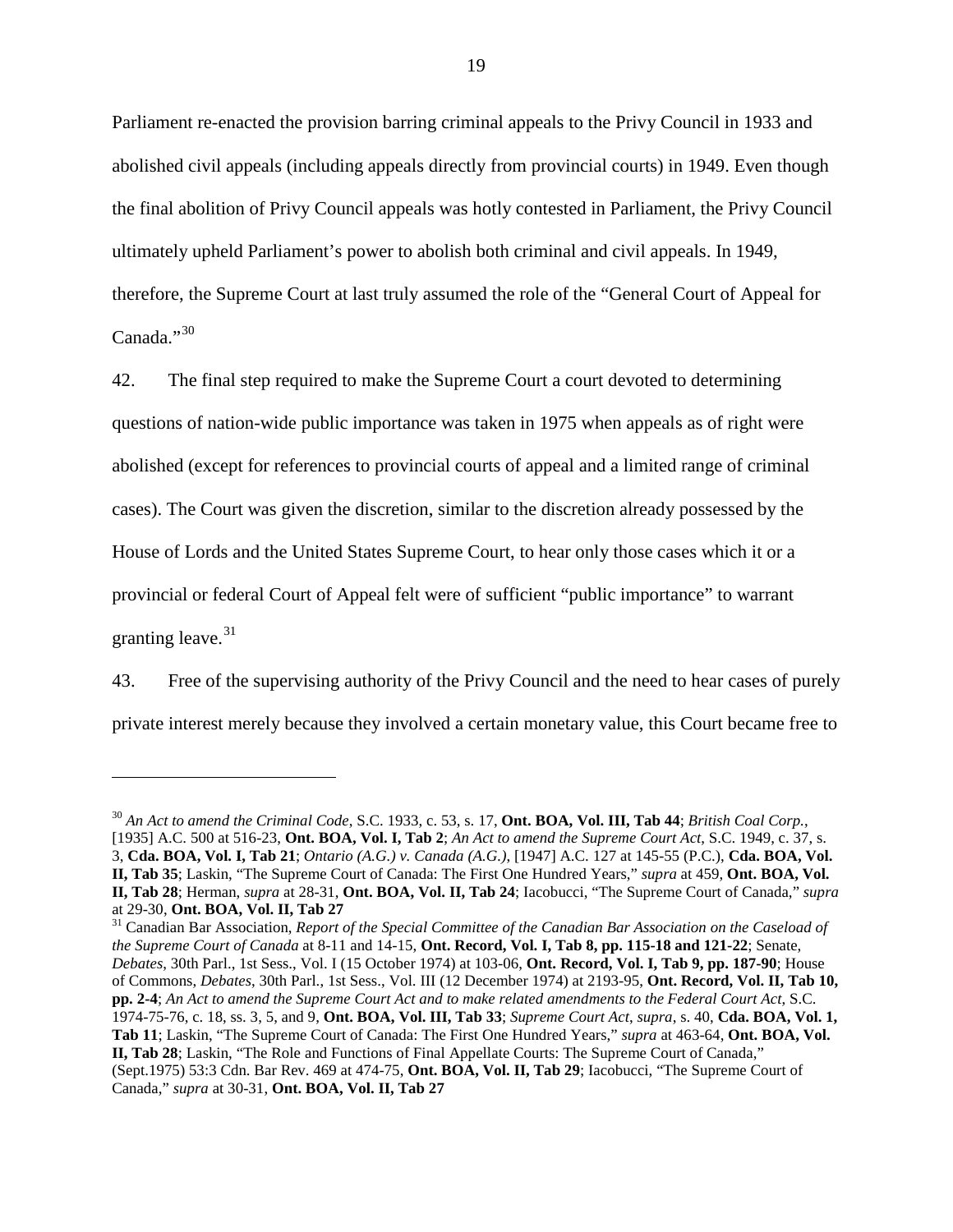Parliament re-enacted the provision barring criminal appeals to the Privy Council in 1933 and abolished civil appeals (including appeals directly from provincial courts) in 1949. Even though the final abolition of Privy Council appeals was hotly contested in Parliament, the Privy Council ultimately upheld Parliament's power to abolish both criminal and civil appeals. In 1949, therefore, the Supreme Court at last truly assumed the role of the "General Court of Appeal for Canada."[30]

42. The final step required to make the Supreme Court a court devoted to determining questions of nation-wide public importance was taken in 1975 when appeals as of right were abolished (except for references to provincial courts of appeal and a limited range of criminal cases). The Court was given the discretion, similar to the discretion already possessed by the House of Lords and the United States Supreme Court, to hear only those cases which it or a provincial or federal Court of Appeal felt were of sufficient "public importance" to warrant granting leave.[31]

43. Free of the supervising authority of the Privy Council and the need to hear cases of purely private interest merely because they involved a certain monetary value, this Court became free to

---

[30] *An Act to amend the Criminal Code*, S.C. 1933, c. 53, s. 17, **Ont. BOA, Vol. III, Tab 44**; *British Coal Corp.*, [1935] A.C. 500 at 516-23, **Ont. BOA, Vol. I, Tab 2**; *An Act to amend the Supreme Court Act*, S.C. 1949, c. 37, s. 3, **Cda. BOA, Vol. I, Tab 21**; *Ontario (A.G.) v. Canada (A.G.)*, [1947] A.C. 127 at 145-55 (P.C.), **Cda. BOA, Vol. II, Tab 35**; Laskin, "The Supreme Court of Canada: The First One Hundred Years," *supra* at 459, **Ont. BOA, Vol. II, Tab 28**; Herman, *supra* at 28-31, **Ont. BOA, Vol. II, Tab 24**; Iacobucci, "The Supreme Court of Canada," *supra* at 29-30, **Ont. BOA, Vol. II, Tab 27**

[31] Canadian Bar Association, *Report of the Special Committee of the Canadian Bar Association on the Caseload of the Supreme Court of Canada* at 8-11 and 14-15, **Ont. Record, Vol. I, Tab 8, pp. 115-18 and 121-22**; Senate, *Debates*, 30th Parl., 1st Sess., Vol. I (15 October 1974) at 103-06, **Ont. Record, Vol. I, Tab 9, pp. 187-90**; House of Commons, *Debates*, 30th Parl., 1st Sess., Vol. III (12 December 1974) at 2193-95, **Ont. Record, Vol. II, Tab 10, pp. 2-4**; *An Act to amend the Supreme Court Act and to make related amendments to the Federal Court Act*, S.C. 1974-75-76, c. 18, ss. 3, 5, and 9, **Ont. BOA, Vol. III, Tab 33**; *Supreme Court Act*, *supra*, s. 40, **Cda. BOA, Vol. 1, Tab 11**; Laskin, "The Supreme Court of Canada: The First One Hundred Years," *supra* at 463-64, **Ont. BOA, Vol. II, Tab 28**; Laskin, "The Role and Functions of Final Appellate Courts: The Supreme Court of Canada," (Sept.1975) 53:3 Cdn. Bar Rev. 469 at 474-75, **Ont. BOA, Vol. II, Tab 29**; Iacobucci, "The Supreme Court of Canada," *supra* at 30-31, **Ont. BOA, Vol. II, Tab 27**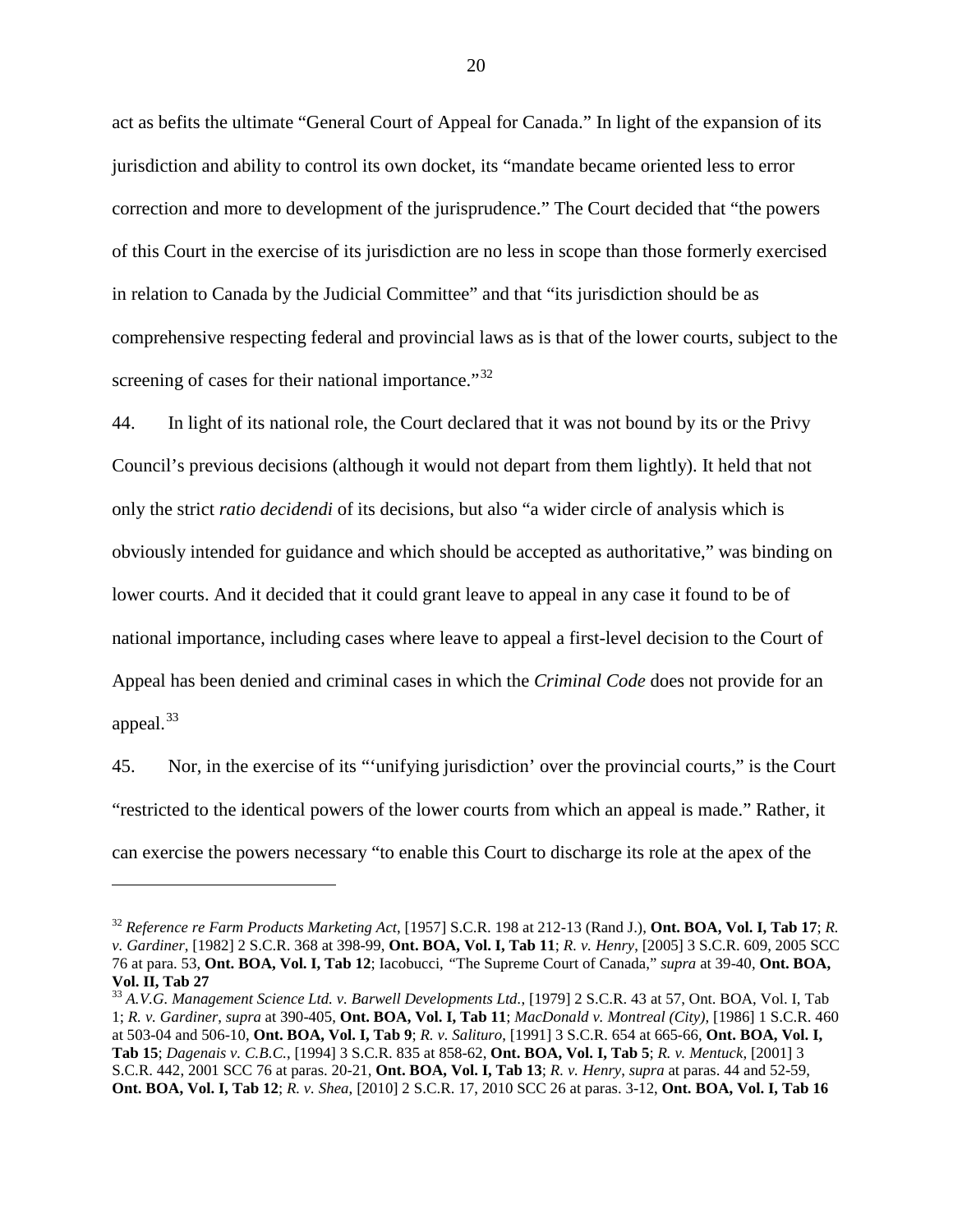act as befits the ultimate "General Court of Appeal for Canada." In light of the expansion of its jurisdiction and ability to control its own docket, its "mandate became oriented less to error correction and more to development of the jurisprudence." The Court decided that "the powers of this Court in the exercise of its jurisdiction are no less in scope than those formerly exercised in relation to Canada by the Judicial Committee" and that "its jurisdiction should be as comprehensive respecting federal and provincial laws as is that of the lower courts, subject to the screening of cases for their national importance."[32]

44. In light of its national role, the Court declared that it was not bound by its or the Privy Council's previous decisions (although it would not depart from them lightly). It held that not only the strict *ratio decidendi* of its decisions, but also "a wider circle of analysis which is obviously intended for guidance and which should be accepted as authoritative," was binding on lower courts. And it decided that it could grant leave to appeal in any case it found to be of national importance, including cases where leave to appeal a first-level decision to the Court of Appeal has been denied and criminal cases in which the *Criminal Code* does not provide for an appeal.[33]

45. Nor, in the exercise of its "'unifying jurisdiction' over the provincial courts," is the Court "restricted to the identical powers of the lower courts from which an appeal is made." Rather, it can exercise the powers necessary "to enable this Court to discharge its role at the apex of the

---

[32] *Reference re Farm Products Marketing Act*, [1957] S.C.R. 198 at 212-13 (Rand J.), **Ont. BOA, Vol. I, Tab 17**; *R. v. Gardiner*, [1982] 2 S.C.R. 368 at 398-99, **Ont. BOA, Vol. I, Tab 11**; *R. v. Henry*, [2005] 3 S.C.R. 609, 2005 SCC 76 at para. 53, **Ont. BOA, Vol. I, Tab 12**; Iacobucci, "The Supreme Court of Canada," *supra* at 39-40, **Ont. BOA, Vol. II, Tab 27**

[33] *A.V.G. Management Science Ltd. v. Barwell Developments Ltd.*, [1979] 2 S.C.R. 43 at 57, Ont. BOA, Vol. I, Tab 1; *R. v. Gardiner*, *supra* at 390-405, **Ont. BOA, Vol. I, Tab 11**; *MacDonald v. Montreal (City)*, [1986] 1 S.C.R. 460 at 503-04 and 506-10, **Ont. BOA, Vol. I, Tab 9**; *R. v. Salituro*, [1991] 3 S.C.R. 654 at 665-66, **Ont. BOA, Vol. I, Tab 15**; *Dagenais v. C.B.C.*, [1994] 3 S.C.R. 835 at 858-62, **Ont. BOA, Vol. I, Tab 5**; *R. v. Mentuck*, [2001] 3 S.C.R. 442, 2001 SCC 76 at paras. 20-21, **Ont. BOA, Vol. I, Tab 13**; *R. v. Henry*, *supra* at paras. 44 and 52-59, **Ont. BOA, Vol. I, Tab 12**; *R. v. Shea*, [2010] 2 S.C.R. 17, 2010 SCC 26 at paras. 3-12, **Ont. BOA, Vol. I, Tab 16**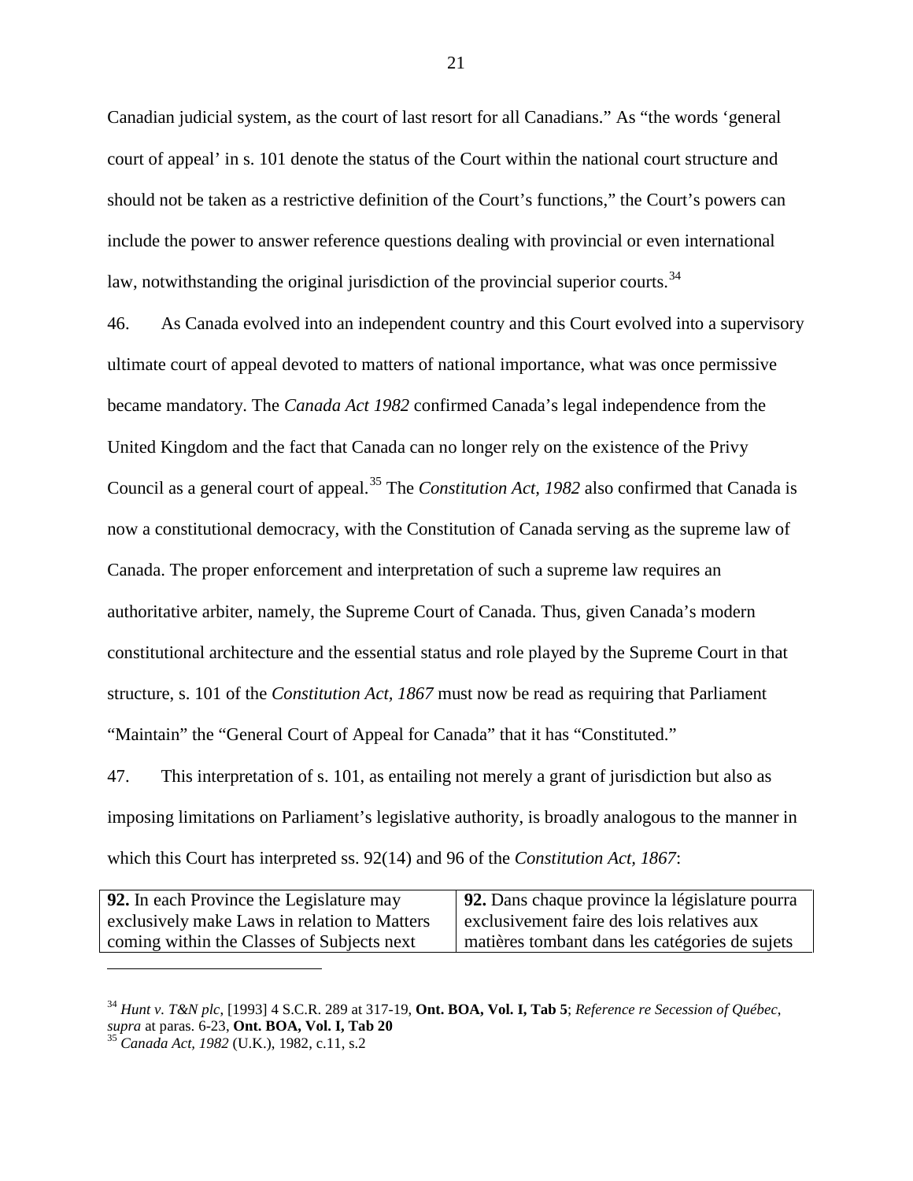Canadian judicial system, as the court of last resort for all Canadians." As "the words 'general court of appeal' in s. 101 denote the status of the Court within the national court structure and should not be taken as a restrictive definition of the Court's functions," the Court's powers can include the power to answer reference questions dealing with provincial or even international law, notwithstanding the original jurisdiction of the provincial superior courts.[34]

46. As Canada evolved into an independent country and this Court evolved into a supervisory ultimate court of appeal devoted to matters of national importance, what was once permissive became mandatory. The *Canada Act 1982* confirmed Canada's legal independence from the United Kingdom and the fact that Canada can no longer rely on the existence of the Privy Council as a general court of appeal.[35] The *Constitution Act, 1982* also confirmed that Canada is now a constitutional democracy, with the Constitution of Canada serving as the supreme law of Canada. The proper enforcement and interpretation of such a supreme law requires an authoritative arbiter, namely, the Supreme Court of Canada. Thus, given Canada's modern constitutional architecture and the essential status and role played by the Supreme Court in that structure, s. 101 of the *Constitution Act, 1867* must now be read as requiring that Parliament "Maintain" the "General Court of Appeal for Canada" that it has "Constituted."

47. This interpretation of s. 101, as entailing not merely a grant of jurisdiction but also as imposing limitations on Parliament's legislative authority, is broadly analogous to the manner in which this Court has interpreted ss. 92(14) and 96 of the *Constitution Act, 1867*:

| **92.** In each Province the Legislature may exclusively make Laws in relation to Matters coming within the Classes of Subjects next | **92.** Dans chaque province la législature pourra exclusivement faire des lois relatives aux matières tombant dans les catégories de sujets |
|---|---|

[34] *Hunt v. T&N plc*, [1993] 4 S.C.R. 289 at 317-19, **Ont. BOA, Vol. I, Tab 5**; *Reference re Secession of Québec*, *supra* at paras. 6-23, **Ont. BOA, Vol. I, Tab 20**

[35] *Canada Act, 1982* (U.K.), 1982, c.11, s.2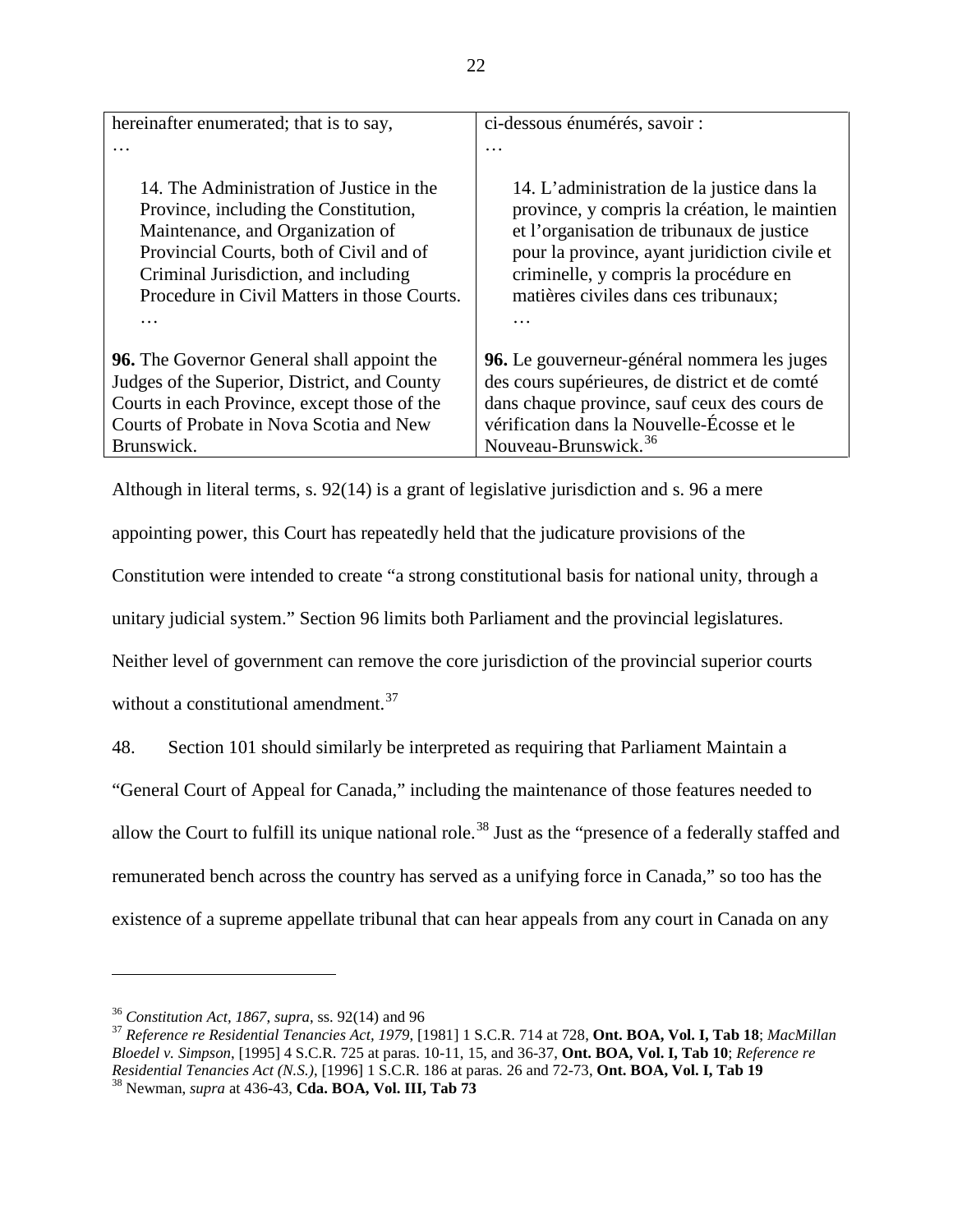| hereinafter enumerated; that is to say, | ci-dessous énumérés, savoir : |
| --- | --- |
| … | … |
| 14. The Administration of Justice in the Province, including the Constitution, Maintenance, and Organization of Provincial Courts, both of Civil and of Criminal Jurisdiction, and including Procedure in Civil Matters in those Courts. … | 14. L'administration de la justice dans la province, y compris la création, le maintien et l'organisation de tribunaux de justice pour la province, ayant juridiction civile et criminelle, y compris la procédure en matières civiles dans ces tribunaux; … |
| **96.** The Governor General shall appoint the Judges of the Superior, District, and County Courts in each Province, except those of the Courts of Probate in Nova Scotia and New Brunswick. | **96.** Le gouverneur-général nommera les juges des cours supérieures, de district et de comté dans chaque province, sauf ceux des cours de vérification dans la Nouvelle-Écosse et le Nouveau-Brunswick.[36] |

Although in literal terms, s. 92(14) is a grant of legislative jurisdiction and s. 96 a mere appointing power, this Court has repeatedly held that the judicature provisions of the Constitution were intended to create "a strong constitutional basis for national unity, through a unitary judicial system." Section 96 limits both Parliament and the provincial legislatures. Neither level of government can remove the core jurisdiction of the provincial superior courts without a constitutional amendment.[37]

48. Section 101 should similarly be interpreted as requiring that Parliament Maintain a "General Court of Appeal for Canada," including the maintenance of those features needed to allow the Court to fulfill its unique national role.[38] Just as the "presence of a federally staffed and remunerated bench across the country has served as a unifying force in Canada," so too has the existence of a supreme appellate tribunal that can hear appeals from any court in Canada on any

---

[36] *Constitution Act, 1867*, *supra*, ss. 92(14) and 96

[37] *Reference re Residential Tenancies Act, 1979*, [1981] 1 S.C.R. 714 at 728, **Ont. BOA, Vol. I, Tab 18**; *MacMillan Bloedel v. Simpson*, [1995] 4 S.C.R. 725 at paras. 10-11, 15, and 36-37, **Ont. BOA, Vol. I, Tab 10**; *Reference re Residential Tenancies Act (N.S.)*, [1996] 1 S.C.R. 186 at paras. 26 and 72-73, **Ont. BOA, Vol. I, Tab 19**

[38] Newman, *supra* at 436-43, **Cda. BOA, Vol. III, Tab 73**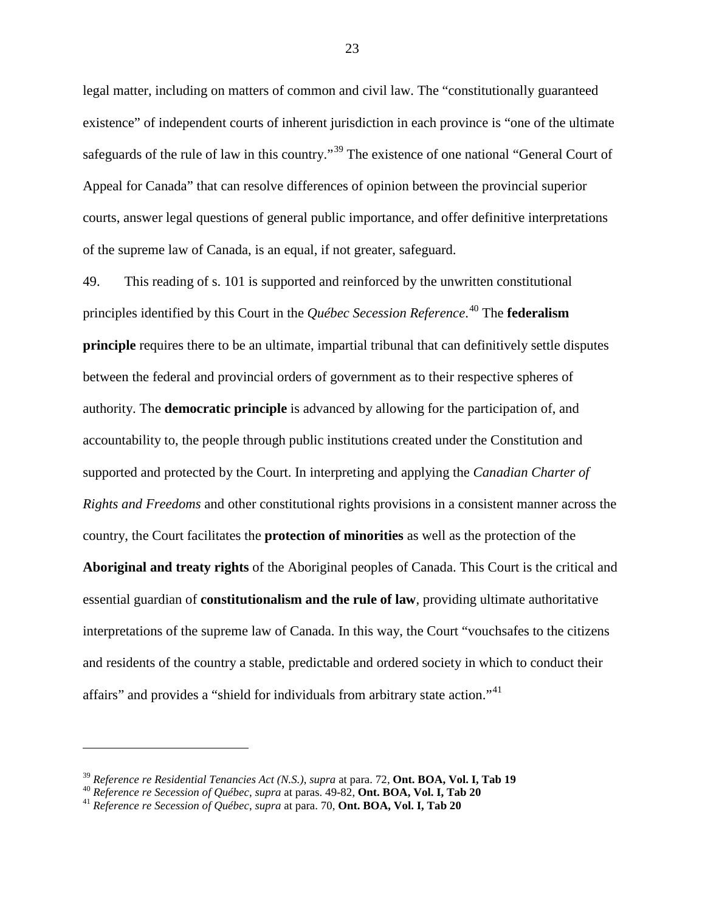legal matter, including on matters of common and civil law. The “constitutionally guaranteed existence” of independent courts of inherent jurisdiction in each province is “one of the ultimate safeguards of the rule of law in this country.”[39] The existence of one national “General Court of Appeal for Canada” that can resolve differences of opinion between the provincial superior courts, answer legal questions of general public importance, and offer definitive interpretations of the supreme law of Canada, is an equal, if not greater, safeguard.

49. This reading of s. 101 is supported and reinforced by the unwritten constitutional principles identified by this Court in the *Québec Secession Reference*.[40] The **federalism principle** requires there to be an ultimate, impartial tribunal that can definitively settle disputes between the federal and provincial orders of government as to their respective spheres of authority. The **democratic principle** is advanced by allowing for the participation of, and accountability to, the people through public institutions created under the Constitution and supported and protected by the Court. In interpreting and applying the *Canadian Charter of Rights and Freedoms* and other constitutional rights provisions in a consistent manner across the country, the Court facilitates the **protection of minorities** as well as the protection of the **Aboriginal and treaty rights** of the Aboriginal peoples of Canada. This Court is the critical and essential guardian of **constitutionalism and the rule of law**, providing ultimate authoritative interpretations of the supreme law of Canada. In this way, the Court “vouchsafes to the citizens and residents of the country a stable, predictable and ordered society in which to conduct their affairs” and provides a “shield for individuals from arbitrary state action.”[41]

---

[39] *Reference re Residential Tenancies Act (N.S.)*, *supra* at para. 72, **Ont. BOA, Vol. I, Tab 19**

[40] *Reference re Secession of Québec*, *supra* at paras. 49-82, **Ont. BOA, Vol. I, Tab 20**

[41] *Reference re Secession of Québec*, *supra* at para. 70, **Ont. BOA, Vol. I, Tab 20**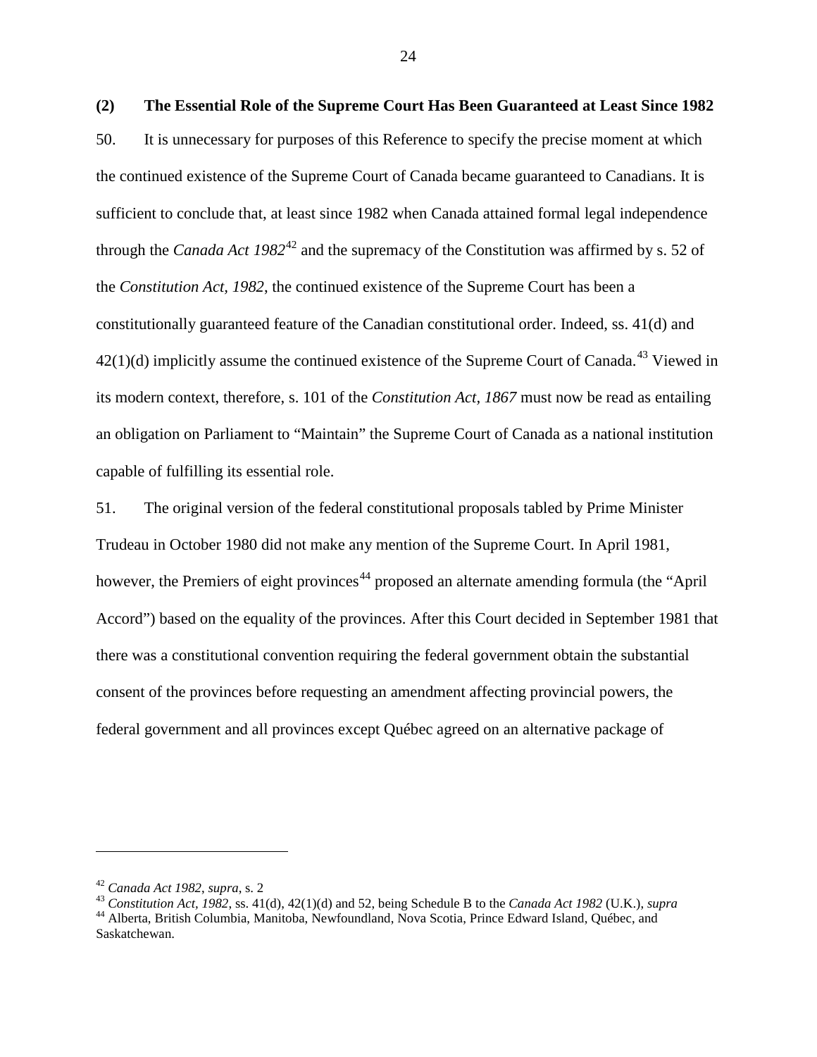### (2) The Essential Role of the Supreme Court Has Been Guaranteed at Least Since 1982

50. It is unnecessary for purposes of this Reference to specify the precise moment at which the continued existence of the Supreme Court of Canada became guaranteed to Canadians. It is sufficient to conclude that, at least since 1982 when Canada attained formal legal independence through the *Canada Act 1982*[42] and the supremacy of the Constitution was affirmed by s. 52 of the *Constitution Act, 1982*, the continued existence of the Supreme Court has been a constitutionally guaranteed feature of the Canadian constitutional order. Indeed, ss. 41(d) and 42(1)(d) implicitly assume the continued existence of the Supreme Court of Canada.[43] Viewed in its modern context, therefore, s. 101 of the *Constitution Act, 1867* must now be read as entailing an obligation on Parliament to "Maintain" the Supreme Court of Canada as a national institution capable of fulfilling its essential role.

51. The original version of the federal constitutional proposals tabled by Prime Minister Trudeau in October 1980 did not make any mention of the Supreme Court. In April 1981, however, the Premiers of eight provinces[44] proposed an alternate amending formula (the "April Accord") based on the equality of the provinces. After this Court decided in September 1981 that there was a constitutional convention requiring the federal government obtain the substantial consent of the provinces before requesting an amendment affecting provincial powers, the federal government and all provinces except Québec agreed on an alternative package of

---

[42] *Canada Act 1982*, *supra*, s. 2

[43] *Constitution Act, 1982*, ss. 41(d), 42(1)(d) and 52, being Schedule B to the *Canada Act 1982* (U.K.), *supra*

[44] Alberta, British Columbia, Manitoba, Newfoundland, Nova Scotia, Prince Edward Island, Québec, and Saskatchewan.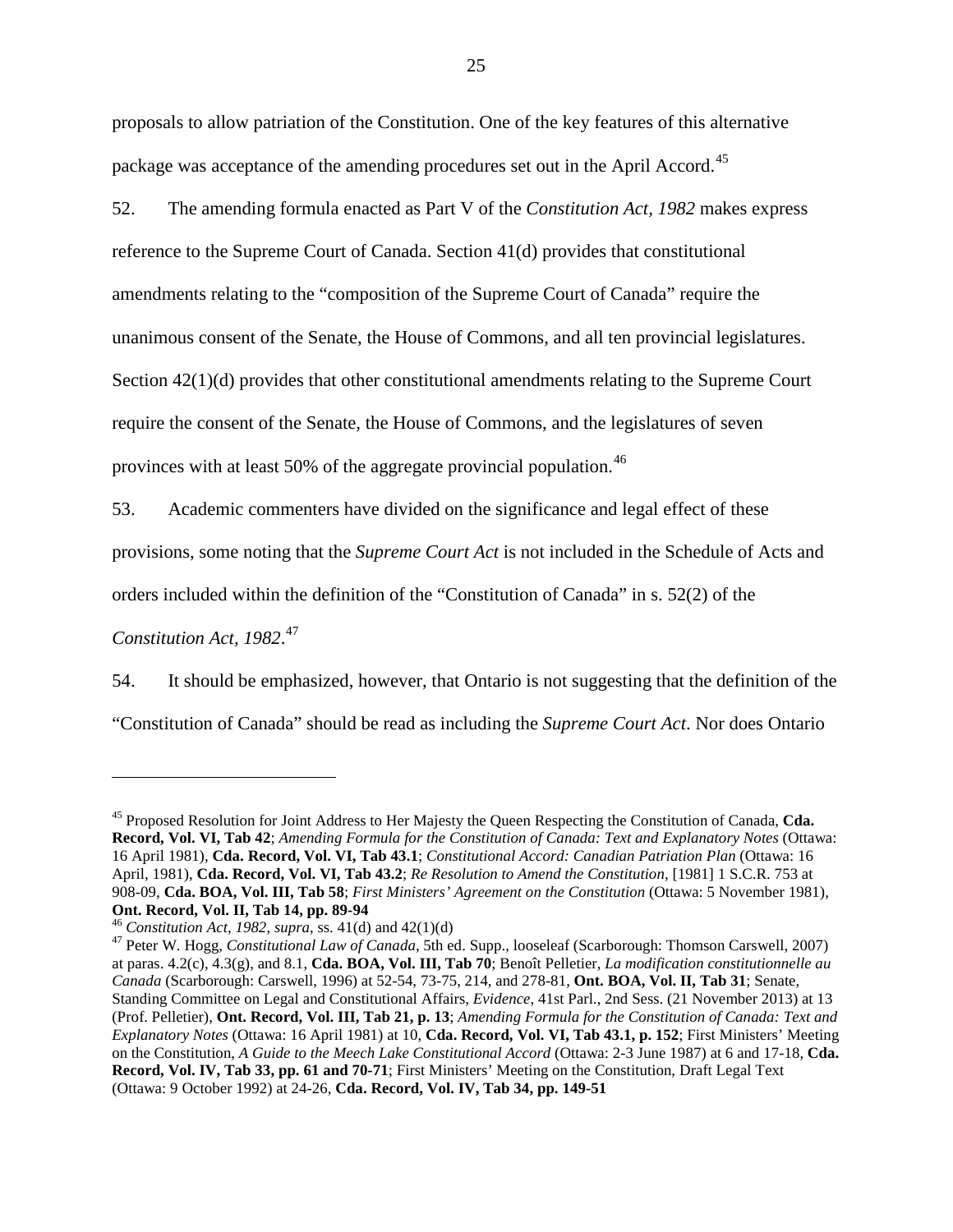proposals to allow patriation of the Constitution. One of the key features of this alternative package was acceptance of the amending procedures set out in the April Accord.[45]

52. The amending formula enacted as Part V of the *Constitution Act, 1982* makes express reference to the Supreme Court of Canada. Section 41(d) provides that constitutional amendments relating to the "composition of the Supreme Court of Canada" require the unanimous consent of the Senate, the House of Commons, and all ten provincial legislatures. Section 42(1)(d) provides that other constitutional amendments relating to the Supreme Court require the consent of the Senate, the House of Commons, and the legislatures of seven provinces with at least 50% of the aggregate provincial population.[46]

53. Academic commenters have divided on the significance and legal effect of these provisions, some noting that the *Supreme Court Act* is not included in the Schedule of Acts and orders included within the definition of the "Constitution of Canada" in s. 52(2) of the *Constitution Act, 1982*.[47]

54. It should be emphasized, however, that Ontario is not suggesting that the definition of the "Constitution of Canada" should be read as including the *Supreme Court Act*. Nor does Ontario

---

[45] Proposed Resolution for Joint Address to Her Majesty the Queen Respecting the Constitution of Canada, **Cda. Record, Vol. VI, Tab 42**; *Amending Formula for the Constitution of Canada: Text and Explanatory Notes* (Ottawa: 16 April 1981), **Cda. Record, Vol. VI, Tab 43.1**; *Constitutional Accord: Canadian Patriation Plan* (Ottawa: 16 April, 1981), **Cda. Record, Vol. VI, Tab 43.2**; *Re Resolution to Amend the Constitution*, [1981] 1 S.C.R. 753 at 908-09, **Cda. BOA, Vol. III, Tab 58**; *First Ministers' Agreement on the Constitution* (Ottawa: 5 November 1981), **Ont. Record, Vol. II, Tab 14, pp. 89-94**

[46] *Constitution Act, 1982*, *supra*, ss. 41(d) and 42(1)(d)

[47] Peter W. Hogg, *Constitutional Law of Canada*, 5th ed. Supp., looseleaf (Scarborough: Thomson Carswell, 2007) at paras. 4.2(c), 4.3(g), and 8.1, **Cda. BOA, Vol. III, Tab 70**; Benoît Pelletier, *La modification constitutionnelle au Canada* (Scarborough: Carswell, 1996) at 52-54, 73-75, 214, and 278-81, **Ont. BOA, Vol. II, Tab 31**; Senate, Standing Committee on Legal and Constitutional Affairs, *Evidence*, 41st Parl., 2nd Sess. (21 November 2013) at 13 (Prof. Pelletier), **Ont. Record, Vol. III, Tab 21, p. 13**; *Amending Formula for the Constitution of Canada: Text and Explanatory Notes* (Ottawa: 16 April 1981) at 10, **Cda. Record, Vol. VI, Tab 43.1, p. 152**; First Ministers' Meeting on the Constitution, *A Guide to the Meech Lake Constitutional Accord* (Ottawa: 2-3 June 1987) at 6 and 17-18, **Cda. Record, Vol. IV, Tab 33, pp. 61 and 70-71**; First Ministers' Meeting on the Constitution, Draft Legal Text (Ottawa: 9 October 1992) at 24-26, **Cda. Record, Vol. IV, Tab 34, pp. 149-51**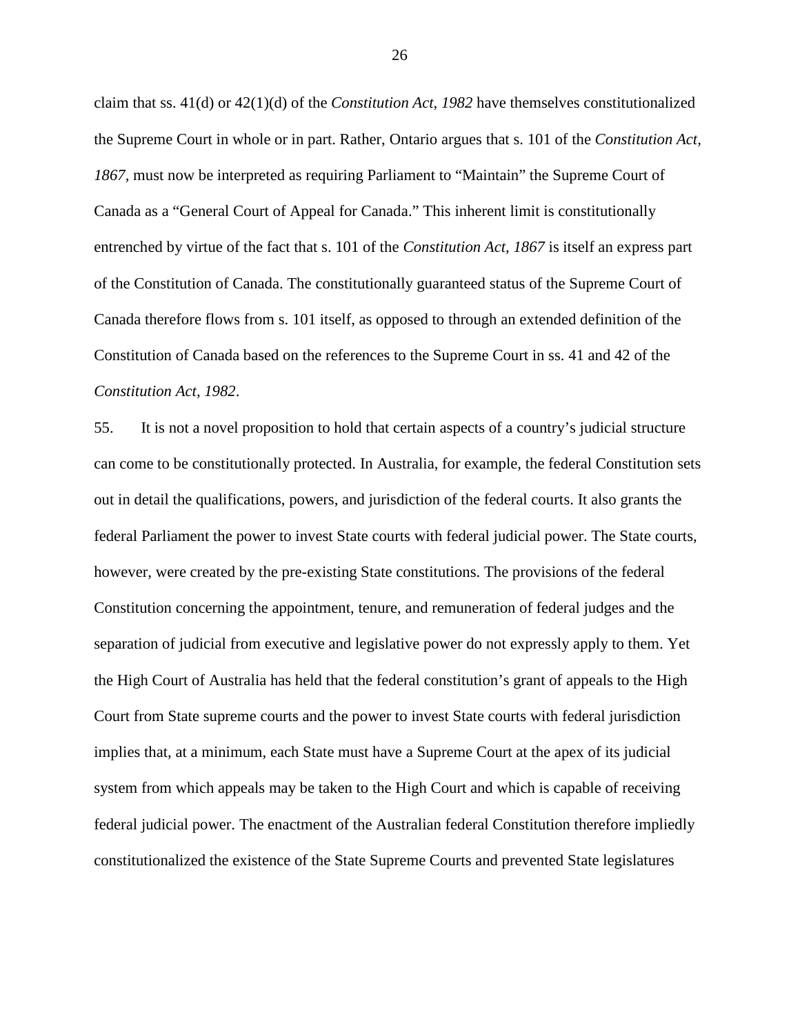claim that ss. 41(d) or 42(1)(d) of the *Constitution Act, 1982* have themselves constitutionalized the Supreme Court in whole or in part. Rather, Ontario argues that s. 101 of the *Constitution Act, 1867*, must now be interpreted as requiring Parliament to "Maintain" the Supreme Court of Canada as a "General Court of Appeal for Canada." This inherent limit is constitutionally entrenched by virtue of the fact that s. 101 of the *Constitution Act, 1867* is itself an express part of the Constitution of Canada. The constitutionally guaranteed status of the Supreme Court of Canada therefore flows from s. 101 itself, as opposed to through an extended definition of the Constitution of Canada based on the references to the Supreme Court in ss. 41 and 42 of the *Constitution Act, 1982*.

55. It is not a novel proposition to hold that certain aspects of a country's judicial structure can come to be constitutionally protected. In Australia, for example, the federal Constitution sets out in detail the qualifications, powers, and jurisdiction of the federal courts. It also grants the federal Parliament the power to invest State courts with federal judicial power. The State courts, however, were created by the pre-existing State constitutions. The provisions of the federal Constitution concerning the appointment, tenure, and remuneration of federal judges and the separation of judicial from executive and legislative power do not expressly apply to them. Yet the High Court of Australia has held that the federal constitution's grant of appeals to the High Court from State supreme courts and the power to invest State courts with federal jurisdiction implies that, at a minimum, each State must have a Supreme Court at the apex of its judicial system from which appeals may be taken to the High Court and which is capable of receiving federal judicial power. The enactment of the Australian federal Constitution therefore impliedly constitutionalized the existence of the State Supreme Courts and prevented State legislatures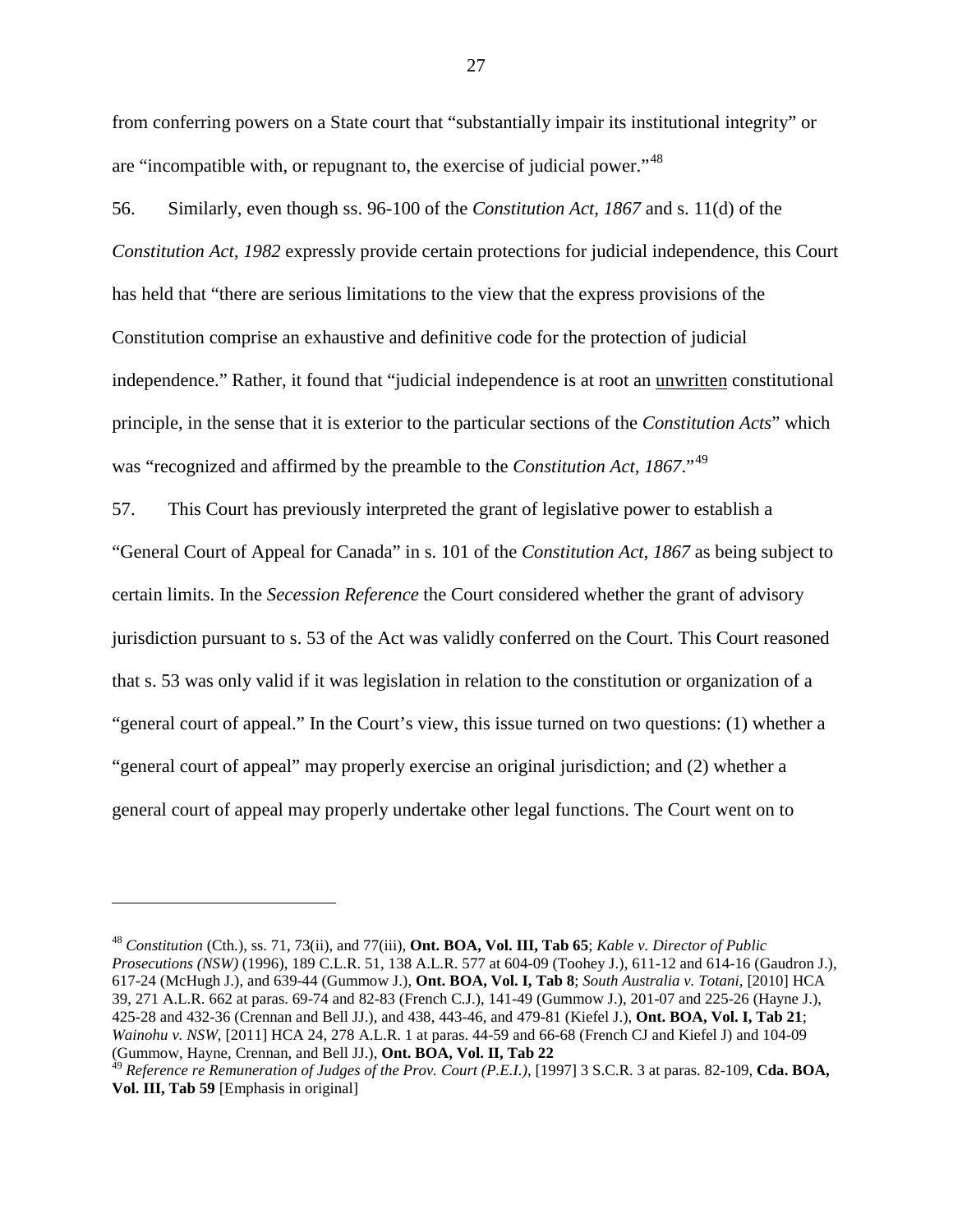from conferring powers on a State court that "substantially impair its institutional integrity" or are "incompatible with, or repugnant to, the exercise of judicial power."[48]

56. Similarly, even though ss. 96-100 of the *Constitution Act, 1867* and s. 11(d) of the *Constitution Act, 1982* expressly provide certain protections for judicial independence, this Court has held that "there are serious limitations to the view that the express provisions of the Constitution comprise an exhaustive and definitive code for the protection of judicial independence." Rather, it found that "judicial independence is at root an <u>unwritten</u> constitutional principle, in the sense that it is exterior to the particular sections of the *Constitution Acts*" which was "recognized and affirmed by the preamble to the *Constitution Act, 1867*."[49]

57. This Court has previously interpreted the grant of legislative power to establish a "General Court of Appeal for Canada" in s. 101 of the *Constitution Act, 1867* as being subject to certain limits. In the *Secession Reference* the Court considered whether the grant of advisory jurisdiction pursuant to s. 53 of the Act was validly conferred on the Court. This Court reasoned that s. 53 was only valid if it was legislation in relation to the constitution or organization of a "general court of appeal." In the Court's view, this issue turned on two questions: (1) whether a "general court of appeal" may properly exercise an original jurisdiction; and (2) whether a general court of appeal may properly undertake other legal functions. The Court went on to

---

[48] *Constitution* (Cth.), ss. 71, 73(ii), and 77(iii), **Ont. BOA, Vol. III, Tab 65**; *Kable v. Director of Public Prosecutions (NSW)* (1996), 189 C.L.R. 51, 138 A.L.R. 577 at 604-09 (Toohey J.), 611-12 and 614-16 (Gaudron J.), 617-24 (McHugh J.), and 639-44 (Gummow J.), **Ont. BOA, Vol. I, Tab 8**; *South Australia v. Totani*, [2010] HCA 39, 271 A.L.R. 662 at paras. 69-74 and 82-83 (French C.J.), 141-49 (Gummow J.), 201-07 and 225-26 (Hayne J.), 425-28 and 432-36 (Crennan and Bell JJ.), and 438, 443-46, and 479-81 (Kiefel J.), **Ont. BOA, Vol. I, Tab 21**; *Wainohu v. NSW*, [2011] HCA 24, 278 A.L.R. 1 at paras. 44-59 and 66-68 (French CJ and Kiefel J) and 104-09 (Gummow, Hayne, Crennan, and Bell JJ.), **Ont. BOA, Vol. II, Tab 22**

[49] *Reference re Remuneration of Judges of the Prov. Court (P.E.I.)*, [1997] 3 S.C.R. 3 at paras. 82-109, **Cda. BOA, Vol. III, Tab 59** [Emphasis in original]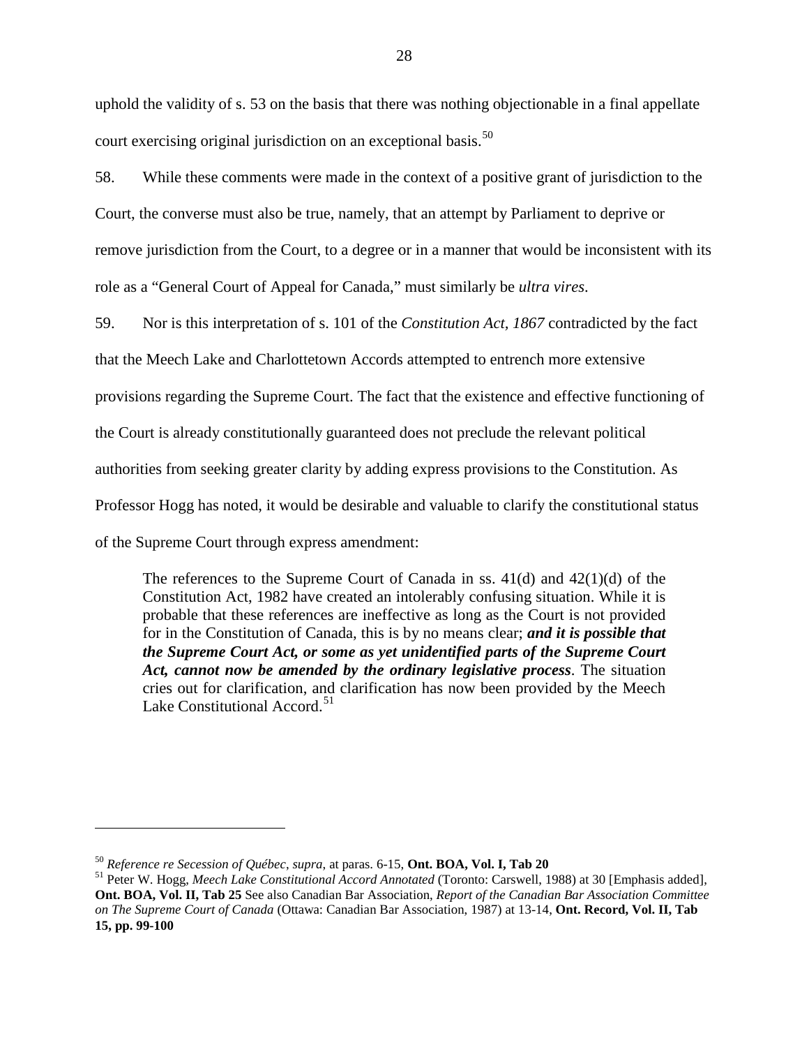uphold the validity of s. 53 on the basis that there was nothing objectionable in a final appellate court exercising original jurisdiction on an exceptional basis.[50]

58. While these comments were made in the context of a positive grant of jurisdiction to the Court, the converse must also be true, namely, that an attempt by Parliament to deprive or remove jurisdiction from the Court, to a degree or in a manner that would be inconsistent with its role as a "General Court of Appeal for Canada," must similarly be *ultra vires*.

59. Nor is this interpretation of s. 101 of the *Constitution Act, 1867* contradicted by the fact that the Meech Lake and Charlottetown Accords attempted to entrench more extensive provisions regarding the Supreme Court. The fact that the existence and effective functioning of the Court is already constitutionally guaranteed does not preclude the relevant political authorities from seeking greater clarity by adding express provisions to the Constitution. As Professor Hogg has noted, it would be desirable and valuable to clarify the constitutional status of the Supreme Court through express amendment:

> The references to the Supreme Court of Canada in ss. 41(d) and 42(1)(d) of the Constitution Act, 1982 have created an intolerably confusing situation. While it is probable that these references are ineffective as long as the Court is not provided for in the Constitution of Canada, this is by no means clear; ***and it is possible that the Supreme Court Act, or some as yet unidentified parts of the Supreme Court Act, cannot now be amended by the ordinary legislative process***. The situation cries out for clarification, and clarification has now been provided by the Meech Lake Constitutional Accord.[51]

---

[50] *Reference re Secession of Québec*, *supra*, at paras. 6-15, **Ont. BOA, Vol. I, Tab 20**

[51] Peter W. Hogg, *Meech Lake Constitutional Accord Annotated* (Toronto: Carswell, 1988) at 30 [Emphasis added], **Ont. BOA, Vol. II, Tab 25** See also Canadian Bar Association, *Report of the Canadian Bar Association Committee on The Supreme Court of Canada* (Ottawa: Canadian Bar Association, 1987) at 13-14, **Ont. Record, Vol. II, Tab 15, pp. 99-100**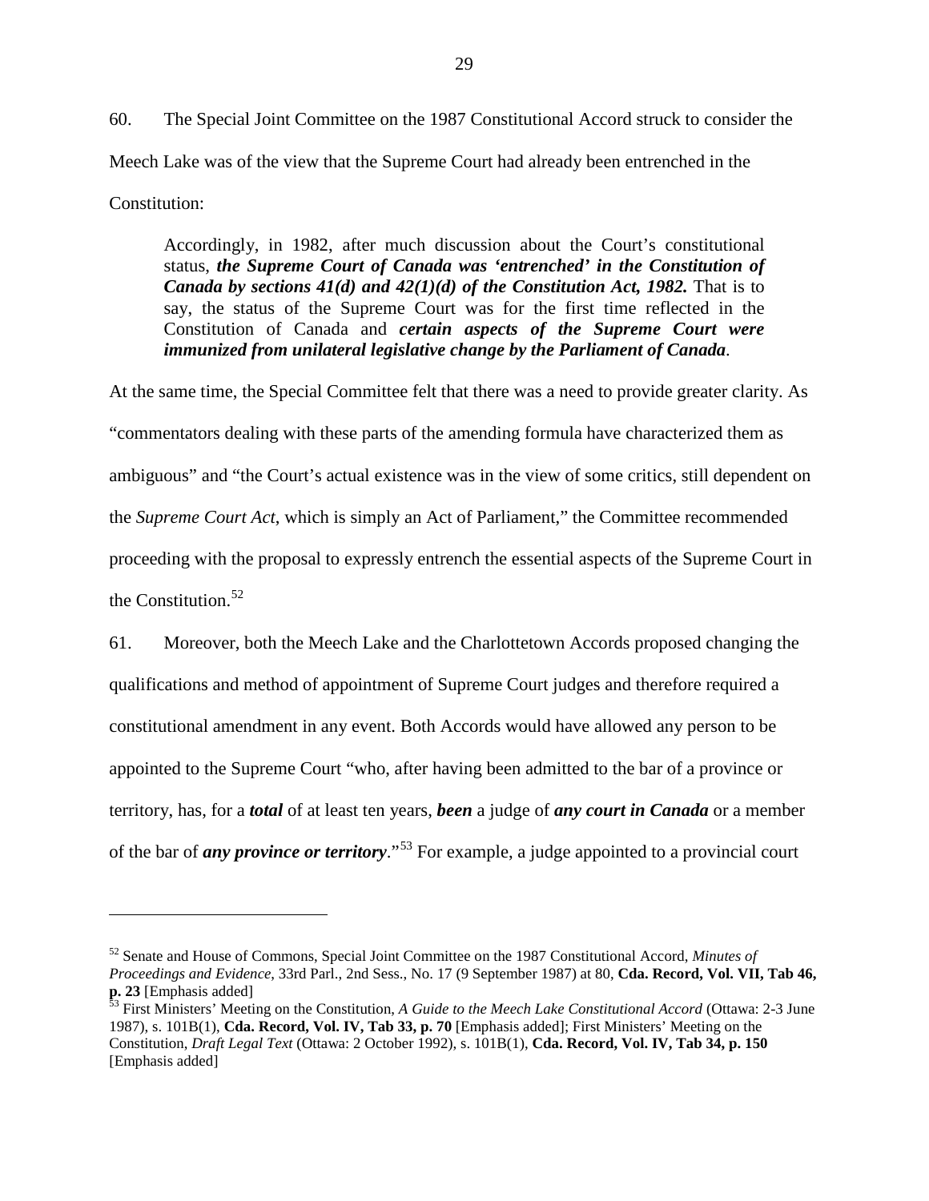60. The Special Joint Committee on the 1987 Constitutional Accord struck to consider the Meech Lake was of the view that the Supreme Court had already been entrenched in the Constitution:

> Accordingly, in 1982, after much discussion about the Court's constitutional status, ***the Supreme Court of Canada was 'entrenched' in the Constitution of Canada by sections 41(d) and 42(1)(d) of the Constitution Act, 1982.*** That is to say, the status of the Supreme Court was for the first time reflected in the Constitution of Canada and ***certain aspects of the Supreme Court were immunized from unilateral legislative change by the Parliament of Canada***.

At the same time, the Special Committee felt that there was a need to provide greater clarity. As "commentators dealing with these parts of the amending formula have characterized them as ambiguous" and "the Court's actual existence was in the view of some critics, still dependent on the *Supreme Court Act*, which is simply an Act of Parliament," the Committee recommended proceeding with the proposal to expressly entrench the essential aspects of the Supreme Court in the Constitution.[52]

61. Moreover, both the Meech Lake and the Charlottetown Accords proposed changing the qualifications and method of appointment of Supreme Court judges and therefore required a constitutional amendment in any event. Both Accords would have allowed any person to be appointed to the Supreme Court "who, after having been admitted to the bar of a province or territory, has, for a ***total*** of at least ten years, ***been*** a judge of ***any court in Canada*** or a member of the bar of ***any province or territory***."[53] For example, a judge appointed to a provincial court

---

[52] Senate and House of Commons, Special Joint Committee on the 1987 Constitutional Accord, *Minutes of Proceedings and Evidence*, 33rd Parl., 2nd Sess., No. 17 (9 September 1987) at 80, **Cda. Record, Vol. VII, Tab 46, p. 23** [Emphasis added]

[53] First Ministers' Meeting on the Constitution, *A Guide to the Meech Lake Constitutional Accord* (Ottawa: 2-3 June 1987), s. 101B(1), **Cda. Record, Vol. IV, Tab 33, p. 70** [Emphasis added]; First Ministers' Meeting on the Constitution, *Draft Legal Text* (Ottawa: 2 October 1992), s. 101B(1), **Cda. Record, Vol. IV, Tab 34, p. 150** [Emphasis added]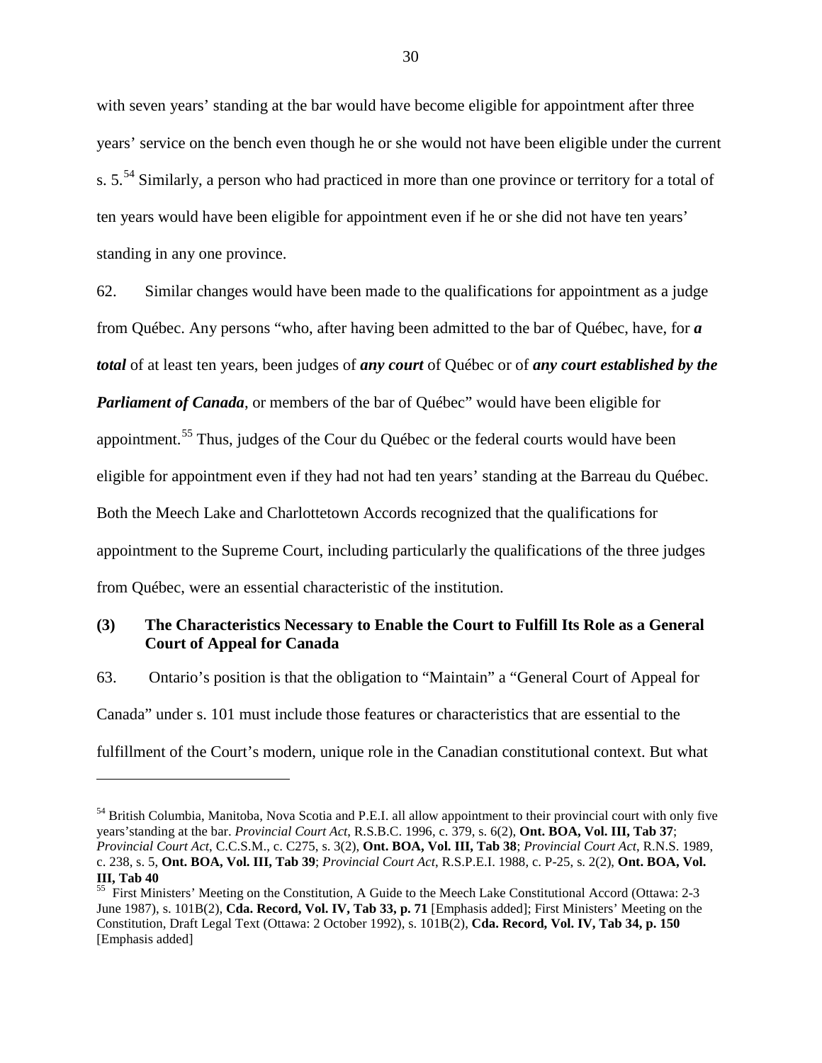with seven years' standing at the bar would have become eligible for appointment after three years' service on the bench even though he or she would not have been eligible under the current s. 5.[54] Similarly, a person who had practiced in more than one province or territory for a total of ten years would have been eligible for appointment even if he or she did not have ten years' standing in any one province.

62. Similar changes would have been made to the qualifications for appointment as a judge from Québec. Any persons "who, after having been admitted to the bar of Québec, have, for ***a total*** of at least ten years, been judges of ***any court*** of Québec or of ***any court established by the Parliament of Canada***, or members of the bar of Québec" would have been eligible for appointment.[55] Thus, judges of the Cour du Québec or the federal courts would have been eligible for appointment even if they had not had ten years' standing at the Barreau du Québec. Both the Meech Lake and Charlottetown Accords recognized that the qualifications for appointment to the Supreme Court, including particularly the qualifications of the three judges from Québec, were an essential characteristic of the institution.

### (3) The Characteristics Necessary to Enable the Court to Fulfill Its Role as a General Court of Appeal for Canada

63. Ontario's position is that the obligation to "Maintain" a "General Court of Appeal for Canada" under s. 101 must include those features or characteristics that are essential to the fulfillment of the Court's modern, unique role in the Canadian constitutional context. But what

---

[54] British Columbia, Manitoba, Nova Scotia and P.E.I. all allow appointment to their provincial court with only five years'standing at the bar. *Provincial Court Act*, R.S.B.C. 1996, c. 379, s. 6(2), **Ont. BOA, Vol. III, Tab 37**; *Provincial Court Act*, C.C.S.M., c. C275, s. 3(2), **Ont. BOA, Vol. III, Tab 38**; *Provincial Court Act*, R.N.S. 1989, c. 238, s. 5, **Ont. BOA, Vol. III, Tab 39**; *Provincial Court Act*, R.S.P.E.I. 1988, c. P-25, s. 2(2), **Ont. BOA, Vol. III, Tab 40**

[55] First Ministers' Meeting on the Constitution, A Guide to the Meech Lake Constitutional Accord (Ottawa: 2-3 June 1987), s. 101B(2), **Cda. Record, Vol. IV, Tab 33, p. 71** [Emphasis added]; First Ministers' Meeting on the Constitution, Draft Legal Text (Ottawa: 2 October 1992), s. 101B(2), **Cda. Record, Vol. IV, Tab 34, p. 150** [Emphasis added]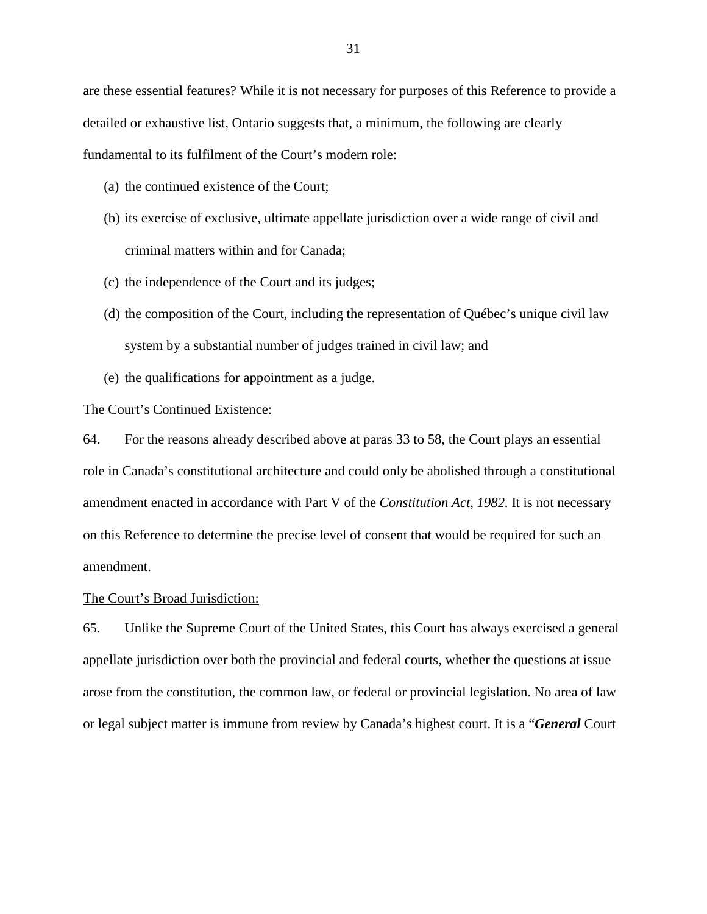are these essential features? While it is not necessary for purposes of this Reference to provide a detailed or exhaustive list, Ontario suggests that, a minimum, the following are clearly fundamental to its fulfilment of the Court's modern role:

(a) the continued existence of the Court;

(b) its exercise of exclusive, ultimate appellate jurisdiction over a wide range of civil and criminal matters within and for Canada;

(c) the independence of the Court and its judges;

(d) the composition of the Court, including the representation of Québec's unique civil law system by a substantial number of judges trained in civil law; and

(e) the qualifications for appointment as a judge.

<u>The Court's Continued Existence:</u>

64. For the reasons already described above at paras 33 to 58, the Court plays an essential role in Canada's constitutional architecture and could only be abolished through a constitutional amendment enacted in accordance with Part V of the *Constitution Act, 1982*. It is not necessary on this Reference to determine the precise level of consent that would be required for such an amendment.

<u>The Court's Broad Jurisdiction:</u>

65. Unlike the Supreme Court of the United States, this Court has always exercised a general appellate jurisdiction over both the provincial and federal courts, whether the questions at issue arose from the constitution, the common law, or federal or provincial legislation. No area of law or legal subject matter is immune from review by Canada's highest court. It is a "***General*** Court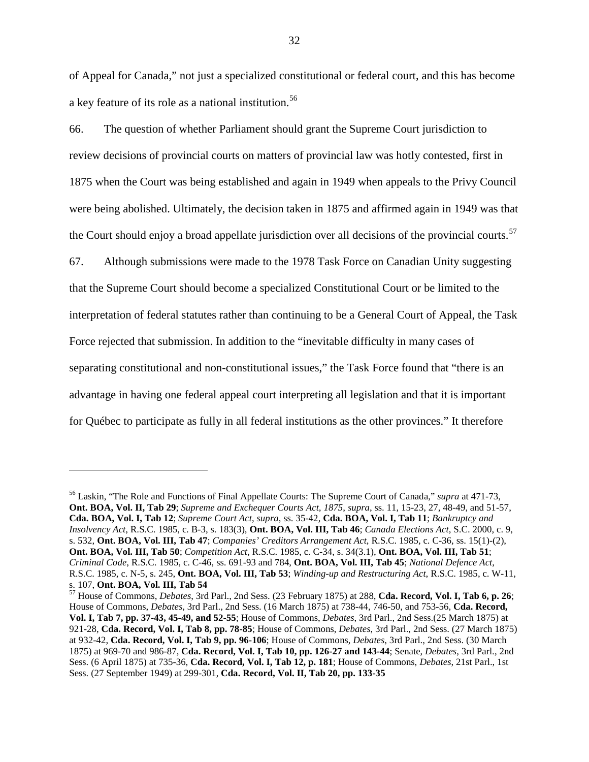of Appeal for Canada," not just a specialized constitutional or federal court, and this has become a key feature of its role as a national institution.[56]

66. The question of whether Parliament should grant the Supreme Court jurisdiction to review decisions of provincial courts on matters of provincial law was hotly contested, first in 1875 when the Court was being established and again in 1949 when appeals to the Privy Council were being abolished. Ultimately, the decision taken in 1875 and affirmed again in 1949 was that the Court should enjoy a broad appellate jurisdiction over all decisions of the provincial courts.[57]

67. Although submissions were made to the 1978 Task Force on Canadian Unity suggesting that the Supreme Court should become a specialized Constitutional Court or be limited to the interpretation of federal statutes rather than continuing to be a General Court of Appeal, the Task Force rejected that submission. In addition to the "inevitable difficulty in many cases of separating constitutional and non-constitutional issues," the Task Force found that "there is an advantage in having one federal appeal court interpreting all legislation and that it is important for Québec to participate as fully in all federal institutions as the other provinces." It therefore

---

[56] Laskin, "The Role and Functions of Final Appellate Courts: The Supreme Court of Canada," *supra* at 471-73, **Ont. BOA, Vol. II, Tab 29**; *Supreme and Exchequer Courts Act, 1875*, *supra*, ss. 11, 15-23, 27, 48-49, and 51-57, **Cda. BOA, Vol. I, Tab 12**; *Supreme Court Act*, *supra*, ss. 35-42, **Cda. BOA, Vol. I, Tab 11**; *Bankruptcy and Insolvency Act*, R.S.C. 1985, c. B-3, s. 183(3), **Ont. BOA, Vol. III, Tab 46**; *Canada Elections Act*, S.C. 2000, c. 9, s. 532, **Ont. BOA, Vol. III, Tab 47**; *Companies' Creditors Arrangement Act*, R.S.C. 1985, c. C-36, ss. 15(1)-(2), **Ont. BOA, Vol. III, Tab 50**; *Competition Act*, R.S.C. 1985, c. C-34, s. 34(3.1), **Ont. BOA, Vol. III, Tab 51**; *Criminal Code*, R.S.C. 1985, c. C-46, ss. 691-93 and 784, **Ont. BOA, Vol. III, Tab 45**; *National Defence Act*, R.S.C. 1985, c. N-5, s. 245, **Ont. BOA, Vol. III, Tab 53**; *Winding-up and Restructuring Act*, R.S.C. 1985, c. W-11, s. 107, **Ont. BOA, Vol. III, Tab 54**

[57] House of Commons, *Debates*, 3rd Parl., 2nd Sess. (23 February 1875) at 288, **Cda. Record, Vol. I, Tab 6, p. 26**; House of Commons, *Debates*, 3rd Parl., 2nd Sess. (16 March 1875) at 738-44, 746-50, and 753-56, **Cda. Record, Vol. I, Tab 7, pp. 37-43, 45-49, and 52-55**; House of Commons, *Debates*, 3rd Parl., 2nd Sess.(25 March 1875) at 921-28, **Cda. Record, Vol. I, Tab 8, pp. 78-85**; House of Commons, *Debates*, 3rd Parl., 2nd Sess. (27 March 1875) at 932-42, **Cda. Record, Vol. I, Tab 9, pp. 96-106**; House of Commons, *Debates*, 3rd Parl., 2nd Sess. (30 March 1875) at 969-70 and 986-87, **Cda. Record, Vol. I, Tab 10, pp. 126-27 and 143-44**; Senate, *Debates*, 3rd Parl., 2nd Sess. (6 April 1875) at 735-36, **Cda. Record, Vol. I, Tab 12, p. 181**; House of Commons, *Debates*, 21st Parl., 1st Sess. (27 September 1949) at 299-301, **Cda. Record, Vol. II, Tab 20, pp. 133-35**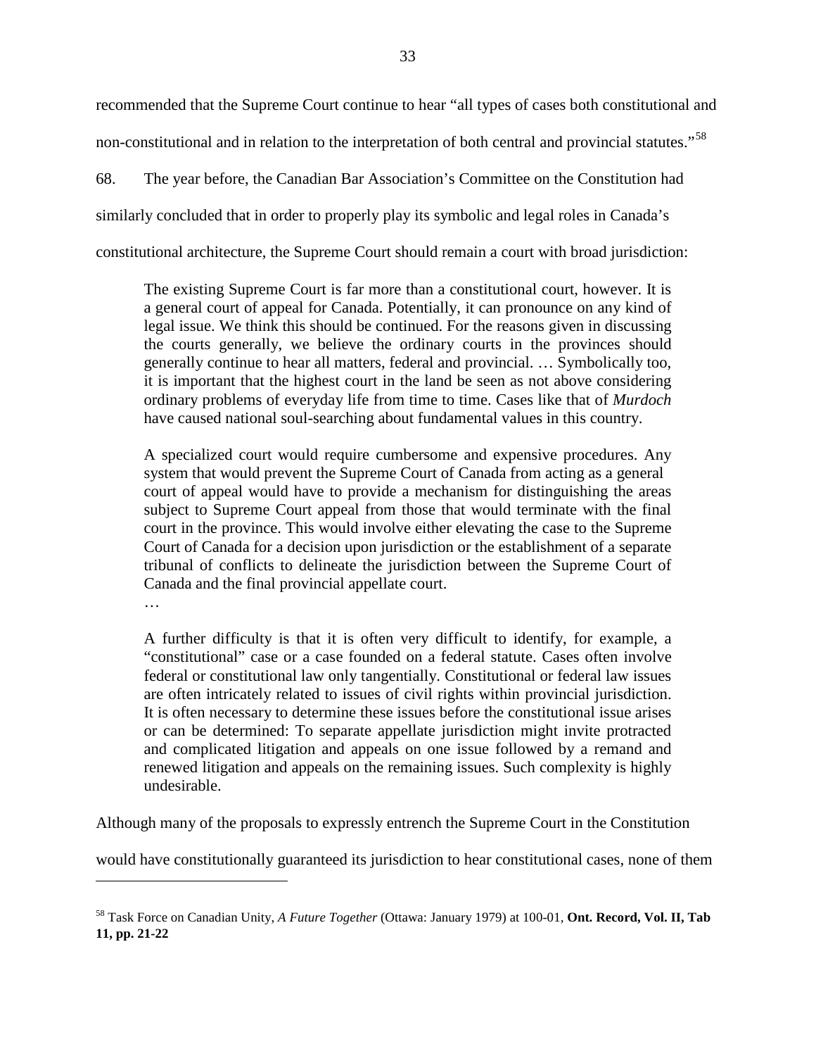recommended that the Supreme Court continue to hear "all types of cases both constitutional and non-constitutional and in relation to the interpretation of both central and provincial statutes."[58]

68. The year before, the Canadian Bar Association's Committee on the Constitution had similarly concluded that in order to properly play its symbolic and legal roles in Canada's constitutional architecture, the Supreme Court should remain a court with broad jurisdiction:

> The existing Supreme Court is far more than a constitutional court, however. It is a general court of appeal for Canada. Potentially, it can pronounce on any kind of legal issue. We think this should be continued. For the reasons given in discussing the courts generally, we believe the ordinary courts in the provinces should generally continue to hear all matters, federal and provincial. … Symbolically too, it is important that the highest court in the land be seen as not above considering ordinary problems of everyday life from time to time. Cases like that of *Murdoch* have caused national soul-searching about fundamental values in this country.
>
> A specialized court would require cumbersome and expensive procedures. Any system that would prevent the Supreme Court of Canada from acting as a general court of appeal would have to provide a mechanism for distinguishing the areas subject to Supreme Court appeal from those that would terminate with the final court in the province. This would involve either elevating the case to the Supreme Court of Canada for a decision upon jurisdiction or the establishment of a separate tribunal of conflicts to delineate the jurisdiction between the Supreme Court of Canada and the final provincial appellate court.
>
> …
>
> A further difficulty is that it is often very difficult to identify, for example, a "constitutional" case or a case founded on a federal statute. Cases often involve federal or constitutional law only tangentially. Constitutional or federal law issues are often intricately related to issues of civil rights within provincial jurisdiction. It is often necessary to determine these issues before the constitutional issue arises or can be determined: To separate appellate jurisdiction might invite protracted and complicated litigation and appeals on one issue followed by a remand and renewed litigation and appeals on the remaining issues. Such complexity is highly undesirable.

Although many of the proposals to expressly entrench the Supreme Court in the Constitution would have constitutionally guaranteed its jurisdiction to hear constitutional cases, none of them

---

[58] Task Force on Canadian Unity, *A Future Together* (Ottawa: January 1979) at 100-01, **Ont. Record, Vol. II, Tab 11, pp. 21-22**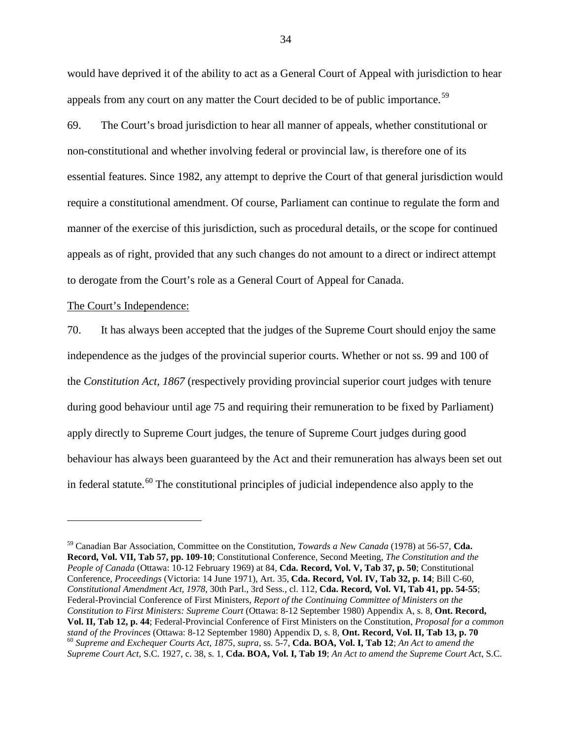would have deprived it of the ability to act as a General Court of Appeal with jurisdiction to hear appeals from any court on any matter the Court decided to be of public importance.[59]

69. The Court's broad jurisdiction to hear all manner of appeals, whether constitutional or non-constitutional and whether involving federal or provincial law, is therefore one of its essential features. Since 1982, any attempt to deprive the Court of that general jurisdiction would require a constitutional amendment. Of course, Parliament can continue to regulate the form and manner of the exercise of this jurisdiction, such as procedural details, or the scope for continued appeals as of right, provided that any such changes do not amount to a direct or indirect attempt to derogate from the Court's role as a General Court of Appeal for Canada.

The Court's Independence:

70. It has always been accepted that the judges of the Supreme Court should enjoy the same independence as the judges of the provincial superior courts. Whether or not ss. 99 and 100 of the *Constitution Act, 1867* (respectively providing provincial superior court judges with tenure during good behaviour until age 75 and requiring their remuneration to be fixed by Parliament) apply directly to Supreme Court judges, the tenure of Supreme Court judges during good behaviour has always been guaranteed by the Act and their remuneration has always been set out in federal statute.[60] The constitutional principles of judicial independence also apply to the

---

[59] Canadian Bar Association, Committee on the Constitution, *Towards a New Canada* (1978) at 56-57, **Cda. Record, Vol. VII, Tab 57, pp. 109-10**; Constitutional Conference, Second Meeting, *The Constitution and the People of Canada* (Ottawa: 10-12 February 1969) at 84, **Cda. Record, Vol. V, Tab 37, p. 50**; Constitutional Conference, *Proceedings* (Victoria: 14 June 1971), Art. 35, **Cda. Record, Vol. IV, Tab 32, p. 14**; Bill C-60, *Constitutional Amendment Act, 1978*, 30th Parl., 3rd Sess., cl. 112, **Cda. Record, Vol. VI, Tab 41, pp. 54-55**; Federal-Provincial Conference of First Ministers, *Report of the Continuing Committee of Ministers on the Constitution to First Ministers: Supreme Court* (Ottawa: 8-12 September 1980) Appendix A, s. 8, **Ont. Record, Vol. II, Tab 12, p. 44**; Federal-Provincial Conference of First Ministers on the Constitution, *Proposal for a common stand of the Provinces* (Ottawa: 8-12 September 1980) Appendix D, s. 8, **Ont. Record, Vol. II, Tab 13, p. 70**

[60] *Supreme and Exchequer Courts Act, 1875*, *supra*, ss. 5-7, **Cda. BOA, Vol. I, Tab 12**; *An Act to amend the Supreme Court Act*, S.C. 1927, c. 38, s. 1, **Cda. BOA, Vol. I, Tab 19**; *An Act to amend the Supreme Court Act*, S.C.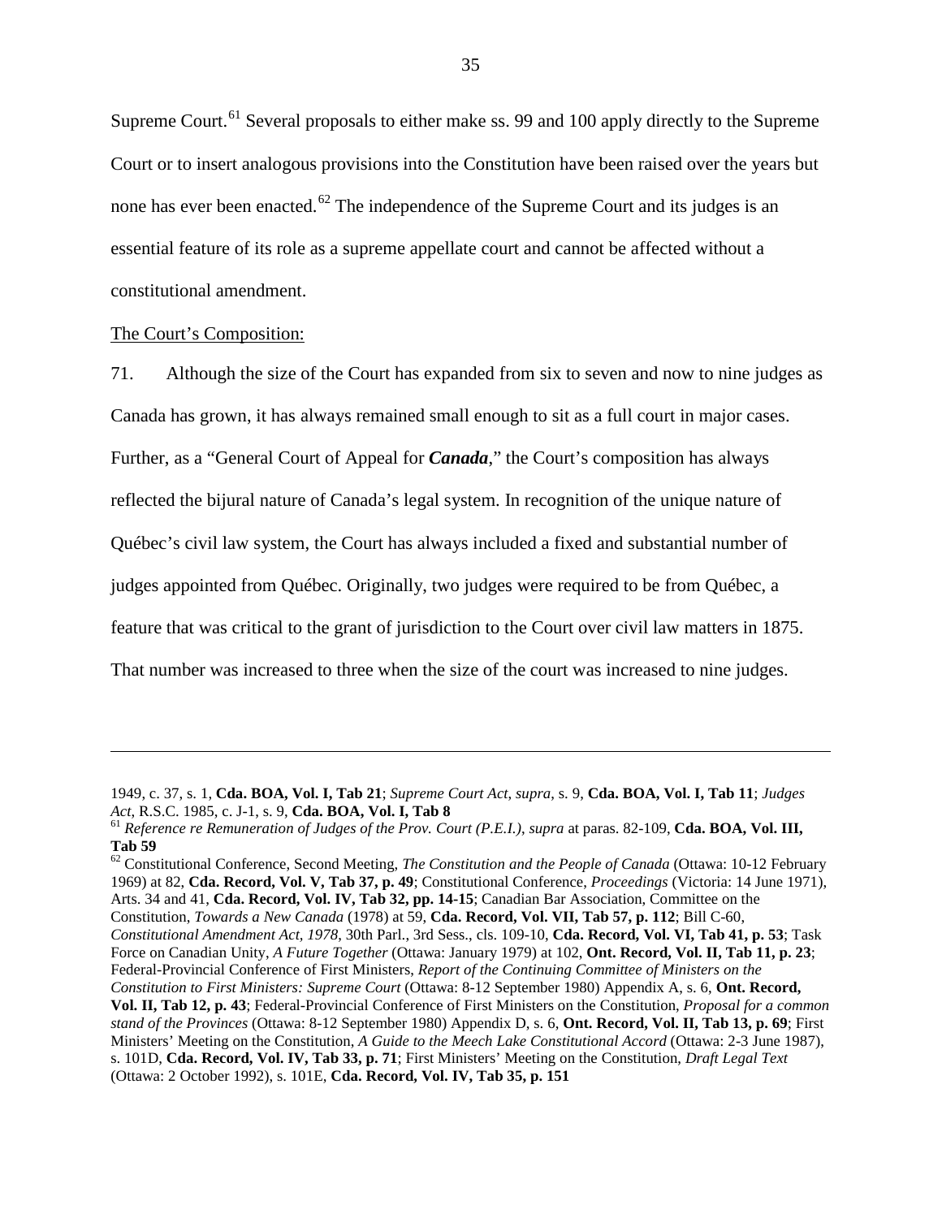Supreme Court.[61] Several proposals to either make ss. 99 and 100 apply directly to the Supreme Court or to insert analogous provisions into the Constitution have been raised over the years but none has ever been enacted.[62] The independence of the Supreme Court and its judges is an essential feature of its role as a supreme appellate court and cannot be affected without a constitutional amendment.

The Court's Composition:

71. Although the size of the Court has expanded from six to seven and now to nine judges as Canada has grown, it has always remained small enough to sit as a full court in major cases. Further, as a "General Court of Appeal for ***Canada***," the Court's composition has always reflected the bijural nature of Canada's legal system. In recognition of the unique nature of Québec's civil law system, the Court has always included a fixed and substantial number of judges appointed from Québec. Originally, two judges were required to be from Québec, a feature that was critical to the grant of jurisdiction to the Court over civil law matters in 1875. That number was increased to three when the size of the court was increased to nine judges.

---

1949, c. 37, s. 1, **Cda. BOA, Vol. I, Tab 21**; *Supreme Court Act*, *supra*, s. 9, **Cda. BOA, Vol. I, Tab 11**; *Judges Act*, R.S.C. 1985, c. J-1, s. 9, **Cda. BOA, Vol. I, Tab 8**

[61] *Reference re Remuneration of Judges of the Prov. Court (P.E.I.)*, *supra* at paras. 82-109, **Cda. BOA, Vol. III, Tab 59**

[62] Constitutional Conference, Second Meeting, *The Constitution and the People of Canada* (Ottawa: 10-12 February 1969) at 82, **Cda. Record, Vol. V, Tab 37, p. 49**; Constitutional Conference, *Proceedings* (Victoria: 14 June 1971), Arts. 34 and 41, **Cda. Record, Vol. IV, Tab 32, pp. 14-15**; Canadian Bar Association, Committee on the Constitution, *Towards a New Canada* (1978) at 59, **Cda. Record, Vol. VII, Tab 57, p. 112**; Bill C-60, *Constitutional Amendment Act, 1978*, 30th Parl., 3rd Sess., cls. 109-10, **Cda. Record, Vol. VI, Tab 41, p. 53**; Task Force on Canadian Unity, *A Future Together* (Ottawa: January 1979) at 102, **Ont. Record, Vol. II, Tab 11, p. 23**; Federal-Provincial Conference of First Ministers, *Report of the Continuing Committee of Ministers on the Constitution to First Ministers: Supreme Court* (Ottawa: 8-12 September 1980) Appendix A, s. 6, **Ont. Record, Vol. II, Tab 12, p. 43**; Federal-Provincial Conference of First Ministers on the Constitution, *Proposal for a common stand of the Provinces* (Ottawa: 8-12 September 1980) Appendix D, s. 6, **Ont. Record, Vol. II, Tab 13, p. 69**; First Ministers' Meeting on the Constitution, *A Guide to the Meech Lake Constitutional Accord* (Ottawa: 2-3 June 1987), s. 101D, **Cda. Record, Vol. IV, Tab 33, p. 71**; First Ministers' Meeting on the Constitution, *Draft Legal Text* (Ottawa: 2 October 1992), s. 101E, **Cda. Record, Vol. IV, Tab 35, p. 151**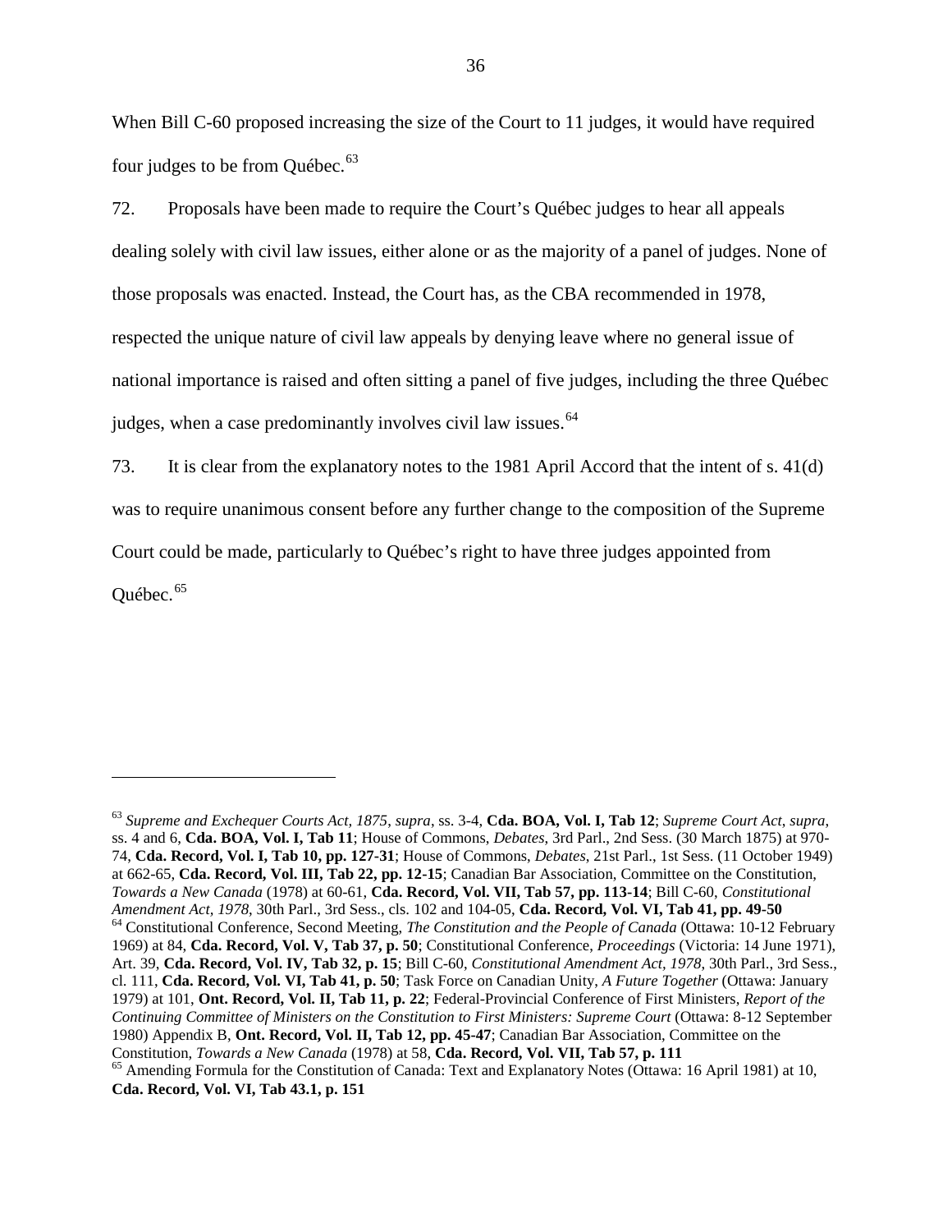When Bill C-60 proposed increasing the size of the Court to 11 judges, it would have required four judges to be from Québec.[63]

72. Proposals have been made to require the Court's Québec judges to hear all appeals dealing solely with civil law issues, either alone or as the majority of a panel of judges. None of those proposals was enacted. Instead, the Court has, as the CBA recommended in 1978, respected the unique nature of civil law appeals by denying leave where no general issue of national importance is raised and often sitting a panel of five judges, including the three Québec judges, when a case predominantly involves civil law issues.[64]

73. It is clear from the explanatory notes to the 1981 April Accord that the intent of s. 41(d) was to require unanimous consent before any further change to the composition of the Supreme Court could be made, particularly to Québec's right to have three judges appointed from Québec.[65]

---

[63] *Supreme and Exchequer Courts Act, 1875*, *supra*, ss. 3-4, **Cda. BOA, Vol. I, Tab 12**; *Supreme Court Act*, *supra*, ss. 4 and 6, **Cda. BOA, Vol. I, Tab 11**; House of Commons, *Debates*, 3rd Parl., 2nd Sess. (30 March 1875) at 970-74, **Cda. Record, Vol. I, Tab 10, pp. 127-31**; House of Commons, *Debates*, 21st Parl., 1st Sess. (11 October 1949) at 662-65, **Cda. Record, Vol. III, Tab 22, pp. 12-15**; Canadian Bar Association, Committee on the Constitution, *Towards a New Canada* (1978) at 60-61, **Cda. Record, Vol. VII, Tab 57, pp. 113-14**; Bill C-60, *Constitutional Amendment Act, 1978*, 30th Parl., 3rd Sess., cls. 102 and 104-05, **Cda. Record, Vol. VI, Tab 41, pp. 49-50**

[64] Constitutional Conference, Second Meeting, *The Constitution and the People of Canada* (Ottawa: 10-12 February 1969) at 84, **Cda. Record, Vol. V, Tab 37, p. 50**; Constitutional Conference, *Proceedings* (Victoria: 14 June 1971), Art. 39, **Cda. Record, Vol. IV, Tab 32, p. 15**; Bill C-60, *Constitutional Amendment Act, 1978*, 30th Parl., 3rd Sess., cl. 111, **Cda. Record, Vol. VI, Tab 41, p. 50**; Task Force on Canadian Unity, *A Future Together* (Ottawa: January 1979) at 101, **Ont. Record, Vol. II, Tab 11, p. 22**; Federal-Provincial Conference of First Ministers, *Report of the Continuing Committee of Ministers on the Constitution to First Ministers: Supreme Court* (Ottawa: 8-12 September 1980) Appendix B, **Ont. Record, Vol. II, Tab 12, pp. 45-47**; Canadian Bar Association, Committee on the Constitution, *Towards a New Canada* (1978) at 58, **Cda. Record, Vol. VII, Tab 57, p. 111**

[65] Amending Formula for the Constitution of Canada: Text and Explanatory Notes (Ottawa: 16 April 1981) at 10, **Cda. Record, Vol. VI, Tab 43.1, p. 151**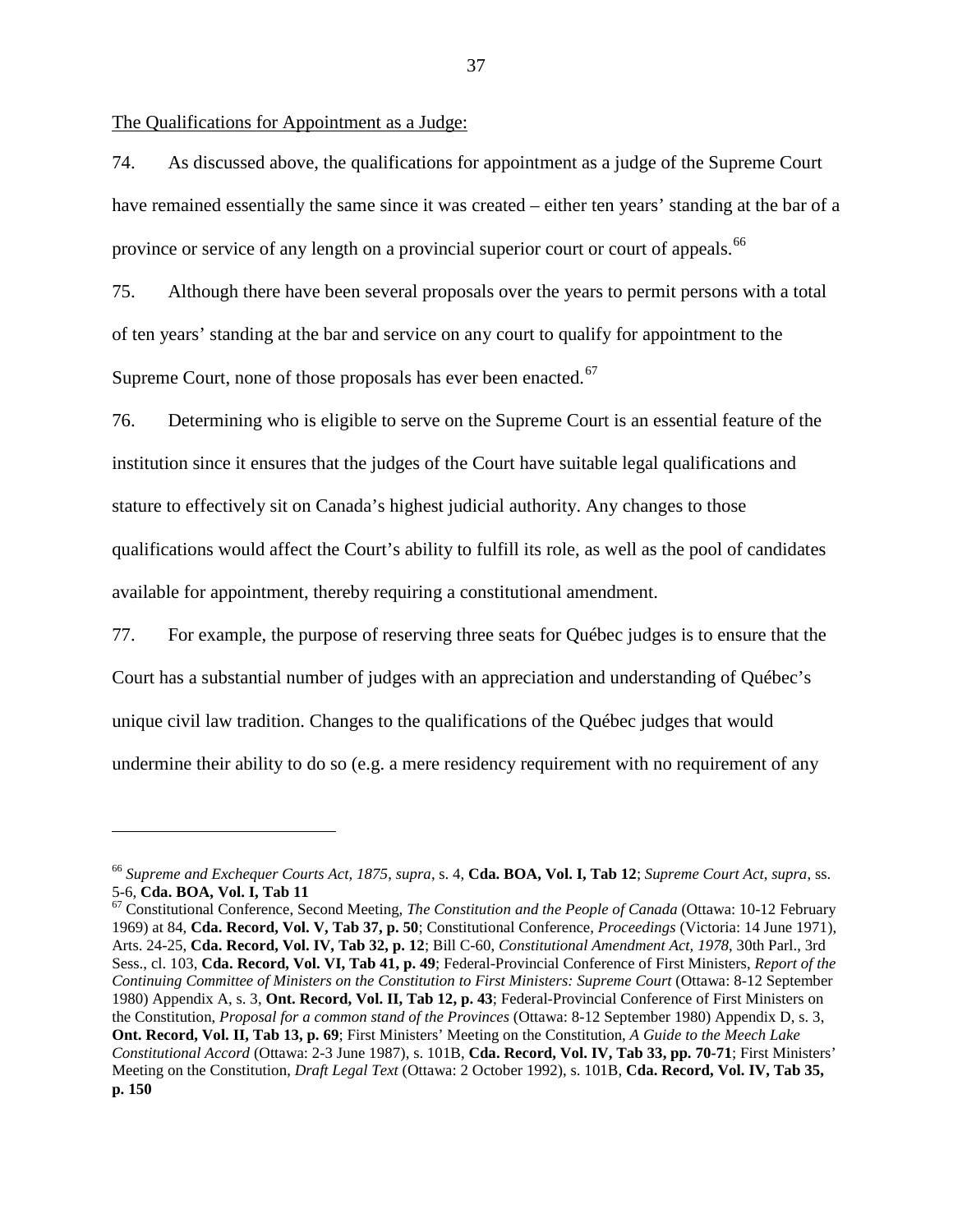<u>The Qualifications for Appointment as a Judge:</u>

74. As discussed above, the qualifications for appointment as a judge of the Supreme Court have remained essentially the same since it was created – either ten years' standing at the bar of a province or service of any length on a provincial superior court or court of appeals.[66]

75. Although there have been several proposals over the years to permit persons with a total of ten years' standing at the bar and service on any court to qualify for appointment to the Supreme Court, none of those proposals has ever been enacted.[67]

76. Determining who is eligible to serve on the Supreme Court is an essential feature of the institution since it ensures that the judges of the Court have suitable legal qualifications and stature to effectively sit on Canada's highest judicial authority. Any changes to those qualifications would affect the Court's ability to fulfill its role, as well as the pool of candidates available for appointment, thereby requiring a constitutional amendment.

77. For example, the purpose of reserving three seats for Québec judges is to ensure that the Court has a substantial number of judges with an appreciation and understanding of Québec's unique civil law tradition. Changes to the qualifications of the Québec judges that would undermine their ability to do so (e.g. a mere residency requirement with no requirement of any

---

[66] *Supreme and Exchequer Courts Act, 1875*, *supra*, s. 4, **Cda. BOA, Vol. I, Tab 12**; *Supreme Court Act*, *supra*, ss. 5-6, **Cda. BOA, Vol. I, Tab 11**

[67] Constitutional Conference, Second Meeting, *The Constitution and the People of Canada* (Ottawa: 10-12 February 1969) at 84, **Cda. Record, Vol. V, Tab 37, p. 50**; Constitutional Conference, *Proceedings* (Victoria: 14 June 1971), Arts. 24-25, **Cda. Record, Vol. IV, Tab 32, p. 12**; Bill C-60, *Constitutional Amendment Act, 1978*, 30th Parl., 3rd Sess., cl. 103, **Cda. Record, Vol. VI, Tab 41, p. 49**; Federal-Provincial Conference of First Ministers, *Report of the Continuing Committee of Ministers on the Constitution to First Ministers: Supreme Court* (Ottawa: 8-12 September 1980) Appendix A, s. 3, **Ont. Record, Vol. II, Tab 12, p. 43**; Federal-Provincial Conference of First Ministers on the Constitution, *Proposal for a common stand of the Provinces* (Ottawa: 8-12 September 1980) Appendix D, s. 3, **Ont. Record, Vol. II, Tab 13, p. 69**; First Ministers' Meeting on the Constitution, *A Guide to the Meech Lake Constitutional Accord* (Ottawa: 2-3 June 1987), s. 101B, **Cda. Record, Vol. IV, Tab 33, pp. 70-71**; First Ministers' Meeting on the Constitution, *Draft Legal Text* (Ottawa: 2 October 1992), s. 101B, **Cda. Record, Vol. IV, Tab 35, p. 150**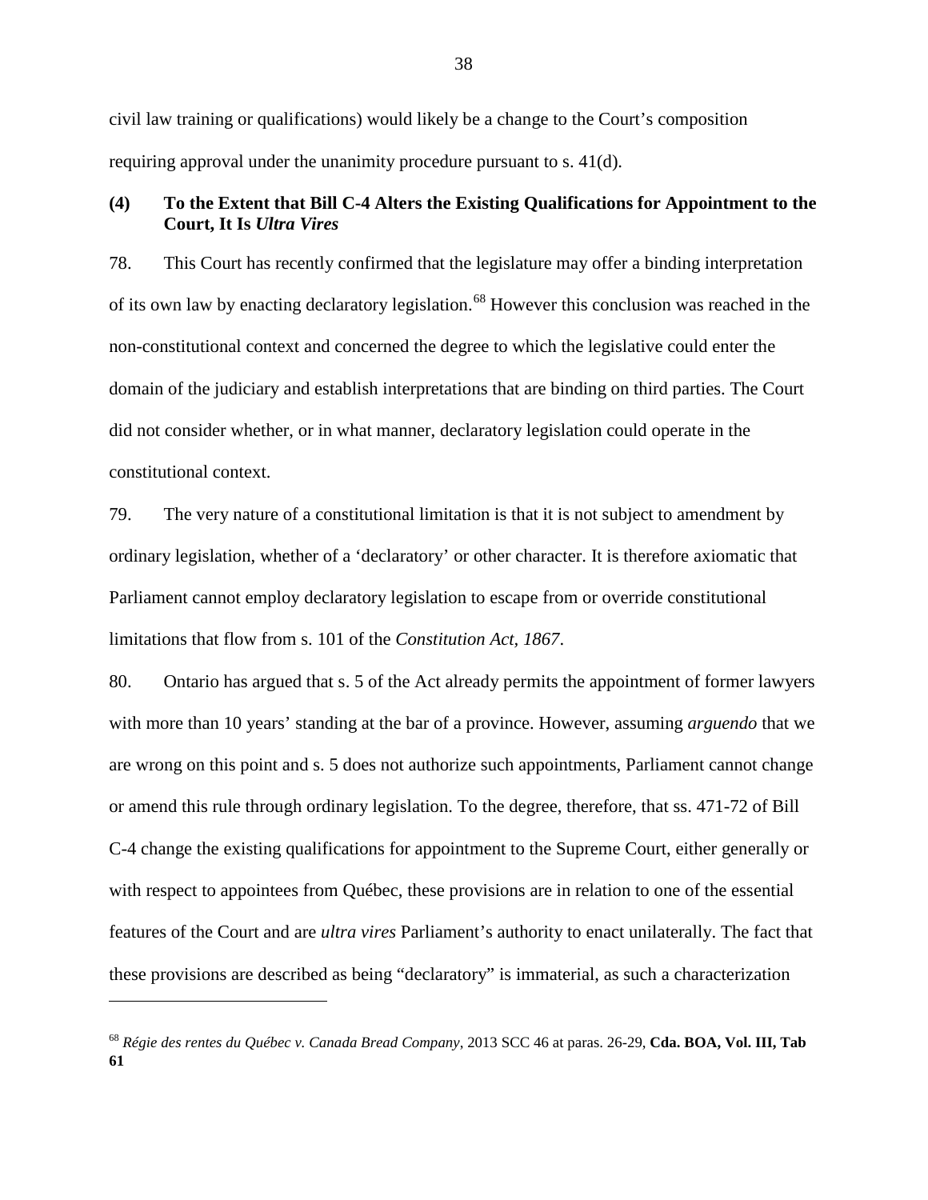civil law training or qualifications) would likely be a change to the Court's composition requiring approval under the unanimity procedure pursuant to s. 41(d).

### (4) To the Extent that Bill C-4 Alters the Existing Qualifications for Appointment to the Court, It Is *Ultra Vires*

78. This Court has recently confirmed that the legislature may offer a binding interpretation of its own law by enacting declaratory legislation.[68] However this conclusion was reached in the non-constitutional context and concerned the degree to which the legislative could enter the domain of the judiciary and establish interpretations that are binding on third parties. The Court did not consider whether, or in what manner, declaratory legislation could operate in the constitutional context.

79. The very nature of a constitutional limitation is that it is not subject to amendment by ordinary legislation, whether of a 'declaratory' or other character. It is therefore axiomatic that Parliament cannot employ declaratory legislation to escape from or override constitutional limitations that flow from s. 101 of the *Constitution Act, 1867*.

80. Ontario has argued that s. 5 of the Act already permits the appointment of former lawyers with more than 10 years' standing at the bar of a province. However, assuming *arguendo* that we are wrong on this point and s. 5 does not authorize such appointments, Parliament cannot change or amend this rule through ordinary legislation. To the degree, therefore, that ss. 471-72 of Bill C-4 change the existing qualifications for appointment to the Supreme Court, either generally or with respect to appointees from Québec, these provisions are in relation to one of the essential features of the Court and are *ultra vires* Parliament's authority to enact unilaterally. The fact that these provisions are described as being "declaratory" is immaterial, as such a characterization

---

[68] *Régie des rentes du Québec v. Canada Bread Company*, 2013 SCC 46 at paras. 26-29, **Cda. BOA, Vol. III, Tab 61**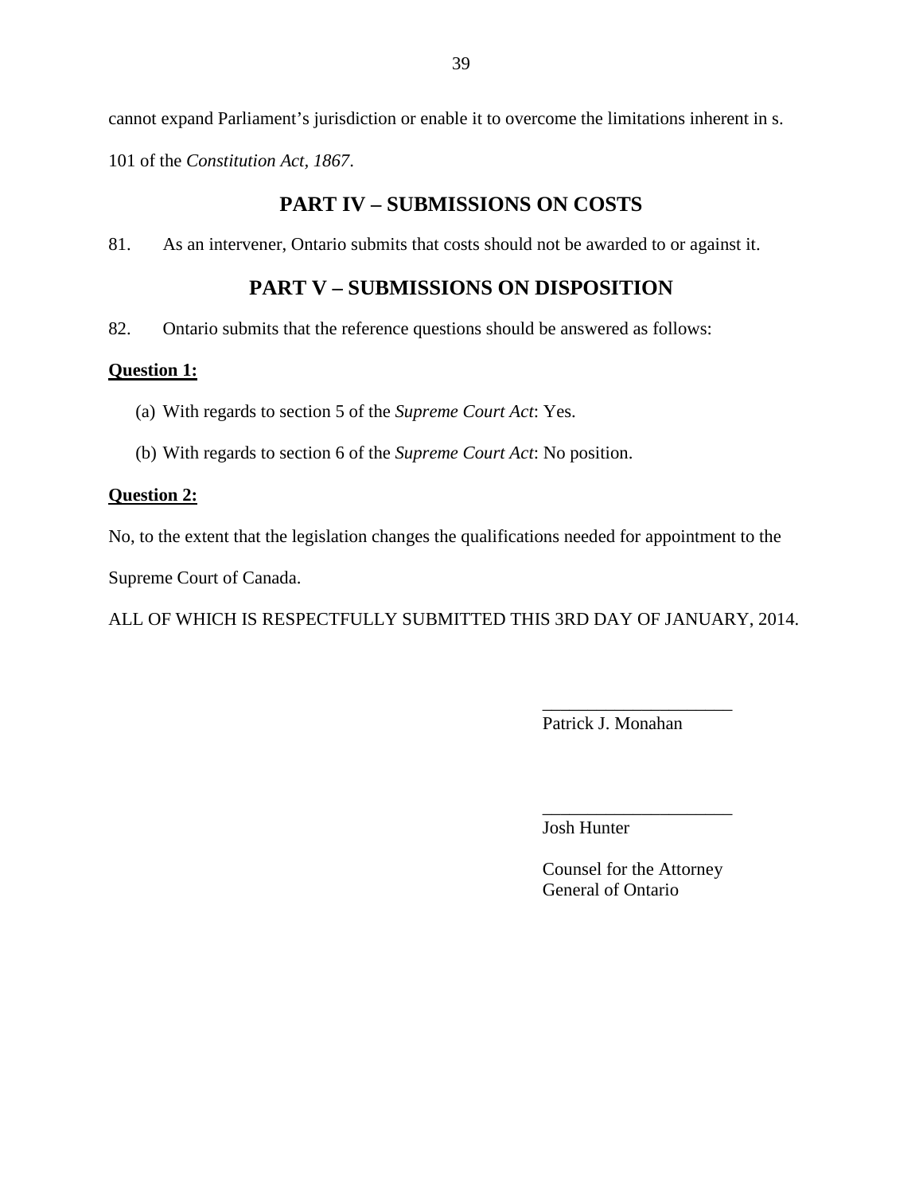cannot expand Parliament's jurisdiction or enable it to overcome the limitations inherent in s. 101 of the *Constitution Act, 1867*.

## PART IV – SUBMISSIONS ON COSTS

81. As an intervener, Ontario submits that costs should not be awarded to or against it.

## PART V – SUBMISSIONS ON DISPOSITION

82. Ontario submits that the reference questions should be answered as follows:

**<u>Question 1:</u>**

(a) With regards to section 5 of the *Supreme Court Act*: Yes.

(b) With regards to section 6 of the *Supreme Court Act*: No position.

**<u>Question 2:</u>**

No, to the extent that the legislation changes the qualifications needed for appointment to the Supreme Court of Canada.

ALL OF WHICH IS RESPECTFULLY SUBMITTED THIS 3RD DAY OF JANUARY, 2014.

\_\_\_\_\_\_\_\_\_\_\_\_\_\_\_\_\_\_\_\_
Patrick J. Monahan

\_\_\_\_\_\_\_\_\_\_\_\_\_\_\_\_\_\_\_\_
Josh Hunter

Counsel for the Attorney General of Ontario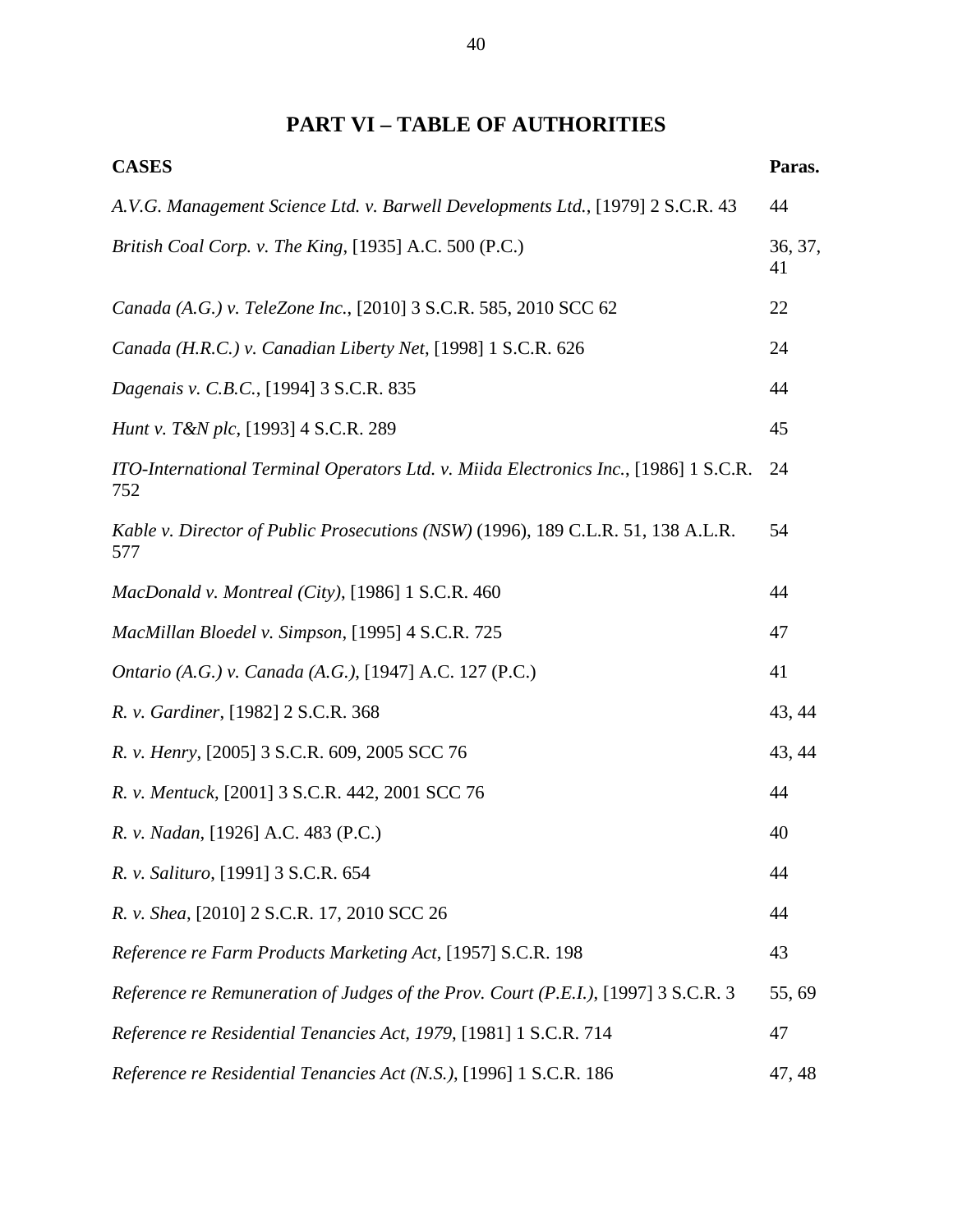# PART VI – TABLE OF AUTHORITIES

| CASES | Paras. |
|---|---|
| *A.V.G. Management Science Ltd. v. Barwell Developments Ltd.*, [1979] 2 S.C.R. 43 | 44 |
| *British Coal Corp. v. The King*, [1935] A.C. 500 (P.C.) | 36, 37, 41 |
| *Canada (A.G.) v. TeleZone Inc.*, [2010] 3 S.C.R. 585, 2010 SCC 62 | 22 |
| *Canada (H.R.C.) v. Canadian Liberty Net*, [1998] 1 S.C.R. 626 | 24 |
| *Dagenais v. C.B.C.*, [1994] 3 S.C.R. 835 | 44 |
| *Hunt v. T&N plc*, [1993] 4 S.C.R. 289 | 45 |
| *ITO-International Terminal Operators Ltd. v. Miida Electronics Inc.*, [1986] 1 S.C.R. 752 | 24 |
| *Kable v. Director of Public Prosecutions (NSW)* (1996), 189 C.L.R. 51, 138 A.L.R. 577 | 54 |
| *MacDonald v. Montreal (City)*, [1986] 1 S.C.R. 460 | 44 |
| *MacMillan Bloedel v. Simpson*, [1995] 4 S.C.R. 725 | 47 |
| *Ontario (A.G.) v. Canada (A.G.)*, [1947] A.C. 127 (P.C.) | 41 |
| *R. v. Gardiner*, [1982] 2 S.C.R. 368 | 43, 44 |
| *R. v. Henry*, [2005] 3 S.C.R. 609, 2005 SCC 76 | 43, 44 |
| *R. v. Mentuck*, [2001] 3 S.C.R. 442, 2001 SCC 76 | 44 |
| *R. v. Nadan*, [1926] A.C. 483 (P.C.) | 40 |
| *R. v. Salituro*, [1991] 3 S.C.R. 654 | 44 |
| *R. v. Shea*, [2010] 2 S.C.R. 17, 2010 SCC 26 | 44 |
| *Reference re Farm Products Marketing Act*, [1957] S.C.R. 198 | 43 |
| *Reference re Remuneration of Judges of the Prov. Court (P.E.I.)*, [1997] 3 S.C.R. 3 | 55, 69 |
| *Reference re Residential Tenancies Act, 1979*, [1981] 1 S.C.R. 714 | 47 |
| *Reference re Residential Tenancies Act (N.S.)*, [1996] 1 S.C.R. 186 | 47, 48 |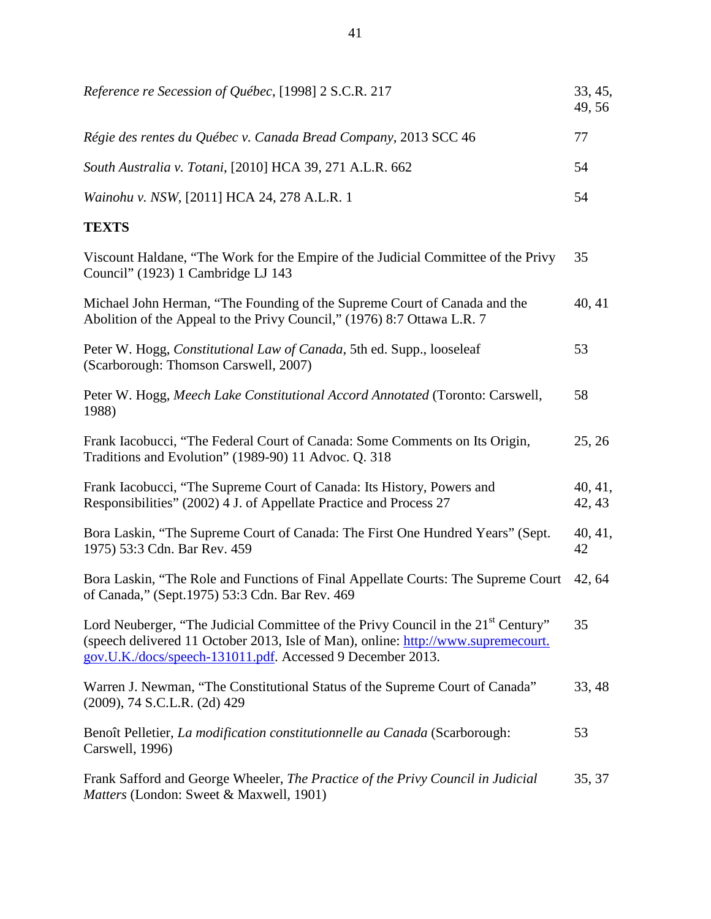| | |
|---|---|
| *Reference re Secession of Québec*, [1998] 2 S.C.R. 217 | 33, 45, 49, 56 |
| *Régie des rentes du Québec v. Canada Bread Company*, 2013 SCC 46 | 77 |
| *South Australia v. Totani*, [2010] HCA 39, 271 A.L.R. 662 | 54 |
| *Wainohu v. NSW*, [2011] HCA 24, 278 A.L.R. 1 | 54 |

**TEXTS**

| | |
|---|---|
| Viscount Haldane, "The Work for the Empire of the Judicial Committee of the Privy Council" (1923) 1 Cambridge LJ 143 | 35 |
| Michael John Herman, "The Founding of the Supreme Court of Canada and the Abolition of the Appeal to the Privy Council," (1976) 8:7 Ottawa L.R. 7 | 40, 41 |
| Peter W. Hogg, *Constitutional Law of Canada*, 5th ed. Supp., looseleaf (Scarborough: Thomson Carswell, 2007) | 53 |
| Peter W. Hogg, *Meech Lake Constitutional Accord Annotated* (Toronto: Carswell, 1988) | 58 |
| Frank Iacobucci, "The Federal Court of Canada: Some Comments on Its Origin, Traditions and Evolution" (1989-90) 11 Advoc. Q. 318 | 25, 26 |
| Frank Iacobucci, "The Supreme Court of Canada: Its History, Powers and Responsibilities" (2002) 4 J. of Appellate Practice and Process 27 | 40, 41, 42, 43 |
| Bora Laskin, "The Supreme Court of Canada: The First One Hundred Years" (Sept. 1975) 53:3 Cdn. Bar Rev. 459 | 40, 41, 42 |
| Bora Laskin, "The Role and Functions of Final Appellate Courts: The Supreme Court of Canada," (Sept.1975) 53:3 Cdn. Bar Rev. 469 | 42, 64 |
| Lord Neuberger, "The Judicial Committee of the Privy Council in the 21st Century" (speech delivered 11 October 2013, Isle of Man), online: http://www.supremecourt.gov.U.K./docs/speech-131011.pdf. Accessed 9 December 2013. | 35 |
| Warren J. Newman, "The Constitutional Status of the Supreme Court of Canada" (2009), 74 S.C.L.R. (2d) 429 | 33, 48 |
| Benoît Pelletier, *La modification constitutionnelle au Canada* (Scarborough: Carswell, 1996) | 53 |
| Frank Safford and George Wheeler, *The Practice of the Privy Council in Judicial Matters* (London: Sweet & Maxwell, 1901) | 35, 37 |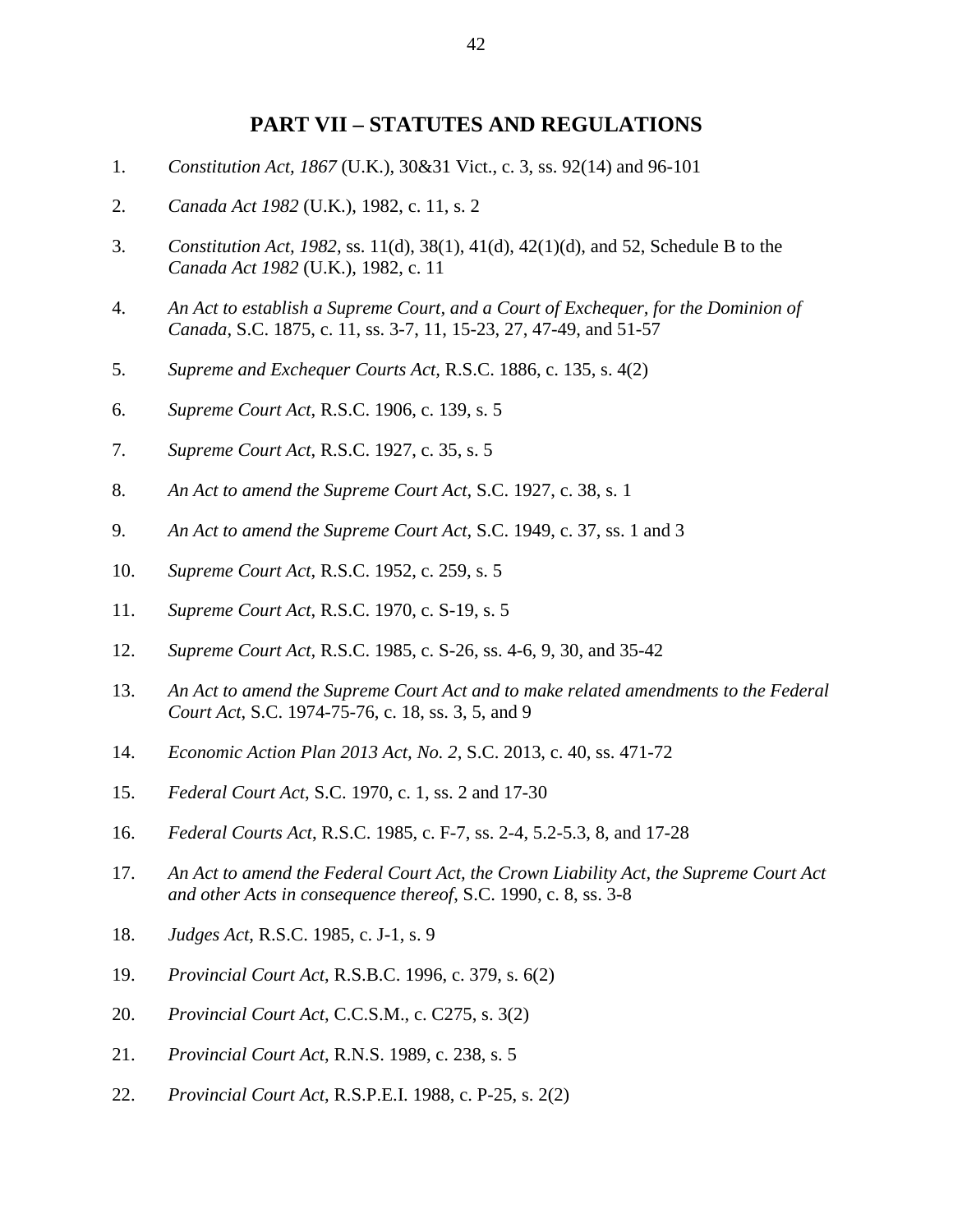## PART VII – STATUTES AND REGULATIONS

1. *Constitution Act, 1867* (U.K.), 30&31 Vict., c. 3, ss. 92(14) and 96-101

2. *Canada Act 1982* (U.K.), 1982, c. 11, s. 2

3. *Constitution Act, 1982*, ss. 11(d), 38(1), 41(d), 42(1)(d), and 52, Schedule B to the *Canada Act 1982* (U.K.), 1982, c. 11

4. *An Act to establish a Supreme Court, and a Court of Exchequer, for the Dominion of Canada*, S.C. 1875, c. 11, ss. 3-7, 11, 15-23, 27, 47-49, and 51-57

5. *Supreme and Exchequer Courts Act*, R.S.C. 1886, c. 135, s. 4(2)

6. *Supreme Court Act*, R.S.C. 1906, c. 139, s. 5

7. *Supreme Court Act*, R.S.C. 1927, c. 35, s. 5

8. *An Act to amend the Supreme Court Act*, S.C. 1927, c. 38, s. 1

9. *An Act to amend the Supreme Court Act*, S.C. 1949, c. 37, ss. 1 and 3

10. *Supreme Court Act*, R.S.C. 1952, c. 259, s. 5

11. *Supreme Court Act*, R.S.C. 1970, c. S-19, s. 5

12. *Supreme Court Act*, R.S.C. 1985, c. S-26, ss. 4-6, 9, 30, and 35-42

13. *An Act to amend the Supreme Court Act and to make related amendments to the Federal Court Act*, S.C. 1974-75-76, c. 18, ss. 3, 5, and 9

14. *Economic Action Plan 2013 Act, No. 2*, S.C. 2013, c. 40, ss. 471-72

15. *Federal Court Act*, S.C. 1970, c. 1, ss. 2 and 17-30

16. *Federal Courts Act*, R.S.C. 1985, c. F-7, ss. 2-4, 5.2-5.3, 8, and 17-28

17. *An Act to amend the Federal Court Act, the Crown Liability Act, the Supreme Court Act and other Acts in consequence thereof*, S.C. 1990, c. 8, ss. 3-8

18. *Judges Act*, R.S.C. 1985, c. J-1, s. 9

19. *Provincial Court Act*, R.S.B.C. 1996, c. 379, s. 6(2)

20. *Provincial Court Act*, C.C.S.M., c. C275, s. 3(2)

21. *Provincial Court Act*, R.N.S. 1989, c. 238, s. 5

22. *Provincial Court Act*, R.S.P.E.I. 1988, c. P-25, s. 2(2)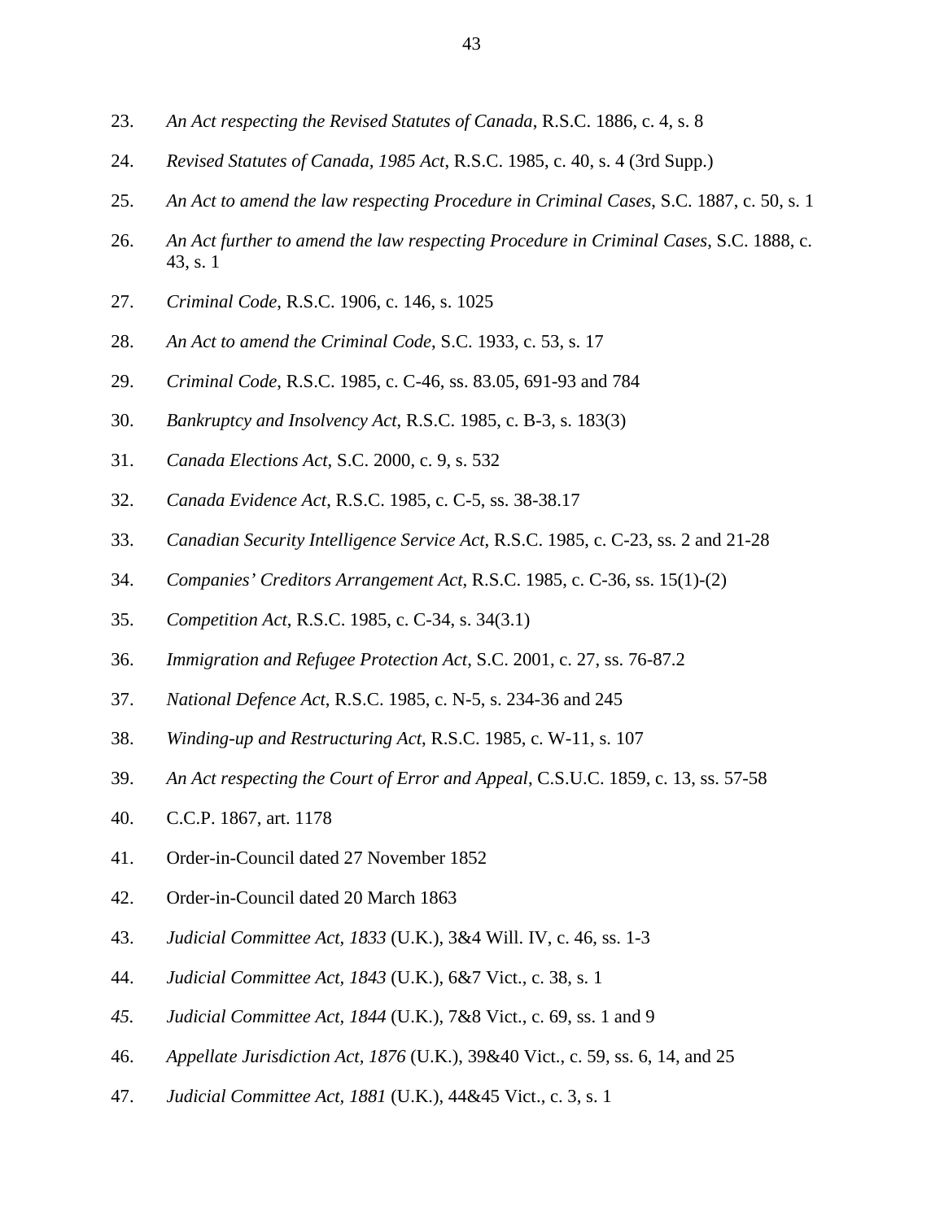23. *An Act respecting the Revised Statutes of Canada*, R.S.C. 1886, c. 4, s. 8

24. *Revised Statutes of Canada, 1985 Act*, R.S.C. 1985, c. 40, s. 4 (3rd Supp.)

25. *An Act to amend the law respecting Procedure in Criminal Cases*, S.C. 1887, c. 50, s. 1

26. *An Act further to amend the law respecting Procedure in Criminal Cases*, S.C. 1888, c. 43, s. 1

27. *Criminal Code*, R.S.C. 1906, c. 146, s. 1025

28. *An Act to amend the Criminal Code*, S.C. 1933, c. 53, s. 17

29. *Criminal Code*, R.S.C. 1985, c. C-46, ss. 83.05, 691-93 and 784

30. *Bankruptcy and Insolvency Act*, R.S.C. 1985, c. B-3, s. 183(3)

31. *Canada Elections Act*, S.C. 2000, c. 9, s. 532

32. *Canada Evidence Act*, R.S.C. 1985, c. C-5, ss. 38-38.17

33. *Canadian Security Intelligence Service Act*, R.S.C. 1985, c. C-23, ss. 2 and 21-28

34. *Companies' Creditors Arrangement Act*, R.S.C. 1985, c. C-36, ss. 15(1)-(2)

35. *Competition Act*, R.S.C. 1985, c. C-34, s. 34(3.1)

36. *Immigration and Refugee Protection Act*, S.C. 2001, c. 27, ss. 76-87.2

37. *National Defence Act*, R.S.C. 1985, c. N-5, s. 234-36 and 245

38. *Winding-up and Restructuring Act*, R.S.C. 1985, c. W-11, s. 107

39. *An Act respecting the Court of Error and Appeal*, C.S.U.C. 1859, c. 13, ss. 57-58

40. C.C.P. 1867, art. 1178

41. Order-in-Council dated 27 November 1852

42. Order-in-Council dated 20 March 1863

43. *Judicial Committee Act, 1833* (U.K.), 3&4 Will. IV, c. 46, ss. 1-3

44. *Judicial Committee Act, 1843* (U.K.), 6&7 Vict., c. 38, s. 1

45. *Judicial Committee Act, 1844* (U.K.), 7&8 Vict., c. 69, ss. 1 and 9

46. *Appellate Jurisdiction Act, 1876* (U.K.), 39&40 Vict., c. 59, ss. 6, 14, and 25

47. *Judicial Committee Act, 1881* (U.K.), 44&45 Vict., c. 3, s. 1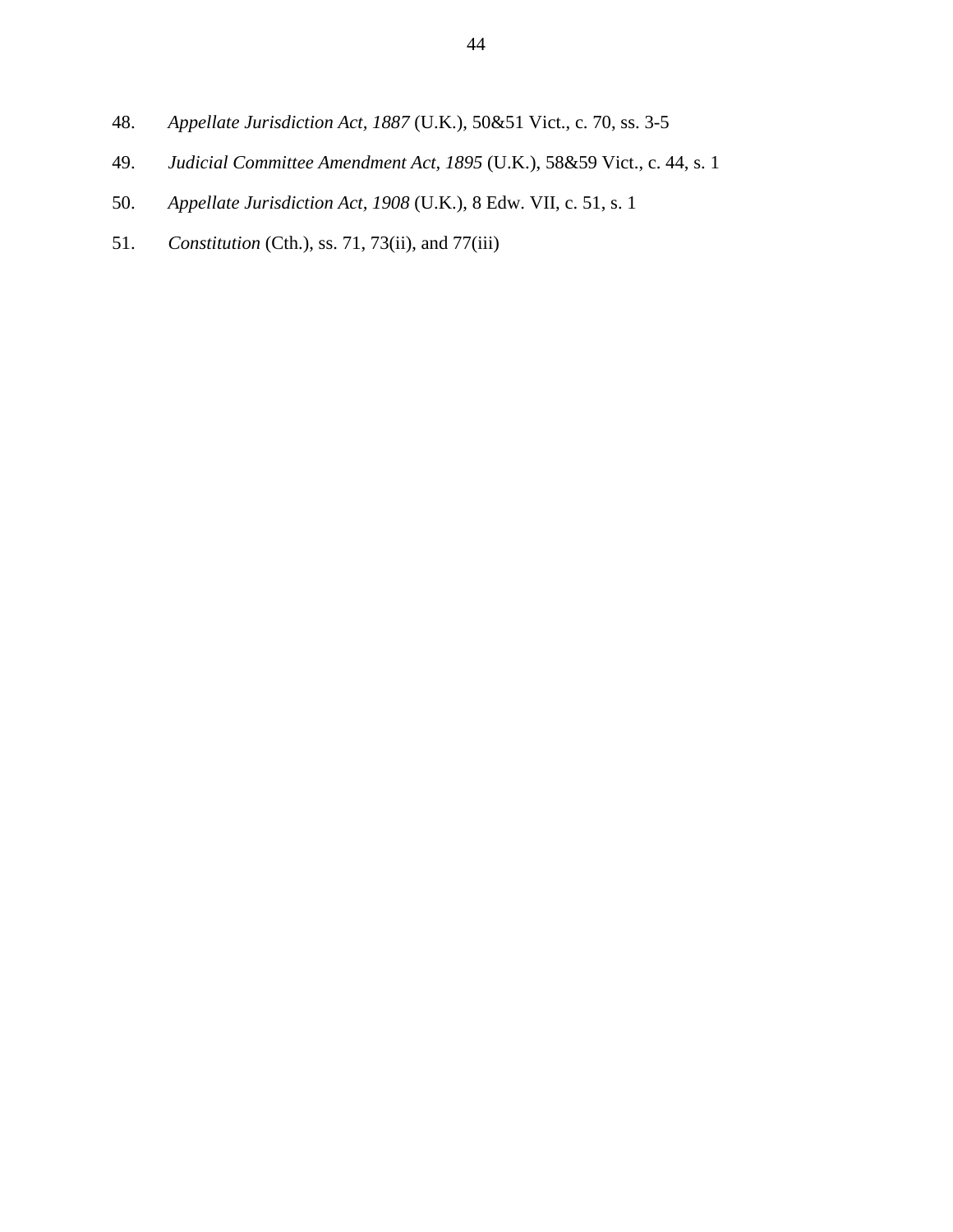48. *Appellate Jurisdiction Act, 1887* (U.K.), 50&51 Vict., c. 70, ss. 3-5

49. *Judicial Committee Amendment Act, 1895* (U.K.), 58&59 Vict., c. 44, s. 1

50. *Appellate Jurisdiction Act, 1908* (U.K.), 8 Edw. VII, c. 51, s. 1

51. *Constitution* (Cth.), ss. 71, 73(ii), and 77(iii)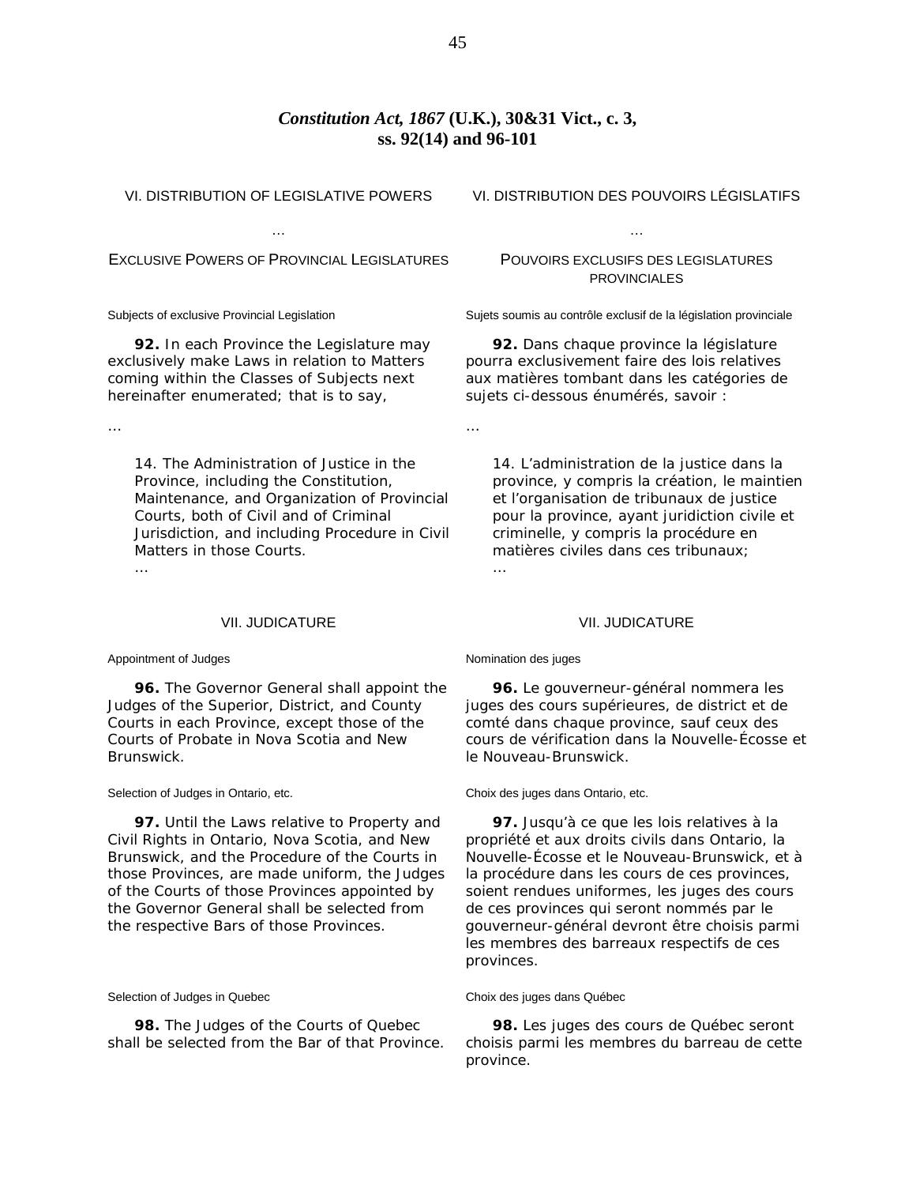# *Constitution Act, 1867* (U.K.), 30&31 Vict., c. 3, ss. 92(14) and 96-101

VI. DISTRIBUTION OF LEGISLATIVE POWERS

…

EXCLUSIVE POWERS OF PROVINCIAL LEGISLATURES

Subjects of exclusive Provincial Legislation

**92.** In each Province the Legislature may exclusively make Laws in relation to Matters coming within the Classes of Subjects next hereinafter enumerated; that is to say,

…

14. The Administration of Justice in the Province, including the Constitution, Maintenance, and Organization of Provincial Courts, both of Civil and of Criminal Jurisdiction, and including Procedure in Civil Matters in those Courts.

…

VII. JUDICATURE

Appointment of Judges

**96.** The Governor General shall appoint the Judges of the Superior, District, and County Courts in each Province, except those of the Courts of Probate in Nova Scotia and New Brunswick.

Selection of Judges in Ontario, etc.

**97.** Until the Laws relative to Property and Civil Rights in Ontario, Nova Scotia, and New Brunswick, and the Procedure of the Courts in those Provinces, are made uniform, the Judges of the Courts of those Provinces appointed by the Governor General shall be selected from the respective Bars of those Provinces.

Selection of Judges in Quebec

**98.** The Judges of the Courts of Quebec shall be selected from the Bar of that Province.

VI. DISTRIBUTION DES POUVOIRS LÉGISLATIFS

…

POUVOIRS EXCLUSIFS DES LEGISLATURES PROVINCIALES

Sujets soumis au contrôle exclusif de la législation provinciale

**92.** Dans chaque province la législature pourra exclusivement faire des lois relatives aux matières tombant dans les catégories de sujets ci-dessous énumérés, savoir :

…

14. L'administration de la justice dans la province, y compris la création, le maintien et l'organisation de tribunaux de justice pour la province, ayant juridiction civile et criminelle, y compris la procédure en matières civiles dans ces tribunaux;

…

VII. JUDICATURE

Nomination des juges

**96.** Le gouverneur-général nommera les juges des cours supérieures, de district et de comté dans chaque province, sauf ceux des cours de vérification dans la Nouvelle-Écosse et le Nouveau-Brunswick.

Choix des juges dans Ontario, etc.

**97.** Jusqu'à ce que les lois relatives à la propriété et aux droits civils dans Ontario, la Nouvelle-Écosse et le Nouveau-Brunswick, et à la procédure dans les cours de ces provinces, soient rendues uniformes, les juges des cours de ces provinces qui seront nommés par le gouverneur-général devront être choisis parmi les membres des barreaux respectifs de ces provinces.

Choix des juges dans Québec

**98.** Les juges des cours de Québec seront choisis parmi les membres du barreau de cette province.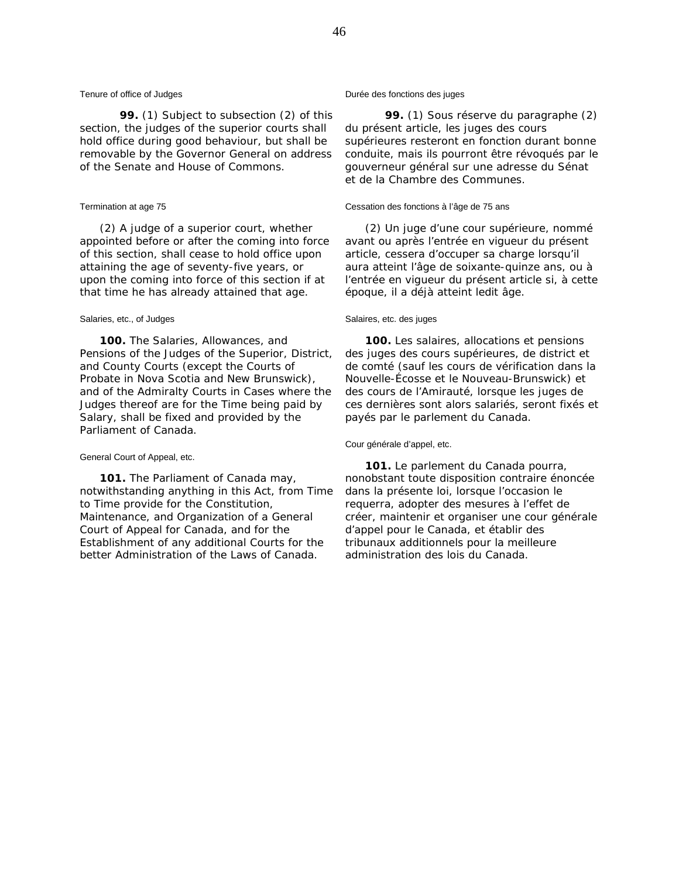Tenure of office of Judges

**99.** (1) Subject to subsection (2) of this section, the judges of the superior courts shall hold office during good behaviour, but shall be removable by the Governor General on address of the Senate and House of Commons.

Termination at age 75

(2) A judge of a superior court, whether appointed before or after the coming into force of this section, shall cease to hold office upon attaining the age of seventy-five years, or upon the coming into force of this section if at that time he has already attained that age.

Salaries, etc., of Judges

**100.** The Salaries, Allowances, and Pensions of the Judges of the Superior, District, and County Courts (except the Courts of Probate in Nova Scotia and New Brunswick), and of the Admiralty Courts in Cases where the Judges thereof are for the Time being paid by Salary, shall be fixed and provided by the Parliament of Canada.

General Court of Appeal, etc.

**101.** The Parliament of Canada may, notwithstanding anything in this Act, from Time to Time provide for the Constitution, Maintenance, and Organization of a General Court of Appeal for Canada, and for the Establishment of any additional Courts for the better Administration of the Laws of Canada.

Durée des fonctions des juges

**99.** (1) Sous réserve du paragraphe (2) du présent article, les juges des cours supérieures resteront en fonction durant bonne conduite, mais ils pourront être révoqués par le gouverneur général sur une adresse du Sénat et de la Chambre des Communes.

Cessation des fonctions à l'âge de 75 ans

(2) Un juge d'une cour supérieure, nommé avant ou après l'entrée en vigueur du présent article, cessera d'occuper sa charge lorsqu'il aura atteint l'âge de soixante-quinze ans, ou à l'entrée en vigueur du présent article si, à cette époque, il a déjà atteint ledit âge.

Salaires, etc. des juges

**100.** Les salaires, allocations et pensions des juges des cours supérieures, de district et de comté (sauf les cours de vérification dans la Nouvelle-Écosse et le Nouveau-Brunswick) et des cours de l'Amirauté, lorsque les juges de ces dernières sont alors salariés, seront fixés et payés par le parlement du Canada.

Cour générale d'appel, etc.

**101.** Le parlement du Canada pourra, nonobstant toute disposition contraire énoncée dans la présente loi, lorsque l'occasion le requerra, adopter des mesures à l'effet de créer, maintenir et organiser une cour générale d'appel pour le Canada, et établir des tribunaux additionnels pour la meilleure administration des lois du Canada.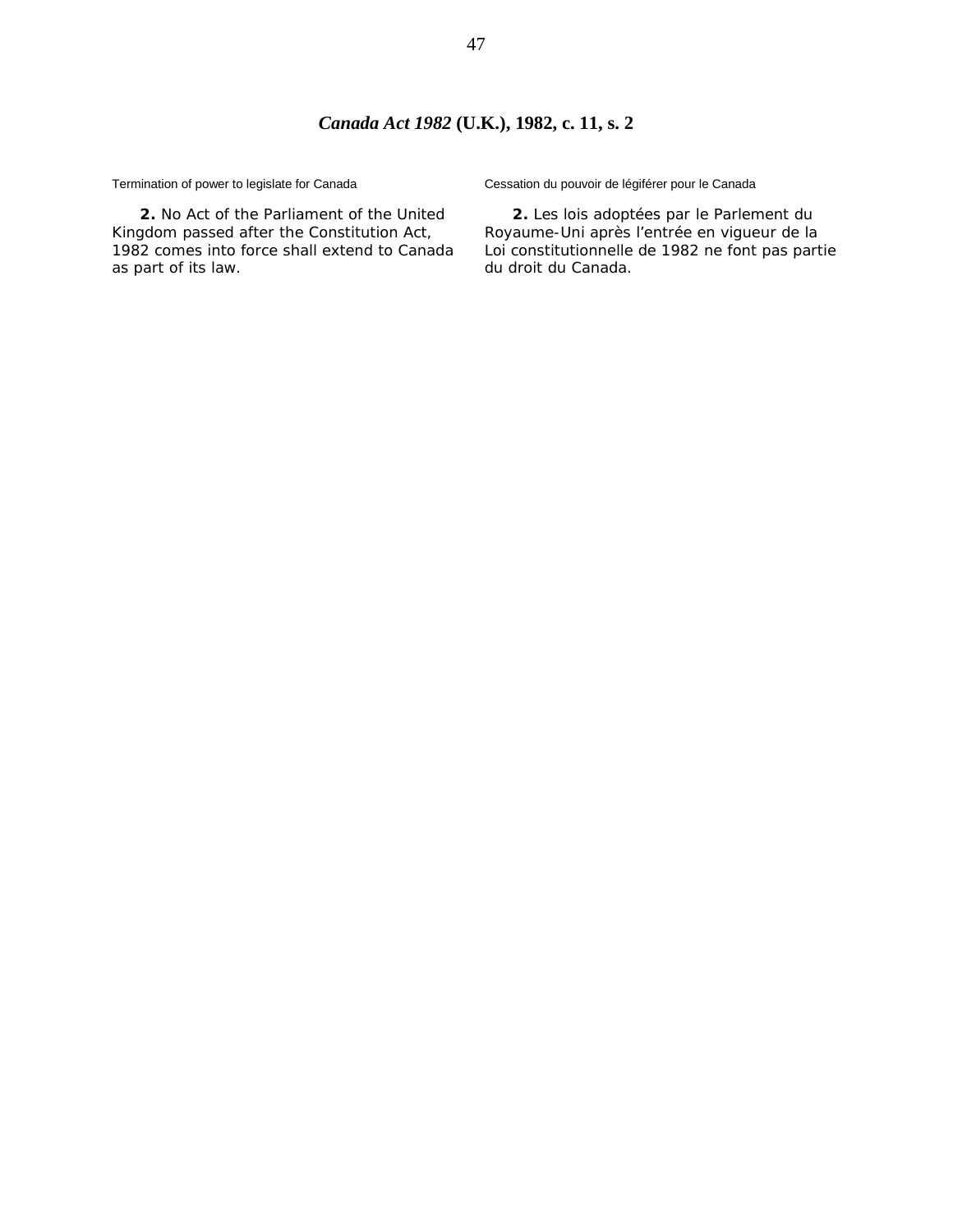# *Canada Act 1982* (U.K.), 1982, c. 11, s. 2

Termination of power to legislate for Canada

**2.** No Act of the Parliament of the United Kingdom passed after the Constitution Act, 1982 comes into force shall extend to Canada as part of its law.

Cessation du pouvoir de légiférer pour le Canada

**2.** Les lois adoptées par le Parlement du Royaume-Uni après l'entrée en vigueur de la Loi constitutionnelle de 1982 ne font pas partie du droit du Canada.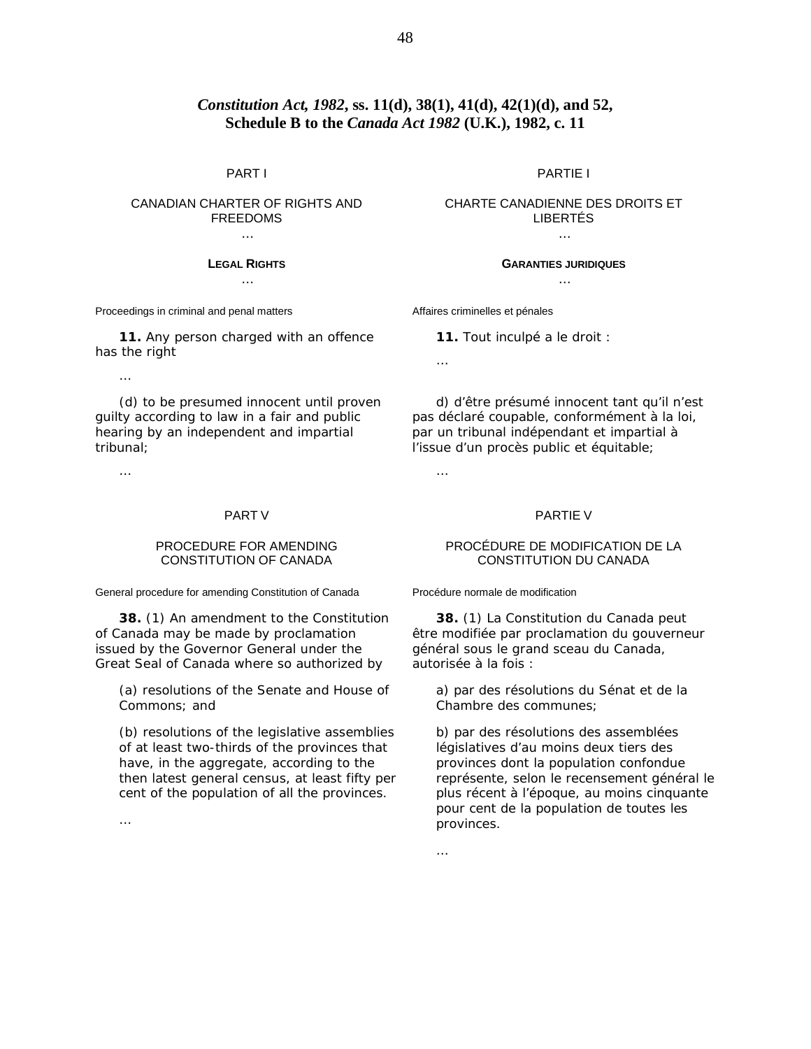## *Constitution Act, 1982*, ss. 11(d), 38(1), 41(d), 42(1)(d), and 52, Schedule B to the *Canada Act 1982* (U.K.), 1982, c. 11

PART I

CANADIAN CHARTER OF RIGHTS AND FREEDOMS

…

**LEGAL RIGHTS**

…

Proceedings in criminal and penal matters

**11.** Any person charged with an offence has the right

…

(d) to be presumed innocent until proven guilty according to law in a fair and public hearing by an independent and impartial tribunal;

…

PART V

PROCEDURE FOR AMENDING CONSTITUTION OF CANADA

General procedure for amending Constitution of Canada

**38.** (1) An amendment to the Constitution of Canada may be made by proclamation issued by the Governor General under the Great Seal of Canada where so authorized by

(a) resolutions of the Senate and House of Commons; and

(b) resolutions of the legislative assemblies of at least two-thirds of the provinces that have, in the aggregate, according to the then latest general census, at least fifty per cent of the population of all the provinces.

…

PARTIE I

CHARTE CANADIENNE DES DROITS ET LIBERTÉS

…

**GARANTIES JURIDIQUES**

…

Affaires criminelles et pénales

**11.** Tout inculpé a le droit :

…

d) d'être présumé innocent tant qu'il n'est pas déclaré coupable, conformément à la loi, par un tribunal indépendant et impartial à l'issue d'un procès public et équitable;

…

PARTIE V

PROCÉDURE DE MODIFICATION DE LA CONSTITUTION DU CANADA

Procédure normale de modification

**38.** (1) La Constitution du Canada peut être modifiée par proclamation du gouverneur général sous le grand sceau du Canada, autorisée à la fois :

a) par des résolutions du Sénat et de la Chambre des communes;

b) par des résolutions des assemblées législatives d'au moins deux tiers des provinces dont la population confondue représente, selon le recensement général le plus récent à l'époque, au moins cinquante pour cent de la population de toutes les provinces.

…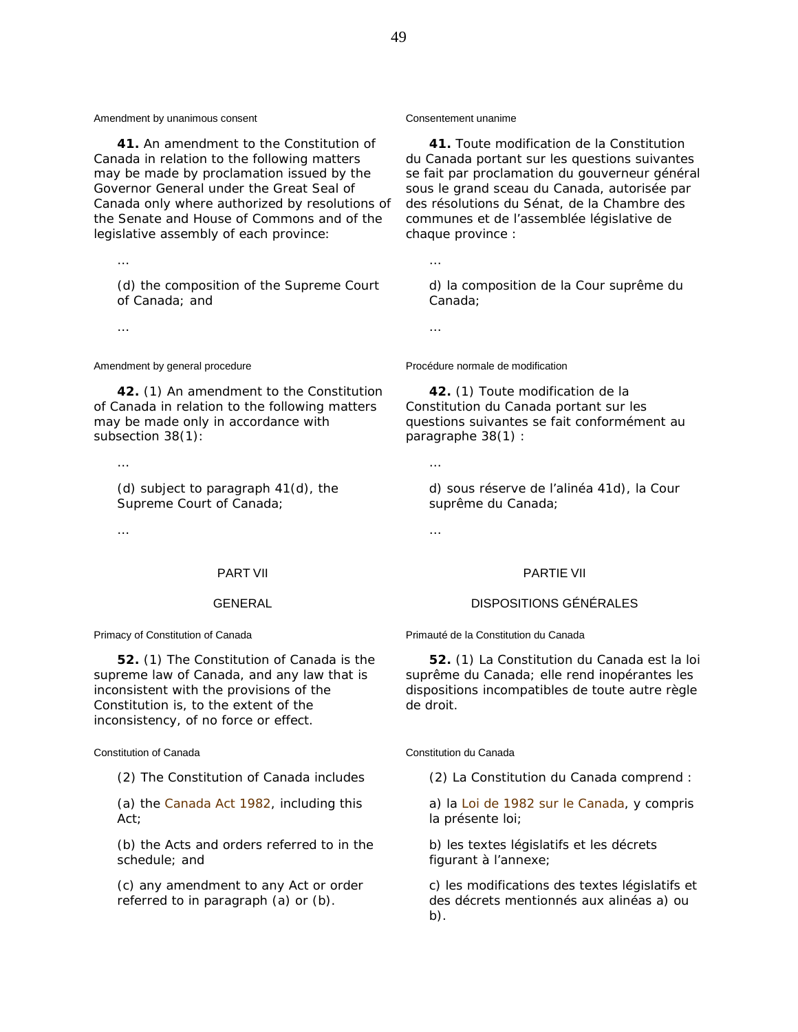Amendment by unanimous consent

**41.** An amendment to the Constitution of Canada in relation to the following matters may be made by proclamation issued by the Governor General under the Great Seal of Canada only where authorized by resolutions of the Senate and House of Commons and of the legislative assembly of each province:

…

(d) the composition of the Supreme Court of Canada; and

…

Consentement unanime

**41.** Toute modification de la Constitution du Canada portant sur les questions suivantes se fait par proclamation du gouverneur général sous le grand sceau du Canada, autorisée par des résolutions du Sénat, de la Chambre des communes et de l'assemblée législative de chaque province :

…

d) la composition de la Cour suprême du Canada;

…

Amendment by general procedure

**42.** (1) An amendment to the Constitution of Canada in relation to the following matters may be made only in accordance with subsection 38(1):

…

(d) subject to paragraph 41(d), the Supreme Court of Canada;

…

Procédure normale de modification

**42.** (1) Toute modification de la Constitution du Canada portant sur les questions suivantes se fait conformément au paragraphe 38(1) :

…

d) sous réserve de l'alinéa 41d), la Cour suprême du Canada;

…

PART VII

GENERAL

PARTIE VII

DISPOSITIONS GÉNÉRALES

Primacy of Constitution of Canada

**52.** (1) The Constitution of Canada is the supreme law of Canada, and any law that is inconsistent with the provisions of the Constitution is, to the extent of the inconsistency, of no force or effect.

Primauté de la Constitution du Canada

**52.** (1) La Constitution du Canada est la loi suprême du Canada; elle rend inopérantes les dispositions incompatibles de toute autre règle de droit.

Constitution of Canada

(2) The Constitution of Canada includes

(a) the Canada Act 1982, including this Act;

(b) the Acts and orders referred to in the schedule; and

(c) any amendment to any Act or order referred to in paragraph (a) or (b).

Constitution du Canada

(2) La Constitution du Canada comprend :

a) la Loi de 1982 sur le Canada, y compris la présente loi;

b) les textes législatifs et les décrets figurant à l'annexe;

c) les modifications des textes législatifs et des décrets mentionnés aux alinéas a) ou b).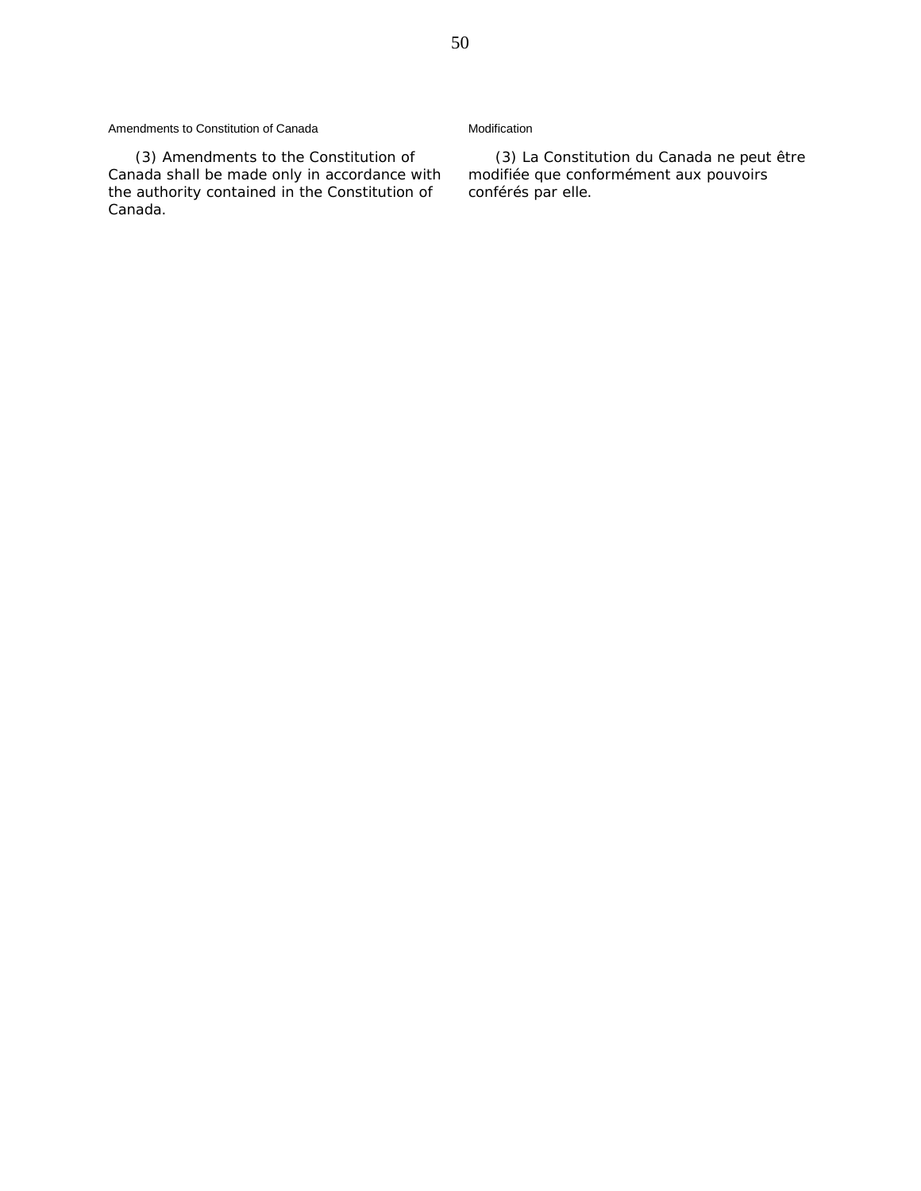Amendments to Constitution of Canada

(3) Amendments to the Constitution of Canada shall be made only in accordance with the authority contained in the Constitution of Canada.

Modification

(3) La Constitution du Canada ne peut être modifiée que conformément aux pouvoirs conférés par elle.